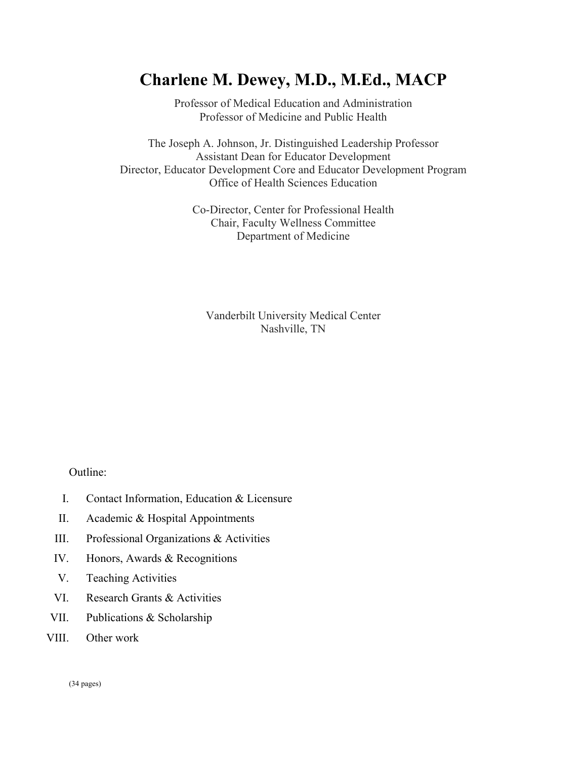# Charlene M. Dewey, M.D., M.Ed., MACP

Professor of Medical Education and Administration
Professor of Medicine and Public Health

The Joseph A. Johnson, Jr. Distinguished Leadership Professor
Assistant Dean for Educator Development
Director, Educator Development Core and Educator Development Program
Office of Health Sciences Education

Co-Director, Center for Professional Health
Chair, Faculty Wellness Committee
Department of Medicine

Vanderbilt University Medical Center
Nashville, TN

Outline:

I. Contact Information, Education & Licensure
II. Academic & Hospital Appointments
III. Professional Organizations & Activities
IV. Honors, Awards & Recognitions
V. Teaching Activities
VI. Research Grants & Activities
VII. Publications & Scholarship
VIII. Other work

(34 pages)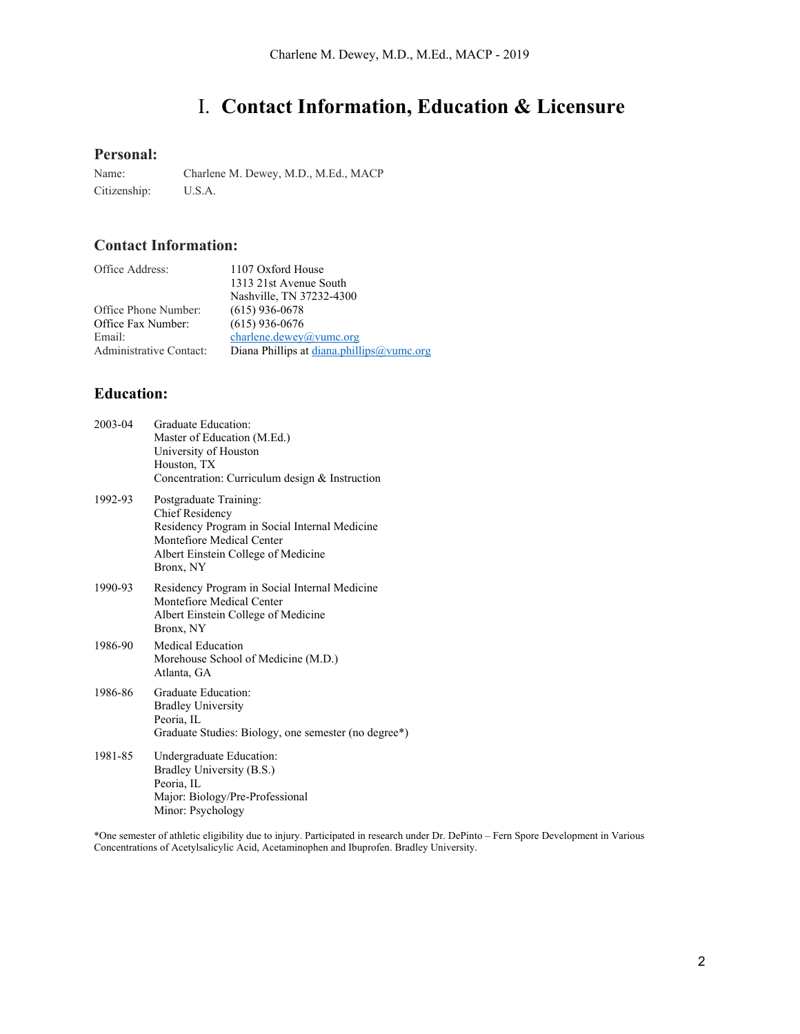# I. Contact Information, Education & Licensure

## Personal:

| | |
|---|---|
| Name: | Charlene M. Dewey, M.D., M.Ed., MACP |
| Citizenship: | U.S.A. |

## Contact Information:

| | |
|---|---|
| Office Address: | 1107 Oxford House<br>1313 21st Avenue South<br>Nashville, TN 37232-4300 |
| Office Phone Number: | (615) 936-0678 |
| Office Fax Number: | (615) 936-0676 |
| Email: | charlene.dewey@vumc.org |
| Administrative Contact: | Diana Phillips at diana.phillips@vumc.org |

## Education:

**2003-04**
Graduate Education:
Master of Education (M.Ed.)
University of Houston
Houston, TX
Concentration: Curriculum design & Instruction

**1992-93**
Postgraduate Training:
Chief Residency
Residency Program in Social Internal Medicine
Montefiore Medical Center
Albert Einstein College of Medicine
Bronx, NY

**1990-93**
Residency Program in Social Internal Medicine
Montefiore Medical Center
Albert Einstein College of Medicine
Bronx, NY

**1986-90**
Medical Education
Morehouse School of Medicine (M.D.)
Atlanta, GA

**1986-86**
Graduate Education:
Bradley University
Peoria, IL
Graduate Studies: Biology, one semester (no degree*)

**1981-85**
Undergraduate Education:
Bradley University (B.S.)
Peoria, IL
Major: Biology/Pre-Professional
Minor: Psychology

*One semester of athletic eligibility due to injury. Participated in research under Dr. DePinto – Fern Spore Development in Various Concentrations of Acetylsalicylic Acid, Acetaminophen and Ibuprofen. Bradley University.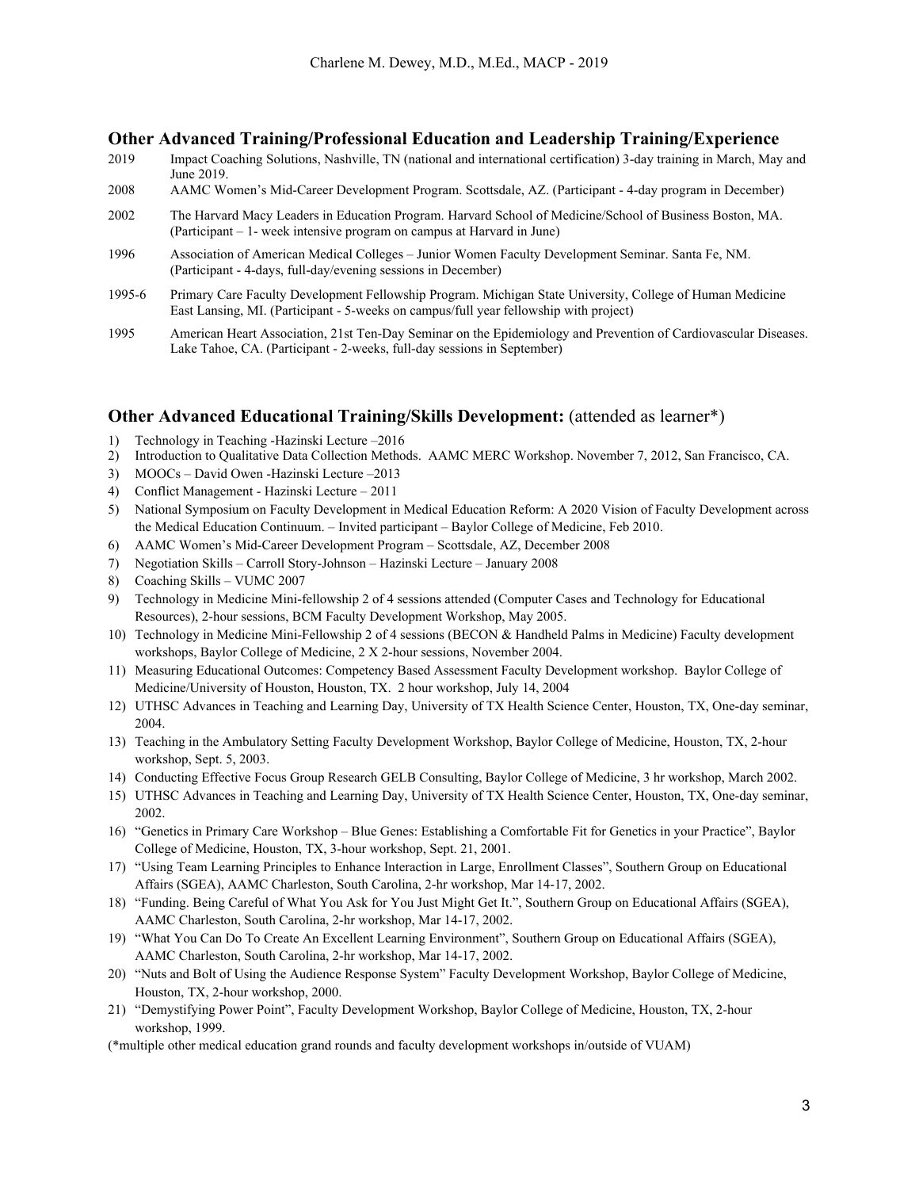## Other Advanced Training/Professional Education and Leadership Training/Experience

2019 Impact Coaching Solutions, Nashville, TN (national and international certification) 3-day training in March, May and June 2019.

2008 AAMC Women's Mid-Career Development Program. Scottsdale, AZ. (Participant - 4-day program in December)

2002 The Harvard Macy Leaders in Education Program. Harvard School of Medicine/School of Business Boston, MA. (Participant – 1- week intensive program on campus at Harvard in June)

1996 Association of American Medical Colleges – Junior Women Faculty Development Seminar. Santa Fe, NM. (Participant - 4-days, full-day/evening sessions in December)

1995-6 Primary Care Faculty Development Fellowship Program. Michigan State University, College of Human Medicine East Lansing, MI. (Participant - 5-weeks on campus/full year fellowship with project)

1995 American Heart Association, 21st Ten-Day Seminar on the Epidemiology and Prevention of Cardiovascular Diseases. Lake Tahoe, CA. (Participant - 2-weeks, full-day sessions in September)

## Other Advanced Educational Training/Skills Development: (attended as learner*)

1) Technology in Teaching -Hazinski Lecture –2016
2) Introduction to Qualitative Data Collection Methods. AAMC MERC Workshop. November 7, 2012, San Francisco, CA.
3) MOOCs – David Owen -Hazinski Lecture –2013
4) Conflict Management - Hazinski Lecture – 2011
5) National Symposium on Faculty Development in Medical Education Reform: A 2020 Vision of Faculty Development across the Medical Education Continuum. – Invited participant – Baylor College of Medicine, Feb 2010.
6) AAMC Women's Mid-Career Development Program – Scottsdale, AZ, December 2008
7) Negotiation Skills – Carroll Story-Johnson – Hazinski Lecture – January 2008
8) Coaching Skills – VUMC 2007
9) Technology in Medicine Mini-fellowship 2 of 4 sessions attended (Computer Cases and Technology for Educational Resources), 2-hour sessions, BCM Faculty Development Workshop, May 2005.
10) Technology in Medicine Mini-Fellowship 2 of 4 sessions (BECON & Handheld Palms in Medicine) Faculty development workshops, Baylor College of Medicine, 2 X 2-hour sessions, November 2004.
11) Measuring Educational Outcomes: Competency Based Assessment Faculty Development workshop. Baylor College of Medicine/University of Houston, Houston, TX. 2 hour workshop, July 14, 2004
12) UTHSC Advances in Teaching and Learning Day, University of TX Health Science Center, Houston, TX, One-day seminar, 2004.
13) Teaching in the Ambulatory Setting Faculty Development Workshop, Baylor College of Medicine, Houston, TX, 2-hour workshop, Sept. 5, 2003.
14) Conducting Effective Focus Group Research GELB Consulting, Baylor College of Medicine, 3 hr workshop, March 2002.
15) UTHSC Advances in Teaching and Learning Day, University of TX Health Science Center, Houston, TX, One-day seminar, 2002.
16) "Genetics in Primary Care Workshop – Blue Genes: Establishing a Comfortable Fit for Genetics in your Practice", Baylor College of Medicine, Houston, TX, 3-hour workshop, Sept. 21, 2001.
17) "Using Team Learning Principles to Enhance Interaction in Large, Enrollment Classes", Southern Group on Educational Affairs (SGEA), AAMC Charleston, South Carolina, 2-hr workshop, Mar 14-17, 2002.
18) "Funding. Being Careful of What You Ask for You Just Might Get It.", Southern Group on Educational Affairs (SGEA), AAMC Charleston, South Carolina, 2-hr workshop, Mar 14-17, 2002.
19) "What You Can Do To Create An Excellent Learning Environment", Southern Group on Educational Affairs (SGEA), AAMC Charleston, South Carolina, 2-hr workshop, Mar 14-17, 2002.
20) "Nuts and Bolt of Using the Audience Response System" Faculty Development Workshop, Baylor College of Medicine, Houston, TX, 2-hour workshop, 2000.
21) "Demystifying Power Point", Faculty Development Workshop, Baylor College of Medicine, Houston, TX, 2-hour workshop, 1999.

(*multiple other medical education grand rounds and faculty development workshops in/outside of VUAM)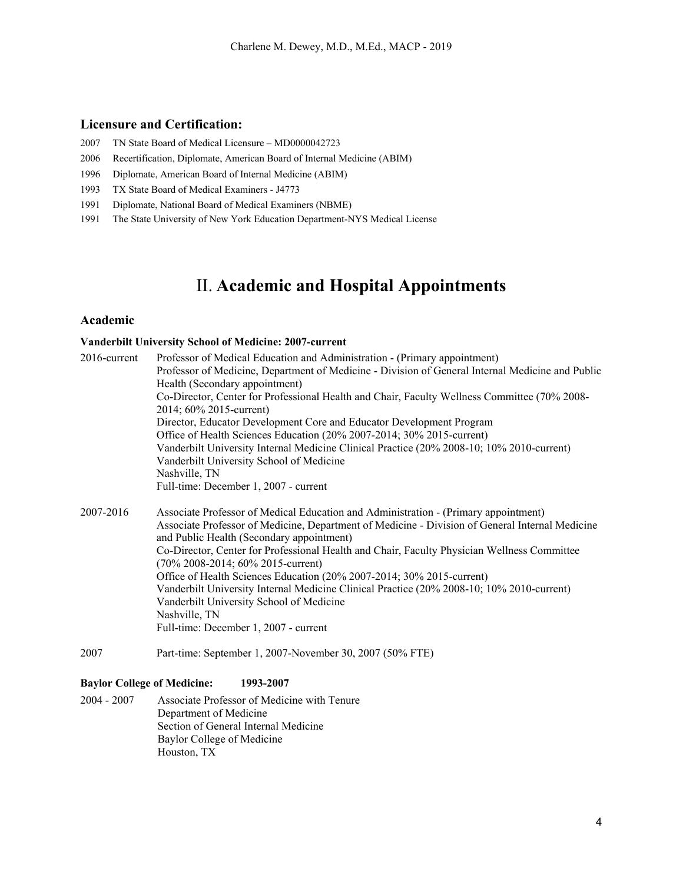### Licensure and Certification:

2007 TN State Board of Medical Licensure – MD0000042723

2006 Recertification, Diplomate, American Board of Internal Medicine (ABIM)

1996 Diplomate, American Board of Internal Medicine (ABIM)

1993 TX State Board of Medical Examiners - J4773

1991 Diplomate, National Board of Medical Examiners (NBME)

1991 The State University of New York Education Department-NYS Medical License

# II. Academic and Hospital Appointments

### Academic

**Vanderbilt University School of Medicine: 2007-current**

2016-current
Professor of Medical Education and Administration - (Primary appointment)
Professor of Medicine, Department of Medicine - Division of General Internal Medicine and Public Health (Secondary appointment)
Co-Director, Center for Professional Health and Chair, Faculty Wellness Committee (70% 2008-2014; 60% 2015-current)
Director, Educator Development Core and Educator Development Program
Office of Health Sciences Education (20% 2007-2014; 30% 2015-current)
Vanderbilt University Internal Medicine Clinical Practice (20% 2008-10; 10% 2010-current)
Vanderbilt University School of Medicine
Nashville, TN
Full-time: December 1, 2007 - current

2007-2016
Associate Professor of Medical Education and Administration - (Primary appointment)
Associate Professor of Medicine, Department of Medicine - Division of General Internal Medicine and Public Health (Secondary appointment)
Co-Director, Center for Professional Health and Chair, Faculty Physician Wellness Committee (70% 2008-2014; 60% 2015-current)
Office of Health Sciences Education (20% 2007-2014; 30% 2015-current)
Vanderbilt University Internal Medicine Clinical Practice (20% 2008-10; 10% 2010-current)
Vanderbilt University School of Medicine
Nashville, TN
Full-time: December 1, 2007 - current

2007
Part-time: September 1, 2007-November 30, 2007 (50% FTE)

**Baylor College of Medicine: 1993-2007**

2004 - 2007
Associate Professor of Medicine with Tenure
Department of Medicine
Section of General Internal Medicine
Baylor College of Medicine
Houston, TX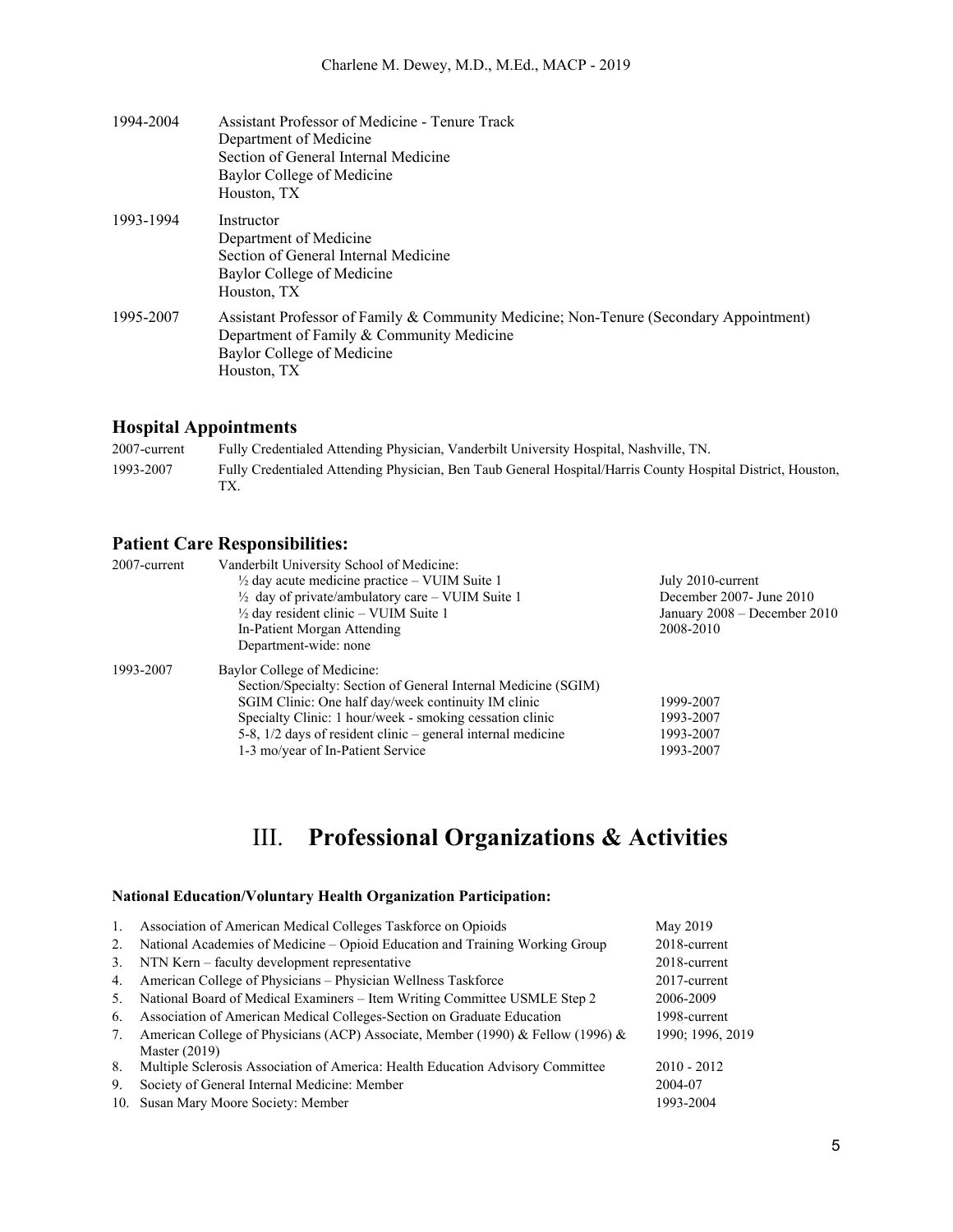1994-2004 Assistant Professor of Medicine - Tenure Track
Department of Medicine
Section of General Internal Medicine
Baylor College of Medicine
Houston, TX

1993-1994 Instructor
Department of Medicine
Section of General Internal Medicine
Baylor College of Medicine
Houston, TX

1995-2007 Assistant Professor of Family & Community Medicine; Non-Tenure (Secondary Appointment)
Department of Family & Community Medicine
Baylor College of Medicine
Houston, TX

## Hospital Appointments

| | |
|---|---|
| 2007-current | Fully Credentialed Attending Physician, Vanderbilt University Hospital, Nashville, TN. |
| 1993-2007 | Fully Credentialed Attending Physician, Ben Taub General Hospital/Harris County Hospital District, Houston, TX. |

## Patient Care Responsibilities:

| | | |
|---|---|---|
| 2007-current | Vanderbilt University School of Medicine: | |
| | ½ day acute medicine practice – VUIM Suite 1 | July 2010-current |
| | ½ day of private/ambulatory care – VUIM Suite 1 | December 2007- June 2010 |
| | ½ day resident clinic – VUIM Suite 1 | January 2008 – December 2010 |
| | In-Patient Morgan Attending | 2008-2010 |
| | Department-wide: none | |
| 1993-2007 | Baylor College of Medicine: | |
| | Section/Specialty: Section of General Internal Medicine (SGIM) | |
| | SGIM Clinic: One half day/week continuity IM clinic | 1999-2007 |
| | Specialty Clinic: 1 hour/week - smoking cessation clinic | 1993-2007 |
| | 5-8, 1/2 days of resident clinic – general internal medicine | 1993-2007 |
| | 1-3 mo/year of In-Patient Service | 1993-2007 |

# III. Professional Organizations & Activities

**National Education/Voluntary Health Organization Participation:**

| | | |
|---|---|---|
| 1. | Association of American Medical Colleges Taskforce on Opioids | May 2019 |
| 2. | National Academies of Medicine – Opioid Education and Training Working Group | 2018-current |
| 3. | NTN Kern – faculty development representative | 2018-current |
| 4. | American College of Physicians – Physician Wellness Taskforce | 2017-current |
| 5. | National Board of Medical Examiners – Item Writing Committee USMLE Step 2 | 2006-2009 |
| 6. | Association of American Medical Colleges-Section on Graduate Education | 1998-current |
| 7. | American College of Physicians (ACP) Associate, Member (1990) & Fellow (1996) & Master (2019) | 1990; 1996, 2019 |
| 8. | Multiple Sclerosis Association of America: Health Education Advisory Committee | 2010 - 2012 |
| 9. | Society of General Internal Medicine: Member | 2004-07 |
| 10. | Susan Mary Moore Society: Member | 1993-2004 |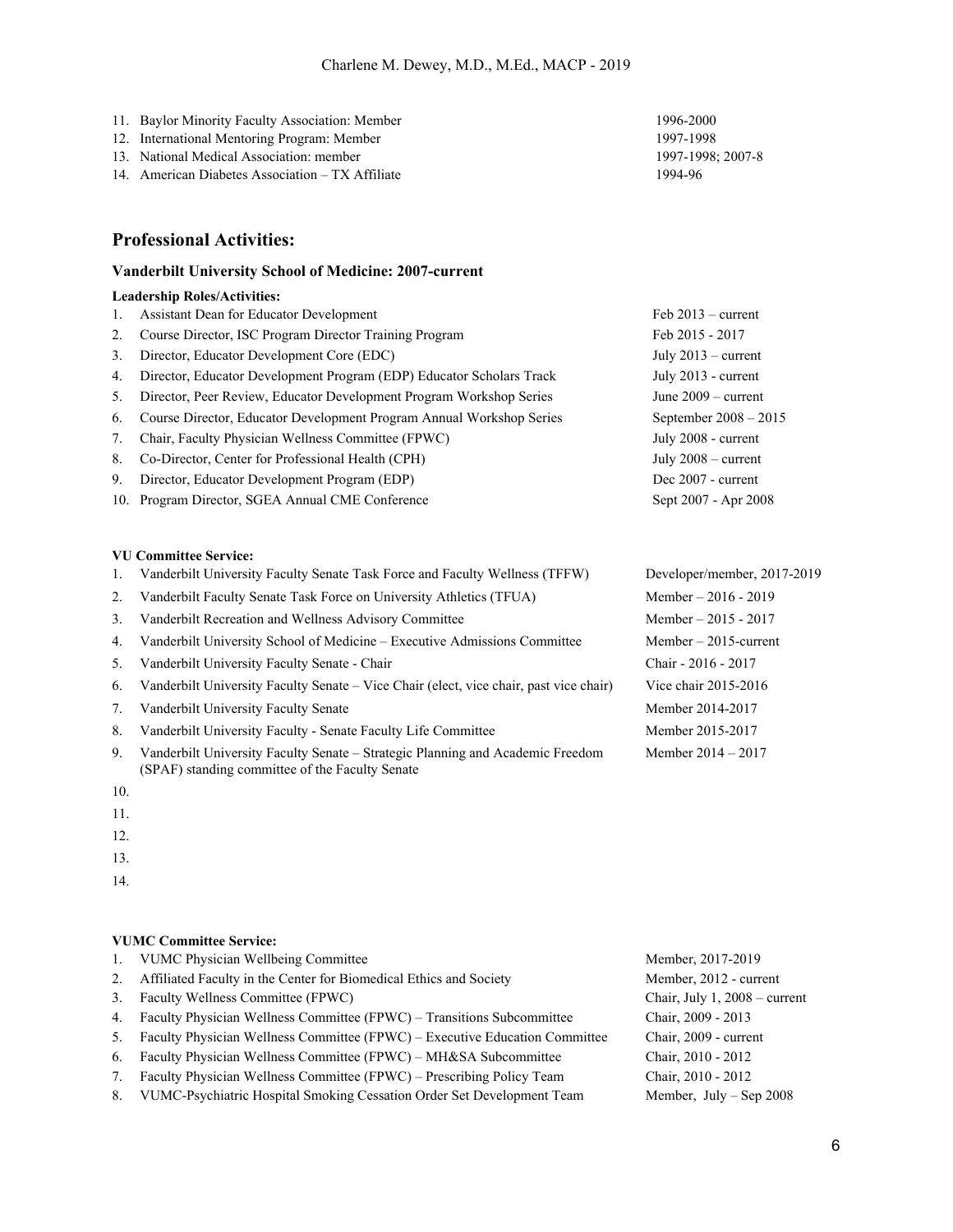11. Baylor Minority Faculty Association: Member — 1996-2000
12. International Mentoring Program: Member — 1997-1998
13. National Medical Association: member — 1997-1998; 2007-8
14. American Diabetes Association – TX Affiliate — 1994-96

## Professional Activities:

### Vanderbilt University School of Medicine: 2007-current

**Leadership Roles/Activities:**

| | | |
|---|---|---|
| 1. | Assistant Dean for Educator Development | Feb 2013 – current |
| 2. | Course Director, ISC Program Director Training Program | Feb 2015 - 2017 |
| 3. | Director, Educator Development Core (EDC) | July 2013 – current |
| 4. | Director, Educator Development Program (EDP) Educator Scholars Track | July 2013 - current |
| 5. | Director, Peer Review, Educator Development Program Workshop Series | June 2009 – current |
| 6. | Course Director, Educator Development Program Annual Workshop Series | September 2008 – 2015 |
| 7. | Chair, Faculty Physician Wellness Committee (FPWC) | July 2008 - current |
| 8. | Co-Director, Center for Professional Health (CPH) | July 2008 – current |
| 9. | Director, Educator Development Program (EDP) | Dec 2007 - current |
| 10. | Program Director, SGEA Annual CME Conference | Sept 2007 - Apr 2008 |

**VU Committee Service:**

| | | |
|---|---|---|
| 1. | Vanderbilt University Faculty Senate Task Force and Faculty Wellness (TFFW) | Developer/member, 2017-2019 |
| 2. | Vanderbilt Faculty Senate Task Force on University Athletics (TFUA) | Member – 2016 - 2019 |
| 3. | Vanderbilt Recreation and Wellness Advisory Committee | Member – 2015 - 2017 |
| 4. | Vanderbilt University School of Medicine – Executive Admissions Committee | Member – 2015-current |
| 5. | Vanderbilt University Faculty Senate - Chair | Chair - 2016 - 2017 |
| 6. | Vanderbilt University Faculty Senate – Vice Chair (elect, vice chair, past vice chair) | Vice chair 2015-2016 |
| 7. | Vanderbilt University Faculty Senate | Member 2014-2017 |
| 8. | Vanderbilt University Faculty - Senate Faculty Life Committee | Member 2015-2017 |
| 9. | Vanderbilt University Faculty Senate – Strategic Planning and Academic Freedom (SPAF) standing committee of the Faculty Senate | Member 2014 – 2017 |
| 10. | | |
| 11. | | |
| 12. | | |
| 13. | | |
| 14. | | |

**VUMC Committee Service:**

| | | |
|---|---|---|
| 1. | VUMC Physician Wellbeing Committee | Member, 2017-2019 |
| 2. | Affiliated Faculty in the Center for Biomedical Ethics and Society | Member, 2012 - current |
| 3. | Faculty Wellness Committee (FPWC) | Chair, July 1, 2008 – current |
| 4. | Faculty Physician Wellness Committee (FPWC) – Transitions Subcommittee | Chair, 2009 - 2013 |
| 5. | Faculty Physician Wellness Committee (FPWC) – Executive Education Committee | Chair, 2009 - current |
| 6. | Faculty Physician Wellness Committee (FPWC) – MH&SA Subcommittee | Chair, 2010 - 2012 |
| 7. | Faculty Physician Wellness Committee (FPWC) – Prescribing Policy Team | Chair, 2010 - 2012 |
| 8. | VUMC-Psychiatric Hospital Smoking Cessation Order Set Development Team | Member, July – Sep 2008 |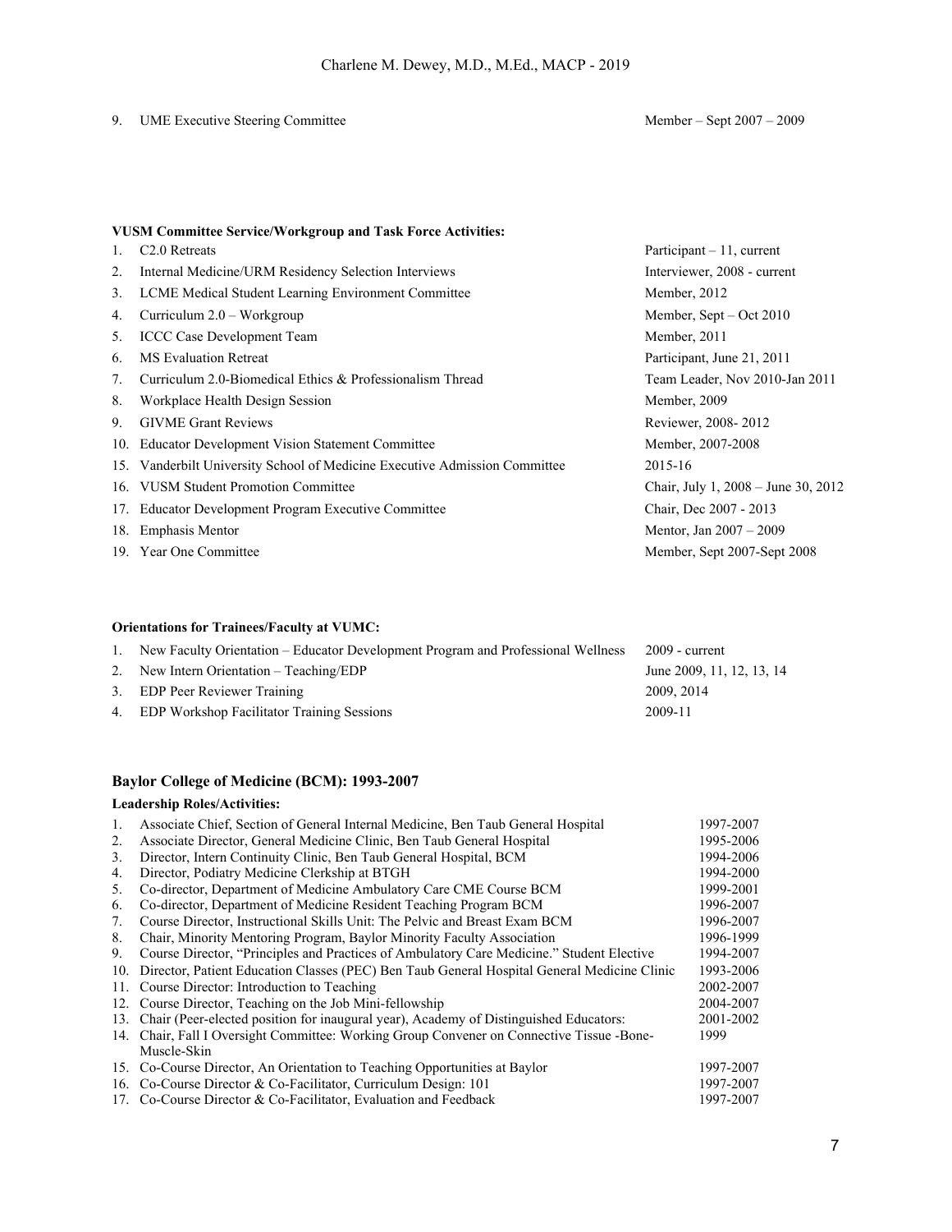9. UME Executive Steering Committee — Member – Sept 2007 – 2009

**VUSM Committee Service/Workgroup and Task Force Activities:**

| | | |
|---|---|---|
| 1. | C2.0 Retreats | Participant – 11, current |
| 2. | Internal Medicine/URM Residency Selection Interviews | Interviewer, 2008 - current |
| 3. | LCME Medical Student Learning Environment Committee | Member, 2012 |
| 4. | Curriculum 2.0 – Workgroup | Member, Sept – Oct 2010 |
| 5. | ICCC Case Development Team | Member, 2011 |
| 6. | MS Evaluation Retreat | Participant, June 21, 2011 |
| 7. | Curriculum 2.0-Biomedical Ethics & Professionalism Thread | Team Leader, Nov 2010-Jan 2011 |
| 8. | Workplace Health Design Session | Member, 2009 |
| 9. | GIVME Grant Reviews | Reviewer, 2008- 2012 |
| 10. | Educator Development Vision Statement Committee | Member, 2007-2008 |
| 15. | Vanderbilt University School of Medicine Executive Admission Committee | 2015-16 |
| 16. | VUSM Student Promotion Committee | Chair, July 1, 2008 – June 30, 2012 |
| 17. | Educator Development Program Executive Committee | Chair, Dec 2007 - 2013 |
| 18. | Emphasis Mentor | Mentor, Jan 2007 – 2009 |
| 19. | Year One Committee | Member, Sept 2007-Sept 2008 |

**Orientations for Trainees/Faculty at VUMC:**

| | | |
|---|---|---|
| 1. | New Faculty Orientation – Educator Development Program and Professional Wellness | 2009 - current |
| 2. | New Intern Orientation – Teaching/EDP | June 2009, 11, 12, 13, 14 |
| 3. | EDP Peer Reviewer Training | 2009, 2014 |
| 4. | EDP Workshop Facilitator Training Sessions | 2009-11 |

## Baylor College of Medicine (BCM): 1993-2007

**Leadership Roles/Activities:**

| | | |
|---|---|---|
| 1. | Associate Chief, Section of General Internal Medicine, Ben Taub General Hospital | 1997-2007 |
| 2. | Associate Director, General Medicine Clinic, Ben Taub General Hospital | 1995-2006 |
| 3. | Director, Intern Continuity Clinic, Ben Taub General Hospital, BCM | 1994-2006 |
| 4. | Director, Podiatry Medicine Clerkship at BTGH | 1994-2000 |
| 5. | Co-director, Department of Medicine Ambulatory Care CME Course BCM | 1999-2001 |
| 6. | Co-director, Department of Medicine Resident Teaching Program BCM | 1996-2007 |
| 7. | Course Director, Instructional Skills Unit: The Pelvic and Breast Exam BCM | 1996-2007 |
| 8. | Chair, Minority Mentoring Program, Baylor Minority Faculty Association | 1996-1999 |
| 9. | Course Director, "Principles and Practices of Ambulatory Care Medicine." Student Elective | 1994-2007 |
| 10. | Director, Patient Education Classes (PEC) Ben Taub General Hospital General Medicine Clinic | 1993-2006 |
| 11. | Course Director: Introduction to Teaching | 2002-2007 |
| 12. | Course Director, Teaching on the Job Mini-fellowship | 2004-2007 |
| 13. | Chair (Peer-elected position for inaugural year), Academy of Distinguished Educators: | 2001-2002 |
| 14. | Chair, Fall I Oversight Committee: Working Group Convener on Connective Tissue -Bone-Muscle-Skin | 1999 |
| 15. | Co-Course Director, An Orientation to Teaching Opportunities at Baylor | 1997-2007 |
| 16. | Co-Course Director & Co-Facilitator, Curriculum Design: 101 | 1997-2007 |
| 17. | Co-Course Director & Co-Facilitator, Evaluation and Feedback | 1997-2007 |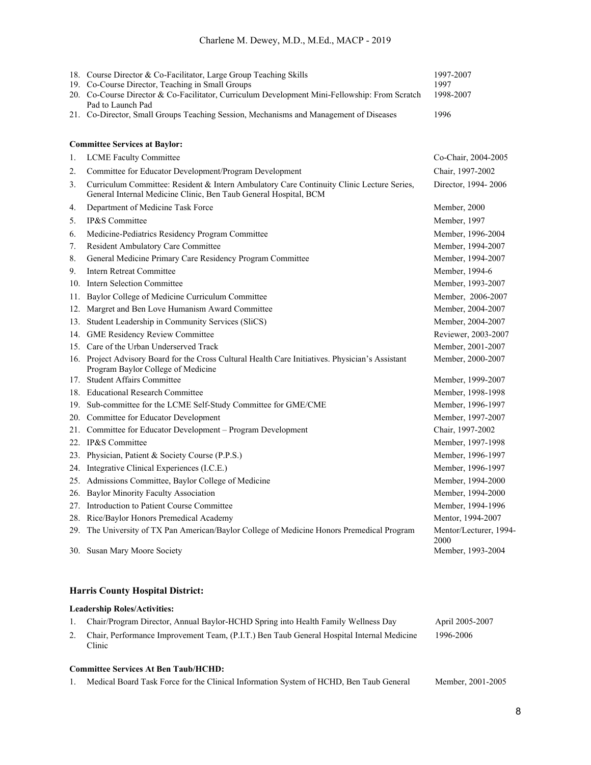| | | |
|---|---|---|
| 18. | Course Director & Co-Facilitator, Large Group Teaching Skills | 1997-2007 |
| 19. | Co-Course Director, Teaching in Small Groups | 1997 |
| 20. | Co-Course Director & Co-Facilitator, Curriculum Development Mini-Fellowship: From Scratch Pad to Launch Pad | 1998-2007 |
| 21. | Co-Director, Small Groups Teaching Session, Mechanisms and Management of Diseases | 1996 |

**Committee Services at Baylor:**

| | | |
|---|---|---|
| 1. | LCME Faculty Committee | Co-Chair, 2004-2005 |
| 2. | Committee for Educator Development/Program Development | Chair, 1997-2002 |
| 3. | Curriculum Committee: Resident & Intern Ambulatory Care Continuity Clinic Lecture Series, General Internal Medicine Clinic, Ben Taub General Hospital, BCM | Director, 1994- 2006 |
| 4. | Department of Medicine Task Force | Member, 2000 |
| 5. | IP&S Committee | Member, 1997 |
| 6. | Medicine-Pediatrics Residency Program Committee | Member, 1996-2004 |
| 7. | Resident Ambulatory Care Committee | Member, 1994-2007 |
| 8. | General Medicine Primary Care Residency Program Committee | Member, 1994-2007 |
| 9. | Intern Retreat Committee | Member, 1994-6 |
| 10. | Intern Selection Committee | Member, 1993-2007 |
| 11. | Baylor College of Medicine Curriculum Committee | Member, 2006-2007 |
| 12. | Margret and Ben Love Humanism Award Committee | Member, 2004-2007 |
| 13. | Student Leadership in Community Services (SliCS) | Member, 2004-2007 |
| 14. | GME Residency Review Committee | Reviewer, 2003-2007 |
| 15. | Care of the Urban Underserved Track | Member, 2001-2007 |
| 16. | Project Advisory Board for the Cross Cultural Health Care Initiatives. Physician's Assistant Program Baylor College of Medicine | Member, 2000-2007 |
| 17. | Student Affairs Committee | Member, 1999-2007 |
| 18. | Educational Research Committee | Member, 1998-1998 |
| 19. | Sub-committee for the LCME Self-Study Committee for GME/CME | Member, 1996-1997 |
| 20. | Committee for Educator Development | Member, 1997-2007 |
| 21. | Committee for Educator Development – Program Development | Chair, 1997-2002 |
| 22. | IP&S Committee | Member, 1997-1998 |
| 23. | Physician, Patient & Society Course (P.P.S.) | Member, 1996-1997 |
| 24. | Integrative Clinical Experiences (I.C.E.) | Member, 1996-1997 |
| 25. | Admissions Committee, Baylor College of Medicine | Member, 1994-2000 |
| 26. | Baylor Minority Faculty Association | Member, 1994-2000 |
| 27. | Introduction to Patient Course Committee | Member, 1994-1996 |
| 28. | Rice/Baylor Honors Premedical Academy | Mentor, 1994-2007 |
| 29. | The University of TX Pan American/Baylor College of Medicine Honors Premedical Program | Mentor/Lecturer, 1994-2000 |
| 30. | Susan Mary Moore Society | Member, 1993-2004 |

### Harris County Hospital District:

**Leadership Roles/Activities:**

| | | |
|---|---|---|
| 1. | Chair/Program Director, Annual Baylor-HCHD Spring into Health Family Wellness Day | April 2005-2007 |
| 2. | Chair, Performance Improvement Team, (P.I.T.) Ben Taub General Hospital Internal Medicine Clinic | 1996-2006 |

**Committee Services At Ben Taub/HCHD:**

| | | |
|---|---|---|
| 1. | Medical Board Task Force for the Clinical Information System of HCHD, Ben Taub General | Member, 2001-2005 |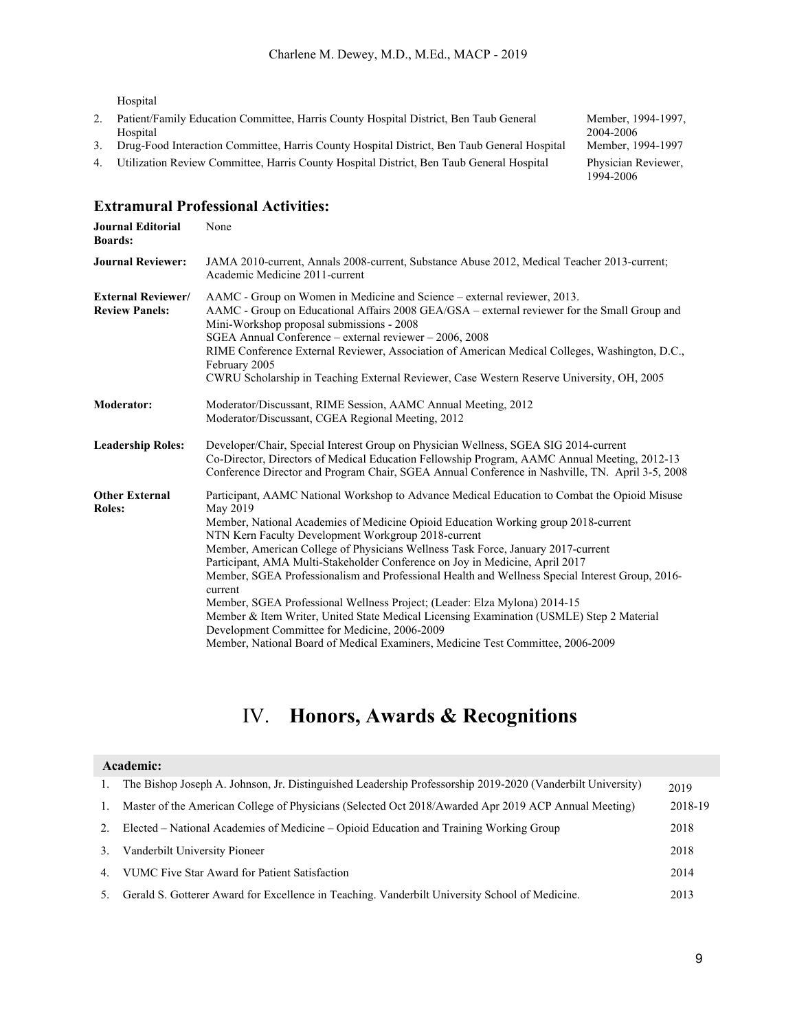Hospital

| | | |
|---|---|---|
| 2. | Patient/Family Education Committee, Harris County Hospital District, Ben Taub General Hospital | Member, 1994-1997, 2004-2006 |
| 3. | Drug-Food Interaction Committee, Harris County Hospital District, Ben Taub General Hospital | Member, 1994-1997 |
| 4. | Utilization Review Committee, Harris County Hospital District, Ben Taub General Hospital | Physician Reviewer, 1994-2006 |

## Extramural Professional Activities:

| | |
|---|---|
| **Journal Editorial Boards:** | None |
| **Journal Reviewer:** | JAMA 2010-current, Annals 2008-current, Substance Abuse 2012, Medical Teacher 2013-current; Academic Medicine 2011-current |
| **External Reviewer/ Review Panels:** | AAMC - Group on Women in Medicine and Science – external reviewer, 2013.<br>AAMC - Group on Educational Affairs 2008 GEA/GSA – external reviewer for the Small Group and Mini-Workshop proposal submissions - 2008<br>SGEA Annual Conference – external reviewer – 2006, 2008<br>RIME Conference External Reviewer, Association of American Medical Colleges, Washington, D.C., February 2005<br>CWRU Scholarship in Teaching External Reviewer, Case Western Reserve University, OH, 2005 |
| **Moderator:** | Moderator/Discussant, RIME Session, AAMC Annual Meeting, 2012<br>Moderator/Discussant, CGEA Regional Meeting, 2012 |
| **Leadership Roles:** | Developer/Chair, Special Interest Group on Physician Wellness, SGEA SIG 2014-current<br>Co-Director, Directors of Medical Education Fellowship Program, AAMC Annual Meeting, 2012-13<br>Conference Director and Program Chair, SGEA Annual Conference in Nashville, TN. April 3-5, 2008 |
| **Other External Roles:** | Participant, AAMC National Workshop to Advance Medical Education to Combat the Opioid Misuse May 2019<br>Member, National Academies of Medicine Opioid Education Working group 2018-current<br>NTN Kern Faculty Development Workgroup 2018-current<br>Member, American College of Physicians Wellness Task Force, January 2017-current<br>Participant, AMA Multi-Stakeholder Conference on Joy in Medicine, April 2017<br>Member, SGEA Professionalism and Professional Health and Wellness Special Interest Group, 2016-current<br>Member, SGEA Professional Wellness Project; (Leader: Elza Mylona) 2014-15<br>Member & Item Writer, United State Medical Licensing Examination (USMLE) Step 2 Material Development Committee for Medicine, 2006-2009<br>Member, National Board of Medical Examiners, Medicine Test Committee, 2006-2009 |

# IV. Honors, Awards & Recognitions

| **Academic:** | | |
|---|---|---|
| 1. | The Bishop Joseph A. Johnson, Jr. Distinguished Leadership Professorship 2019-2020 (Vanderbilt University) | 2019 |
| 1. | Master of the American College of Physicians (Selected Oct 2018/Awarded Apr 2019 ACP Annual Meeting) | 2018-19 |
| 2. | Elected – National Academies of Medicine – Opioid Education and Training Working Group | 2018 |
| 3. | Vanderbilt University Pioneer | 2018 |
| 4. | VUMC Five Star Award for Patient Satisfaction | 2014 |
| 5. | Gerald S. Gotterer Award for Excellence in Teaching. Vanderbilt University School of Medicine. | 2013 |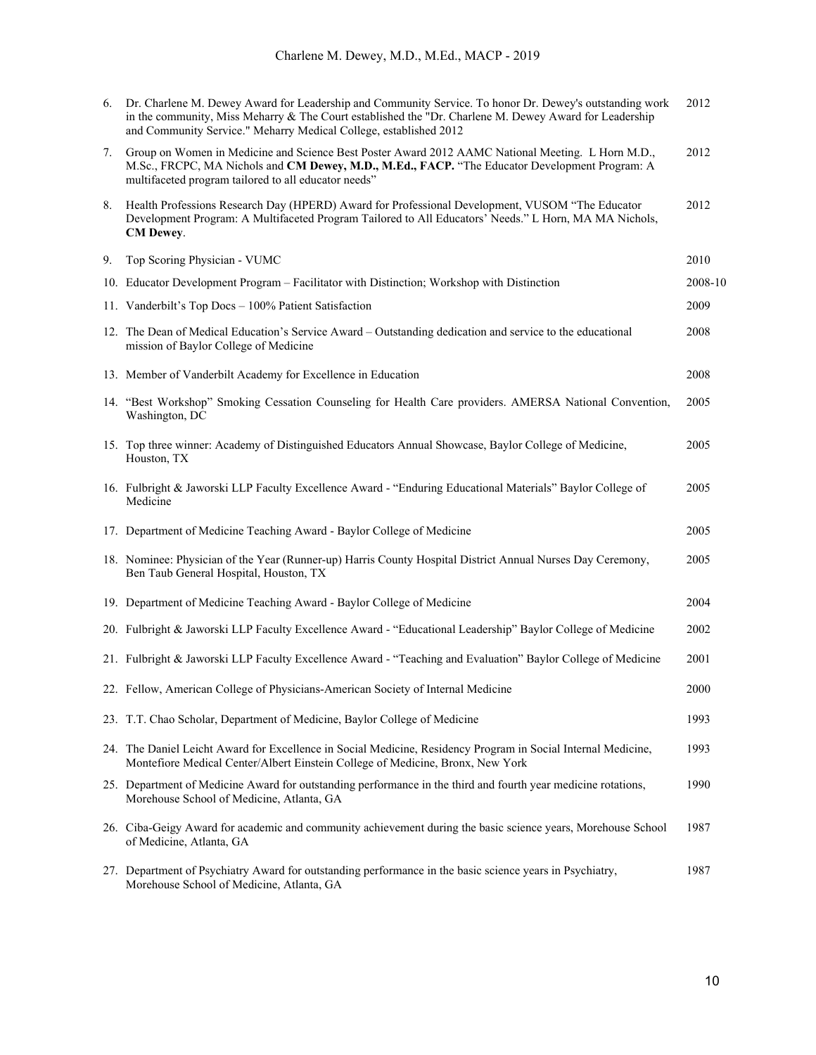6. Dr. Charlene M. Dewey Award for Leadership and Community Service. To honor Dr. Dewey's outstanding work in the community, Miss Meharry & The Court established the "Dr. Charlene M. Dewey Award for Leadership and Community Service." Meharry Medical College, established 2012 — 2012
7. Group on Women in Medicine and Science Best Poster Award 2012 AAMC National Meeting. L Horn M.D., M.Sc., FRCPC, MA Nichols and **CM Dewey, M.D., M.Ed., FACP.** "The Educator Development Program: A multifaceted program tailored to all educator needs" — 2012
8. Health Professions Research Day (HPERD) Award for Professional Development, VUSOM "The Educator Development Program: A Multifaceted Program Tailored to All Educators' Needs." L Horn, MA MA Nichols, **CM Dewey**. — 2012
9. Top Scoring Physician - VUMC — 2010
10. Educator Development Program – Facilitator with Distinction; Workshop with Distinction — 2008-10
11. Vanderbilt's Top Docs – 100% Patient Satisfaction — 2009
12. The Dean of Medical Education's Service Award – Outstanding dedication and service to the educational mission of Baylor College of Medicine — 2008
13. Member of Vanderbilt Academy for Excellence in Education — 2008
14. "Best Workshop" Smoking Cessation Counseling for Health Care providers. AMERSA National Convention, Washington, DC — 2005
15. Top three winner: Academy of Distinguished Educators Annual Showcase, Baylor College of Medicine, Houston, TX — 2005
16. Fulbright & Jaworski LLP Faculty Excellence Award - "Enduring Educational Materials" Baylor College of Medicine — 2005
17. Department of Medicine Teaching Award - Baylor College of Medicine — 2005
18. Nominee: Physician of the Year (Runner-up) Harris County Hospital District Annual Nurses Day Ceremony, Ben Taub General Hospital, Houston, TX — 2005
19. Department of Medicine Teaching Award - Baylor College of Medicine — 2004
20. Fulbright & Jaworski LLP Faculty Excellence Award - "Educational Leadership" Baylor College of Medicine — 2002
21. Fulbright & Jaworski LLP Faculty Excellence Award - "Teaching and Evaluation" Baylor College of Medicine — 2001
22. Fellow, American College of Physicians-American Society of Internal Medicine — 2000
23. T.T. Chao Scholar, Department of Medicine, Baylor College of Medicine — 1993
24. The Daniel Leicht Award for Excellence in Social Medicine, Residency Program in Social Internal Medicine, Montefiore Medical Center/Albert Einstein College of Medicine, Bronx, New York — 1993
25. Department of Medicine Award for outstanding performance in the third and fourth year medicine rotations, Morehouse School of Medicine, Atlanta, GA — 1990
26. Ciba-Geigy Award for academic and community achievement during the basic science years, Morehouse School of Medicine, Atlanta, GA — 1987
27. Department of Psychiatry Award for outstanding performance in the basic science years in Psychiatry, Morehouse School of Medicine, Atlanta, GA — 1987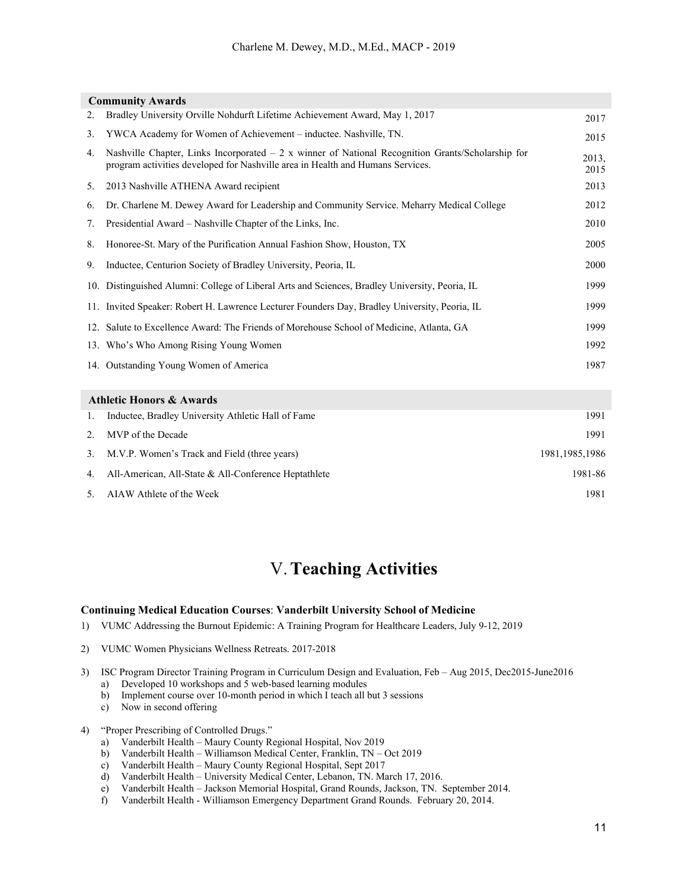| **Community Awards** | | |
|---|---|---|
| 2. | Bradley University Orville Nohdurft Lifetime Achievement Award, May 1, 2017 | 2017 |
| 3. | YWCA Academy for Women of Achievement – inductee. Nashville, TN. | 2015 |
| 4. | Nashville Chapter, Links Incorporated – 2 x winner of National Recognition Grants/Scholarship for program activities developed for Nashville area in Health and Humans Services. | 2013, 2015 |
| 5. | 2013 Nashville ATHENA Award recipient | 2013 |
| 6. | Dr. Charlene M. Dewey Award for Leadership and Community Service. Meharry Medical College | 2012 |
| 7. | Presidential Award – Nashville Chapter of the Links, Inc. | 2010 |
| 8. | Honoree-St. Mary of the Purification Annual Fashion Show, Houston, TX | 2005 |
| 9. | Inductee, Centurion Society of Bradley University, Peoria, IL | 2000 |
| 10. | Distinguished Alumni: College of Liberal Arts and Sciences, Bradley University, Peoria, IL | 1999 |
| 11. | Invited Speaker: Robert H. Lawrence Lecturer Founders Day, Bradley University, Peoria, IL | 1999 |
| 12. | Salute to Excellence Award: The Friends of Morehouse School of Medicine, Atlanta, GA | 1999 |
| 13. | Who's Who Among Rising Young Women | 1992 |
| 14. | Outstanding Young Women of America | 1987 |

| **Athletic Honors & Awards** | | |
|---|---|---|
| 1. | Inductee, Bradley University Athletic Hall of Fame | 1991 |
| 2. | MVP of the Decade | 1991 |
| 3. | M.V.P. Women's Track and Field (three years) | 1981,1985,1986 |
| 4. | All-American, All-State & All-Conference Heptathlete | 1981-86 |
| 5. | AIAW Athlete of the Week | 1981 |

# V. Teaching Activities

**Continuing Medical Education Courses**: **Vanderbilt University School of Medicine**

1) VUMC Addressing the Burnout Epidemic: A Training Program for Healthcare Leaders, July 9-12, 2019

2) VUMC Women Physicians Wellness Retreats. 2017-2018

3) ISC Program Director Training Program in Curriculum Design and Evaluation, Feb – Aug 2015, Dec2015-June2016
   a) Developed 10 workshops and 5 web-based learning modules
   b) Implement course over 10-month period in which I teach all but 3 sessions
   c) Now in second offering

4) "Proper Prescribing of Controlled Drugs."
   a) Vanderbilt Health – Maury County Regional Hospital, Nov 2019
   b) Vanderbilt Health – Williamson Medical Center, Franklin, TN – Oct 2019
   c) Vanderbilt Health – Maury County Regional Hospital, Sept 2017
   d) Vanderbilt Health – University Medical Center, Lebanon, TN. March 17, 2016.
   e) Vanderbilt Health – Jackson Memorial Hospital, Grand Rounds, Jackson, TN. September 2014.
   f) Vanderbilt Health - Williamson Emergency Department Grand Rounds. February 20, 2014.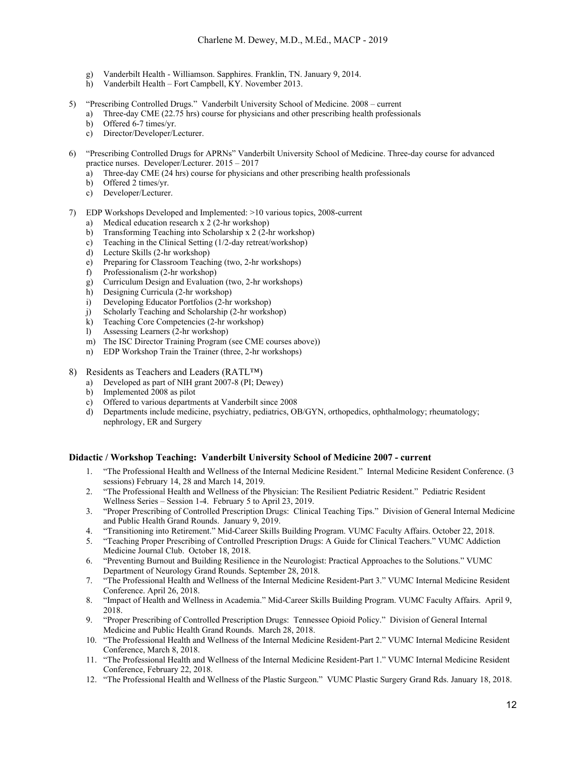g) Vanderbilt Health - Williamson. Sapphires. Franklin, TN. January 9, 2014.
   h) Vanderbilt Health – Fort Campbell, KY. November 2013.

5) "Prescribing Controlled Drugs." Vanderbilt University School of Medicine. 2008 – current
   a) Three-day CME (22.75 hrs) course for physicians and other prescribing health professionals
   b) Offered 6-7 times/yr.
   c) Director/Developer/Lecturer.

6) "Prescribing Controlled Drugs for APRNs" Vanderbilt University School of Medicine. Three-day course for advanced practice nurses. Developer/Lecturer. 2015 – 2017
   a) Three-day CME (24 hrs) course for physicians and other prescribing health professionals
   b) Offered 2 times/yr.
   c) Developer/Lecturer.

7) EDP Workshops Developed and Implemented: >10 various topics, 2008-current
   a) Medical education research x 2 (2-hr workshop)
   b) Transforming Teaching into Scholarship x 2 (2-hr workshop)
   c) Teaching in the Clinical Setting (1/2-day retreat/workshop)
   d) Lecture Skills (2-hr workshop)
   e) Preparing for Classroom Teaching (two, 2-hr workshops)
   f) Professionalism (2-hr workshop)
   g) Curriculum Design and Evaluation (two, 2-hr workshops)
   h) Designing Curricula (2-hr workshop)
   i) Developing Educator Portfolios (2-hr workshop)
   j) Scholarly Teaching and Scholarship (2-hr workshop)
   k) Teaching Core Competencies (2-hr workshop)
   l) Assessing Learners (2-hr workshop)
   m) The ISC Director Training Program (see CME courses above))
   n) EDP Workshop Train the Trainer (three, 2-hr workshops)

8) Residents as Teachers and Leaders (RATL™)
   a) Developed as part of NIH grant 2007-8 (PI; Dewey)
   b) Implemented 2008 as pilot
   c) Offered to various departments at Vanderbilt since 2008
   d) Departments include medicine, psychiatry, pediatrics, OB/GYN, orthopedics, ophthalmology; rheumatology; nephrology, ER and Surgery

**Didactic / Workshop Teaching: Vanderbilt University School of Medicine 2007 - current**

1. "The Professional Health and Wellness of the Internal Medicine Resident." Internal Medicine Resident Conference. (3 sessions) February 14, 28 and March 14, 2019.
2. "The Professional Health and Wellness of the Physician: The Resilient Pediatric Resident." Pediatric Resident Wellness Series – Session 1-4. February 5 to April 23, 2019.
3. "Proper Prescribing of Controlled Prescription Drugs: Clinical Teaching Tips." Division of General Internal Medicine and Public Health Grand Rounds. January 9, 2019.
4. "Transitioning into Retirement." Mid-Career Skills Building Program. VUMC Faculty Affairs. October 22, 2018.
5. "Teaching Proper Prescribing of Controlled Prescription Drugs: A Guide for Clinical Teachers." VUMC Addiction Medicine Journal Club. October 18, 2018.
6. "Preventing Burnout and Building Resilience in the Neurologist: Practical Approaches to the Solutions." VUMC Department of Neurology Grand Rounds. September 28, 2018.
7. "The Professional Health and Wellness of the Internal Medicine Resident-Part 3." VUMC Internal Medicine Resident Conference. April 26, 2018.
8. "Impact of Health and Wellness in Academia." Mid-Career Skills Building Program. VUMC Faculty Affairs. April 9, 2018.
9. "Proper Prescribing of Controlled Prescription Drugs: Tennessee Opioid Policy." Division of General Internal Medicine and Public Health Grand Rounds. March 28, 2018.
10. "The Professional Health and Wellness of the Internal Medicine Resident-Part 2." VUMC Internal Medicine Resident Conference, March 8, 2018.
11. "The Professional Health and Wellness of the Internal Medicine Resident-Part 1." VUMC Internal Medicine Resident Conference, February 22, 2018.
12. "The Professional Health and Wellness of the Plastic Surgeon." VUMC Plastic Surgery Grand Rds. January 18, 2018.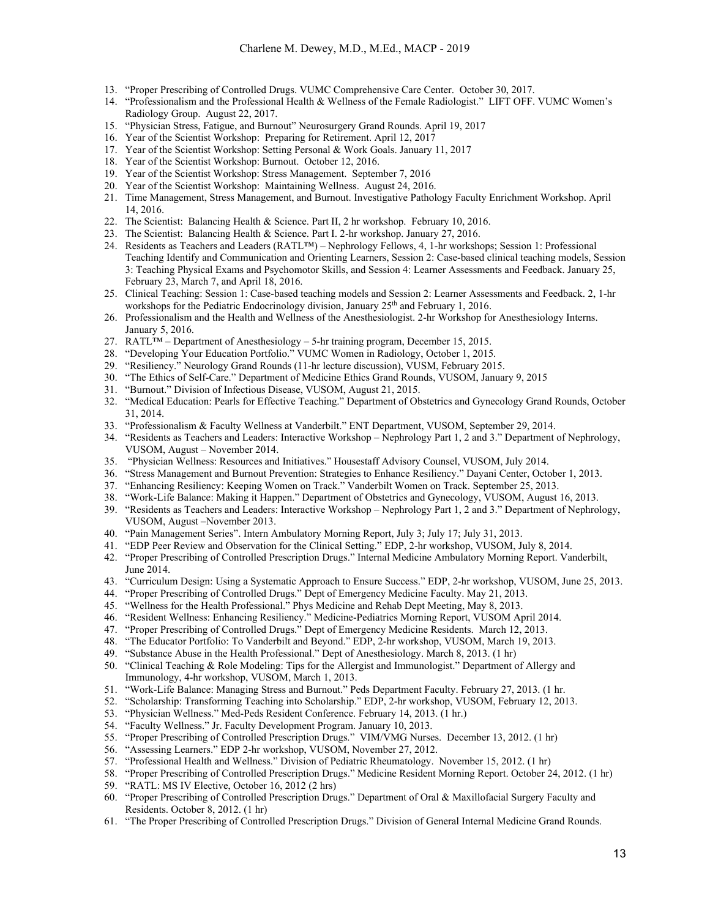13. "Proper Prescribing of Controlled Drugs. VUMC Comprehensive Care Center. October 30, 2017.
14. "Professionalism and the Professional Health & Wellness of the Female Radiologist." LIFT OFF. VUMC Women's Radiology Group. August 22, 2017.
15. "Physician Stress, Fatigue, and Burnout" Neurosurgery Grand Rounds. April 19, 2017
16. Year of the Scientist Workshop: Preparing for Retirement. April 12, 2017
17. Year of the Scientist Workshop: Setting Personal & Work Goals. January 11, 2017
18. Year of the Scientist Workshop: Burnout. October 12, 2016.
19. Year of the Scientist Workshop: Stress Management. September 7, 2016
20. Year of the Scientist Workshop: Maintaining Wellness. August 24, 2016.
21. Time Management, Stress Management, and Burnout. Investigative Pathology Faculty Enrichment Workshop. April 14, 2016.
22. The Scientist: Balancing Health & Science. Part II, 2 hr workshop. February 10, 2016.
23. The Scientist: Balancing Health & Science. Part I. 2-hr workshop. January 27, 2016.
24. Residents as Teachers and Leaders (RATL™) – Nephrology Fellows, 4, 1-hr workshops; Session 1: Professional Teaching Identify and Communication and Orienting Learners, Session 2: Case-based clinical teaching models, Session 3: Teaching Physical Exams and Psychomotor Skills, and Session 4: Learner Assessments and Feedback. January 25, February 23, March 7, and April 18, 2016.
25. Clinical Teaching: Session 1: Case-based teaching models and Session 2: Learner Assessments and Feedback. 2, 1-hr workshops for the Pediatric Endocrinology division, January 25th and February 1, 2016.
26. Professionalism and the Health and Wellness of the Anesthesiologist. 2-hr Workshop for Anesthesiology Interns. January 5, 2016.
27. RATL™ – Department of Anesthesiology – 5-hr training program, December 15, 2015.
28. "Developing Your Education Portfolio." VUMC Women in Radiology, October 1, 2015.
29. "Resiliency." Neurology Grand Rounds (11-hr lecture discussion), VUSM, February 2015.
30. "The Ethics of Self-Care." Department of Medicine Ethics Grand Rounds, VUSOM, January 9, 2015
31. "Burnout." Division of Infectious Disease, VUSOM, August 21, 2015.
32. "Medical Education: Pearls for Effective Teaching." Department of Obstetrics and Gynecology Grand Rounds, October 31, 2014.
33. "Professionalism & Faculty Wellness at Vanderbilt." ENT Department, VUSOM, September 29, 2014.
34. "Residents as Teachers and Leaders: Interactive Workshop – Nephrology Part 1, 2 and 3." Department of Nephrology, VUSOM, August – November 2014.
35. "Physician Wellness: Resources and Initiatives." Housestaff Advisory Counsel, VUSOM, July 2014.
36. "Stress Management and Burnout Prevention: Strategies to Enhance Resiliency." Dayani Center, October 1, 2013.
37. "Enhancing Resiliency: Keeping Women on Track." Vanderbilt Women on Track. September 25, 2013.
38. "Work-Life Balance: Making it Happen." Department of Obstetrics and Gynecology, VUSOM, August 16, 2013.
39. "Residents as Teachers and Leaders: Interactive Workshop – Nephrology Part 1, 2 and 3." Department of Nephrology, VUSOM, August –November 2013.
40. "Pain Management Series". Intern Ambulatory Morning Report, July 3; July 17; July 31, 2013.
41. "EDP Peer Review and Observation for the Clinical Setting." EDP, 2-hr workshop, VUSOM, July 8, 2014.
42. "Proper Prescribing of Controlled Prescription Drugs." Internal Medicine Ambulatory Morning Report. Vanderbilt, June 2014.
43. "Curriculum Design: Using a Systematic Approach to Ensure Success." EDP, 2-hr workshop, VUSOM, June 25, 2013.
44. "Proper Prescribing of Controlled Drugs." Dept of Emergency Medicine Faculty. May 21, 2013.
45. "Wellness for the Health Professional." Phys Medicine and Rehab Dept Meeting, May 8, 2013.
46. "Resident Wellness: Enhancing Resiliency." Medicine-Pediatrics Morning Report, VUSOM April 2014.
47. "Proper Prescribing of Controlled Drugs." Dept of Emergency Medicine Residents. March 12, 2013.
48. "The Educator Portfolio: To Vanderbilt and Beyond." EDP, 2-hr workshop, VUSOM, March 19, 2013.
49. "Substance Abuse in the Health Professional." Dept of Anesthesiology. March 8, 2013. (1 hr)
50. "Clinical Teaching & Role Modeling: Tips for the Allergist and Immunologist." Department of Allergy and Immunology, 4-hr workshop, VUSOM, March 1, 2013.
51. "Work-Life Balance: Managing Stress and Burnout." Peds Department Faculty. February 27, 2013. (1 hr.
52. "Scholarship: Transforming Teaching into Scholarship." EDP, 2-hr workshop, VUSOM, February 12, 2013.
53. "Physician Wellness." Med-Peds Resident Conference. February 14, 2013. (1 hr.)
54. "Faculty Wellness." Jr. Faculty Development Program. January 10, 2013.
55. "Proper Prescribing of Controlled Prescription Drugs." VIM/VMG Nurses. December 13, 2012. (1 hr)
56. "Assessing Learners." EDP 2-hr workshop, VUSOM, November 27, 2012.
57. "Professional Health and Wellness." Division of Pediatric Rheumatology. November 15, 2012. (1 hr)
58. "Proper Prescribing of Controlled Prescription Drugs." Medicine Resident Morning Report. October 24, 2012. (1 hr)
59. "RATL: MS IV Elective, October 16, 2012 (2 hrs)
60. "Proper Prescribing of Controlled Prescription Drugs." Department of Oral & Maxillofacial Surgery Faculty and Residents. October 8, 2012. (1 hr)
61. "The Proper Prescribing of Controlled Prescription Drugs." Division of General Internal Medicine Grand Rounds.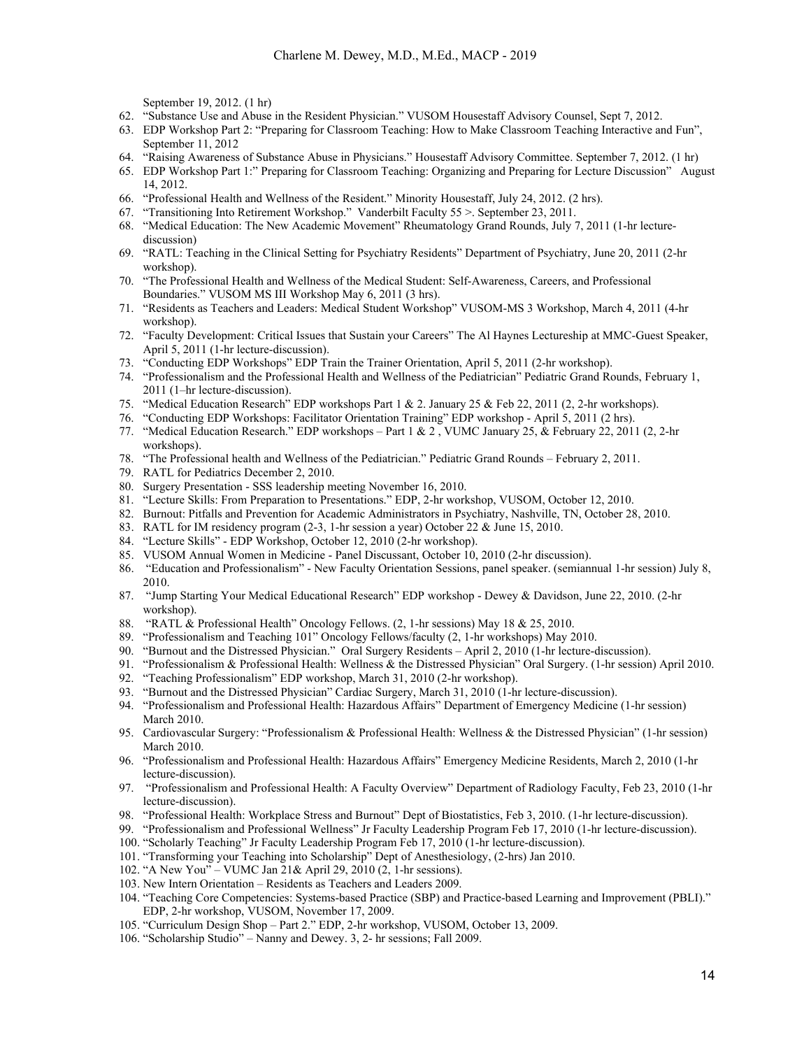September 19, 2012. (1 hr)

62. "Substance Use and Abuse in the Resident Physician." VUSOM Housestaff Advisory Counsel, Sept 7, 2012.
63. EDP Workshop Part 2: "Preparing for Classroom Teaching: How to Make Classroom Teaching Interactive and Fun", September 11, 2012
64. "Raising Awareness of Substance Abuse in Physicians." Housestaff Advisory Committee. September 7, 2012. (1 hr)
65. EDP Workshop Part 1:" Preparing for Classroom Teaching: Organizing and Preparing for Lecture Discussion" August 14, 2012.
66. "Professional Health and Wellness of the Resident." Minority Housestaff, July 24, 2012. (2 hrs).
67. "Transitioning Into Retirement Workshop." Vanderbilt Faculty 55 >. September 23, 2011.
68. "Medical Education: The New Academic Movement" Rheumatology Grand Rounds, July 7, 2011 (1-hr lecture-discussion)
69. "RATL: Teaching in the Clinical Setting for Psychiatry Residents" Department of Psychiatry, June 20, 2011 (2-hr workshop).
70. "The Professional Health and Wellness of the Medical Student: Self-Awareness, Careers, and Professional Boundaries." VUSOM MS III Workshop May 6, 2011 (3 hrs).
71. "Residents as Teachers and Leaders: Medical Student Workshop" VUSOM-MS 3 Workshop, March 4, 2011 (4-hr workshop).
72. "Faculty Development: Critical Issues that Sustain your Careers" The Al Haynes Lectureship at MMC-Guest Speaker, April 5, 2011 (1-hr lecture-discussion).
73. "Conducting EDP Workshops" EDP Train the Trainer Orientation, April 5, 2011 (2-hr workshop).
74. "Professionalism and the Professional Health and Wellness of the Pediatrician" Pediatric Grand Rounds, February 1, 2011 (1–hr lecture-discussion).
75. "Medical Education Research" EDP workshops Part 1 & 2. January 25 & Feb 22, 2011 (2, 2-hr workshops).
76. "Conducting EDP Workshops: Facilitator Orientation Training" EDP workshop - April 5, 2011 (2 hrs).
77. "Medical Education Research." EDP workshops – Part 1 & 2 , VUMC January 25, & February 22, 2011 (2, 2-hr workshops).
78. "The Professional health and Wellness of the Pediatrician." Pediatric Grand Rounds – February 2, 2011.
79. RATL for Pediatrics December 2, 2010.
80. Surgery Presentation - SSS leadership meeting November 16, 2010.
81. "Lecture Skills: From Preparation to Presentations." EDP, 2-hr workshop, VUSOM, October 12, 2010.
82. Burnout: Pitfalls and Prevention for Academic Administrators in Psychiatry, Nashville, TN, October 28, 2010.
83. RATL for IM residency program (2-3, 1-hr session a year) October 22 & June 15, 2010.
84. "Lecture Skills" - EDP Workshop, October 12, 2010 (2-hr workshop).
85. VUSOM Annual Women in Medicine - Panel Discussant, October 10, 2010 (2-hr discussion).
86. "Education and Professionalism" - New Faculty Orientation Sessions, panel speaker. (semiannual 1-hr session) July 8, 2010.
87. "Jump Starting Your Medical Educational Research" EDP workshop - Dewey & Davidson, June 22, 2010. (2-hr workshop).
88. "RATL & Professional Health" Oncology Fellows. (2, 1-hr sessions) May 18 & 25, 2010.
89. "Professionalism and Teaching 101" Oncology Fellows/faculty (2, 1-hr workshops) May 2010.
90. "Burnout and the Distressed Physician." Oral Surgery Residents – April 2, 2010 (1-hr lecture-discussion).
91. "Professionalism & Professional Health: Wellness & the Distressed Physician" Oral Surgery. (1-hr session) April 2010.
92. "Teaching Professionalism" EDP workshop, March 31, 2010 (2-hr workshop).
93. "Burnout and the Distressed Physician" Cardiac Surgery, March 31, 2010 (1-hr lecture-discussion).
94. "Professionalism and Professional Health: Hazardous Affairs" Department of Emergency Medicine (1-hr session) March 2010.
95. Cardiovascular Surgery: "Professionalism & Professional Health: Wellness & the Distressed Physician" (1-hr session) March 2010.
96. "Professionalism and Professional Health: Hazardous Affairs" Emergency Medicine Residents, March 2, 2010 (1-hr lecture-discussion).
97. "Professionalism and Professional Health: A Faculty Overview" Department of Radiology Faculty, Feb 23, 2010 (1-hr lecture-discussion).
98. "Professional Health: Workplace Stress and Burnout" Dept of Biostatistics, Feb 3, 2010. (1-hr lecture-discussion).
99. "Professionalism and Professional Wellness" Jr Faculty Leadership Program Feb 17, 2010 (1-hr lecture-discussion).
100. "Scholarly Teaching" Jr Faculty Leadership Program Feb 17, 2010 (1-hr lecture-discussion).
101. "Transforming your Teaching into Scholarship" Dept of Anesthesiology, (2-hrs) Jan 2010.
102. "A New You" – VUMC Jan 21& April 29, 2010 (2, 1-hr sessions).
103. New Intern Orientation – Residents as Teachers and Leaders 2009.
104. "Teaching Core Competencies: Systems-based Practice (SBP) and Practice-based Learning and Improvement (PBLI)." EDP, 2-hr workshop, VUSOM, November 17, 2009.
105. "Curriculum Design Shop – Part 2." EDP, 2-hr workshop, VUSOM, October 13, 2009.
106. "Scholarship Studio" – Nanny and Dewey. 3, 2- hr sessions; Fall 2009.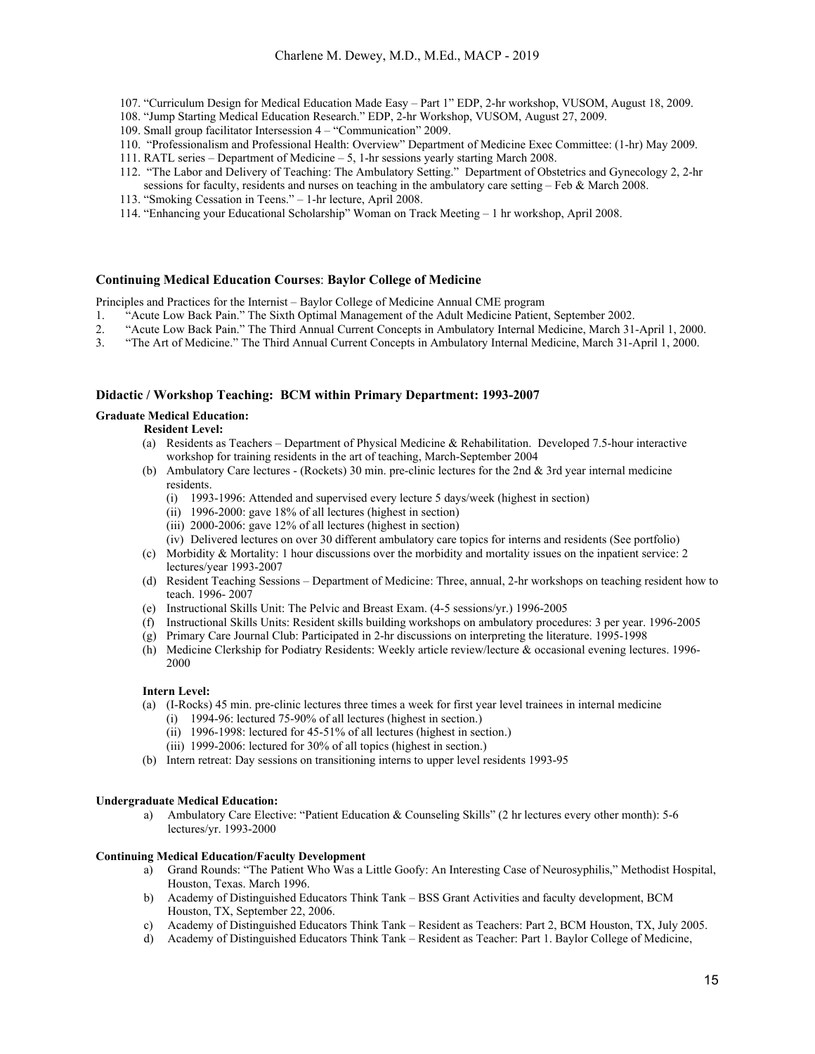107. "Curriculum Design for Medical Education Made Easy – Part 1" EDP, 2-hr workshop, VUSOM, August 18, 2009.
108. "Jump Starting Medical Education Research." EDP, 2-hr Workshop, VUSOM, August 27, 2009.
109. Small group facilitator Intersession 4 – "Communication" 2009.
110. "Professionalism and Professional Health: Overview" Department of Medicine Exec Committee: (1-hr) May 2009.
111. RATL series – Department of Medicine – 5, 1-hr sessions yearly starting March 2008.
112. "The Labor and Delivery of Teaching: The Ambulatory Setting." Department of Obstetrics and Gynecology 2, 2-hr sessions for faculty, residents and nurses on teaching in the ambulatory care setting – Feb & March 2008.
113. "Smoking Cessation in Teens." – 1-hr lecture, April 2008.
114. "Enhancing your Educational Scholarship" Woman on Track Meeting – 1 hr workshop, April 2008.

### Continuing Medical Education Courses: Baylor College of Medicine

Principles and Practices for the Internist – Baylor College of Medicine Annual CME program

1. "Acute Low Back Pain." The Sixth Optimal Management of the Adult Medicine Patient, September 2002.
2. "Acute Low Back Pain." The Third Annual Current Concepts in Ambulatory Internal Medicine, March 31-April 1, 2000.
3. "The Art of Medicine." The Third Annual Current Concepts in Ambulatory Internal Medicine, March 31-April 1, 2000.

### Didactic / Workshop Teaching: BCM within Primary Department: 1993-2007

#### Graduate Medical Education:

**Resident Level:**

(a) Residents as Teachers – Department of Physical Medicine & Rehabilitation. Developed 7.5-hour interactive workshop for training residents in the art of teaching, March-September 2004
(b) Ambulatory Care lectures - (Rockets) 30 min. pre-clinic lectures for the 2nd & 3rd year internal medicine residents.
  (i) 1993-1996: Attended and supervised every lecture 5 days/week (highest in section)
  (ii) 1996-2000: gave 18% of all lectures (highest in section)
  (iii) 2000-2006: gave 12% of all lectures (highest in section)
  (iv) Delivered lectures on over 30 different ambulatory care topics for interns and residents (See portfolio)
(c) Morbidity & Mortality: 1 hour discussions over the morbidity and mortality issues on the inpatient service: 2 lectures/year 1993-2007
(d) Resident Teaching Sessions – Department of Medicine: Three, annual, 2-hr workshops on teaching resident how to teach. 1996- 2007
(e) Instructional Skills Unit: The Pelvic and Breast Exam. (4-5 sessions/yr.) 1996-2005
(f) Instructional Skills Units: Resident skills building workshops on ambulatory procedures: 3 per year. 1996-2005
(g) Primary Care Journal Club: Participated in 2-hr discussions on interpreting the literature. 1995-1998
(h) Medicine Clerkship for Podiatry Residents: Weekly article review/lecture & occasional evening lectures. 1996-2000

**Intern Level:**

(a) (I-Rocks) 45 min. pre-clinic lectures three times a week for first year level trainees in internal medicine
  (i) 1994-96: lectured 75-90% of all lectures (highest in section.)
  (ii) 1996-1998: lectured for 45-51% of all lectures (highest in section.)
  (iii) 1999-2006: lectured for 30% of all topics (highest in section.)
(b) Intern retreat: Day sessions on transitioning interns to upper level residents 1993-95

#### Undergraduate Medical Education:

a) Ambulatory Care Elective: "Patient Education & Counseling Skills" (2 hr lectures every other month): 5-6 lectures/yr. 1993-2000

#### Continuing Medical Education/Faculty Development

a) Grand Rounds: "The Patient Who Was a Little Goofy: An Interesting Case of Neurosyphilis," Methodist Hospital, Houston, Texas. March 1996.
b) Academy of Distinguished Educators Think Tank – BSS Grant Activities and faculty development, BCM Houston, TX, September 22, 2006.
c) Academy of Distinguished Educators Think Tank – Resident as Teachers: Part 2, BCM Houston, TX, July 2005.
d) Academy of Distinguished Educators Think Tank – Resident as Teacher: Part 1. Baylor College of Medicine,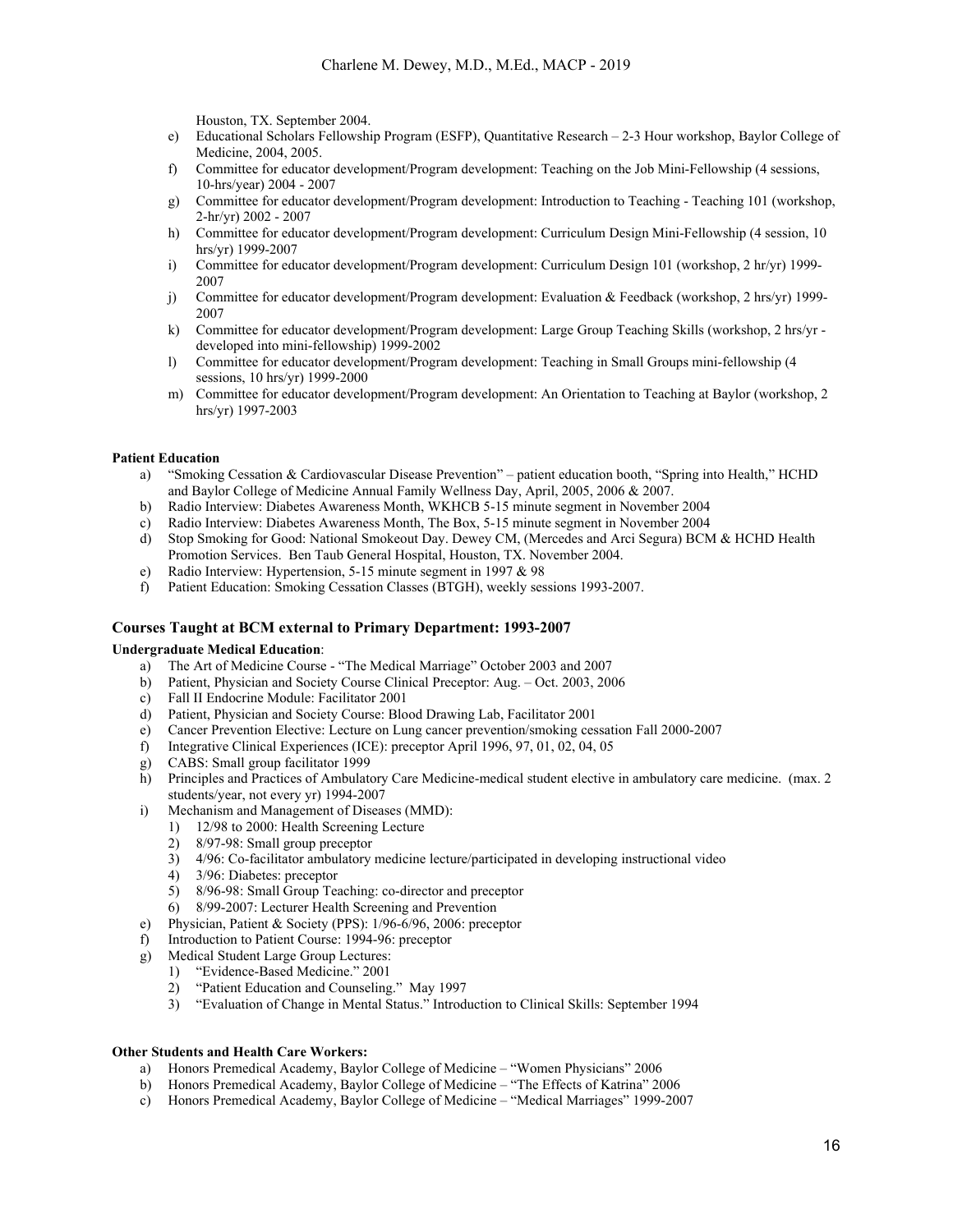Houston, TX. September 2004.

e) Educational Scholars Fellowship Program (ESFP), Quantitative Research – 2-3 Hour workshop, Baylor College of Medicine, 2004, 2005.
f) Committee for educator development/Program development: Teaching on the Job Mini-Fellowship (4 sessions, 10-hrs/year) 2004 - 2007
g) Committee for educator development/Program development: Introduction to Teaching - Teaching 101 (workshop, 2-hr/yr) 2002 - 2007
h) Committee for educator development/Program development: Curriculum Design Mini-Fellowship (4 session, 10 hrs/yr) 1999-2007
i) Committee for educator development/Program development: Curriculum Design 101 (workshop, 2 hr/yr) 1999-2007
j) Committee for educator development/Program development: Evaluation & Feedback (workshop, 2 hrs/yr) 1999-2007
k) Committee for educator development/Program development: Large Group Teaching Skills (workshop, 2 hrs/yr - developed into mini-fellowship) 1999-2002
l) Committee for educator development/Program development: Teaching in Small Groups mini-fellowship (4 sessions, 10 hrs/yr) 1999-2000
m) Committee for educator development/Program development: An Orientation to Teaching at Baylor (workshop, 2 hrs/yr) 1997-2003

**Patient Education**

a) "Smoking Cessation & Cardiovascular Disease Prevention" – patient education booth, "Spring into Health," HCHD and Baylor College of Medicine Annual Family Wellness Day, April, 2005, 2006 & 2007.
b) Radio Interview: Diabetes Awareness Month, WKHCB 5-15 minute segment in November 2004
c) Radio Interview: Diabetes Awareness Month, The Box, 5-15 minute segment in November 2004
d) Stop Smoking for Good: National Smokeout Day. Dewey CM, (Mercedes and Arci Segura) BCM & HCHD Health Promotion Services. Ben Taub General Hospital, Houston, TX. November 2004.
e) Radio Interview: Hypertension, 5-15 minute segment in 1997 & 98
f) Patient Education: Smoking Cessation Classes (BTGH), weekly sessions 1993-2007.

### Courses Taught at BCM external to Primary Department: 1993-2007

**Undergraduate Medical Education**:

a) The Art of Medicine Course - "The Medical Marriage" October 2003 and 2007
b) Patient, Physician and Society Course Clinical Preceptor: Aug. – Oct. 2003, 2006
c) Fall II Endocrine Module: Facilitator 2001
d) Patient, Physician and Society Course: Blood Drawing Lab, Facilitator 2001
e) Cancer Prevention Elective: Lecture on Lung cancer prevention/smoking cessation Fall 2000-2007
f) Integrative Clinical Experiences (ICE): preceptor April 1996, 97, 01, 02, 04, 05
g) CABS: Small group facilitator 1999
h) Principles and Practices of Ambulatory Care Medicine-medical student elective in ambulatory care medicine. (max. 2 students/year, not every yr) 1994-2007
i) Mechanism and Management of Diseases (MMD):
    1) 12/98 to 2000: Health Screening Lecture
    2) 8/97-98: Small group preceptor
    3) 4/96: Co-facilitator ambulatory medicine lecture/participated in developing instructional video
    4) 3/96: Diabetes: preceptor
    5) 8/96-98: Small Group Teaching: co-director and preceptor
    6) 8/99-2007: Lecturer Health Screening and Prevention
e) Physician, Patient & Society (PPS): 1/96-6/96, 2006: preceptor
f) Introduction to Patient Course: 1994-96: preceptor
g) Medical Student Large Group Lectures:
    1) "Evidence-Based Medicine." 2001
    2) "Patient Education and Counseling." May 1997
    3) "Evaluation of Change in Mental Status." Introduction to Clinical Skills: September 1994

**Other Students and Health Care Workers:**

a) Honors Premedical Academy, Baylor College of Medicine – "Women Physicians" 2006
b) Honors Premedical Academy, Baylor College of Medicine – "The Effects of Katrina" 2006
c) Honors Premedical Academy, Baylor College of Medicine – "Medical Marriages" 1999-2007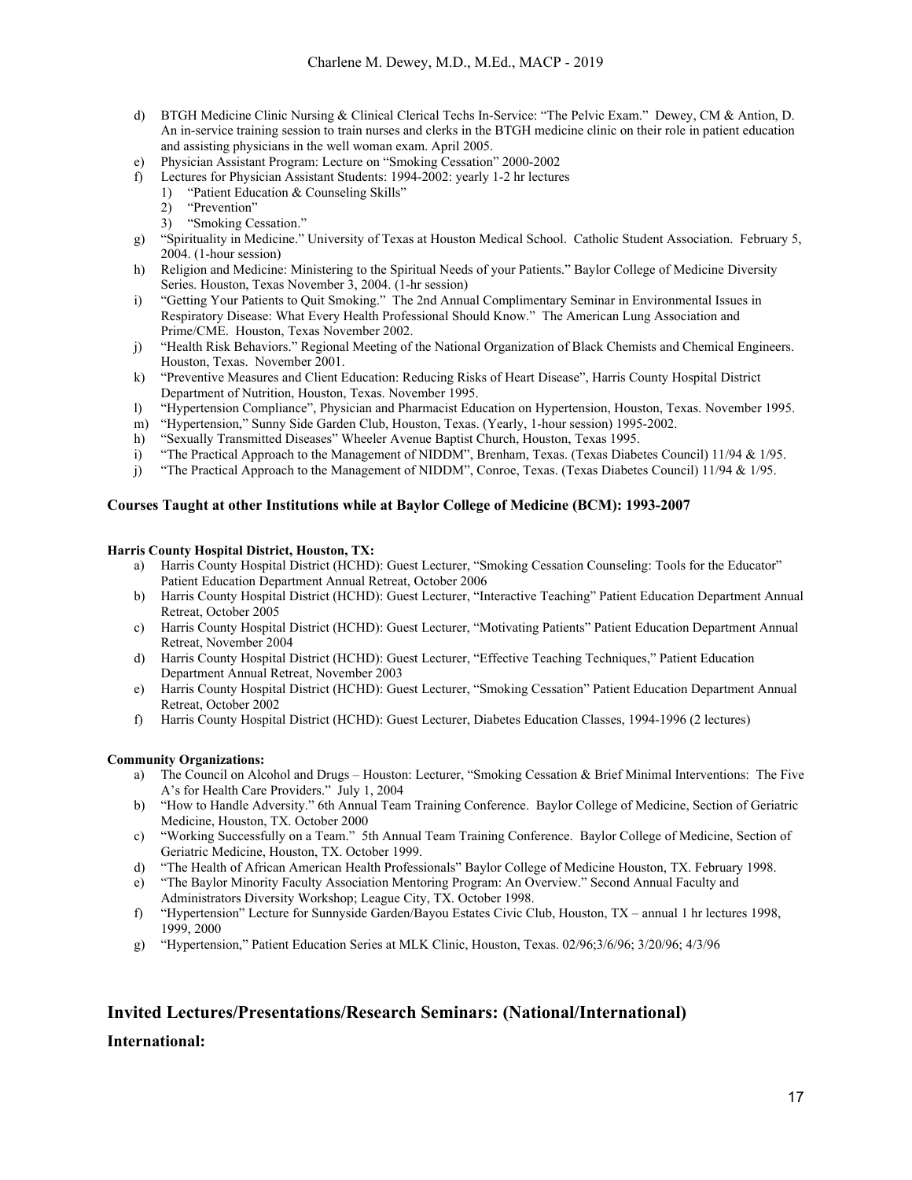d) BTGH Medicine Clinic Nursing & Clinical Clerical Techs In-Service: "The Pelvic Exam." Dewey, CM & Antion, D. An in-service training session to train nurses and clerks in the BTGH medicine clinic on their role in patient education and assisting physicians in the well woman exam. April 2005.
e) Physician Assistant Program: Lecture on "Smoking Cessation" 2000-2002
f) Lectures for Physician Assistant Students: 1994-2002: yearly 1-2 hr lectures
   1) "Patient Education & Counseling Skills"
   2) "Prevention"
   3) "Smoking Cessation."
g) "Spirituality in Medicine." University of Texas at Houston Medical School. Catholic Student Association. February 5, 2004. (1-hour session)
h) Religion and Medicine: Ministering to the Spiritual Needs of your Patients." Baylor College of Medicine Diversity Series. Houston, Texas November 3, 2004. (1-hr session)
i) "Getting Your Patients to Quit Smoking." The 2nd Annual Complimentary Seminar in Environmental Issues in Respiratory Disease: What Every Health Professional Should Know." The American Lung Association and Prime/CME. Houston, Texas November 2002.
j) "Health Risk Behaviors." Regional Meeting of the National Organization of Black Chemists and Chemical Engineers. Houston, Texas. November 2001.
k) "Preventive Measures and Client Education: Reducing Risks of Heart Disease", Harris County Hospital District Department of Nutrition, Houston, Texas. November 1995.
l) "Hypertension Compliance", Physician and Pharmacist Education on Hypertension, Houston, Texas. November 1995.
m) "Hypertension," Sunny Side Garden Club, Houston, Texas. (Yearly, 1-hour session) 1995-2002.
h) "Sexually Transmitted Diseases" Wheeler Avenue Baptist Church, Houston, Texas 1995.
i) "The Practical Approach to the Management of NIDDM", Brenham, Texas. (Texas Diabetes Council) 11/94 & 1/95.
j) "The Practical Approach to the Management of NIDDM", Conroe, Texas. (Texas Diabetes Council) 11/94 & 1/95.

**Courses Taught at other Institutions while at Baylor College of Medicine (BCM): 1993-2007**

**Harris County Hospital District, Houston, TX:**

a) Harris County Hospital District (HCHD): Guest Lecturer, "Smoking Cessation Counseling: Tools for the Educator" Patient Education Department Annual Retreat, October 2006
b) Harris County Hospital District (HCHD): Guest Lecturer, "Interactive Teaching" Patient Education Department Annual Retreat, October 2005
c) Harris County Hospital District (HCHD): Guest Lecturer, "Motivating Patients" Patient Education Department Annual Retreat, November 2004
d) Harris County Hospital District (HCHD): Guest Lecturer, "Effective Teaching Techniques," Patient Education Department Annual Retreat, November 2003
e) Harris County Hospital District (HCHD): Guest Lecturer, "Smoking Cessation" Patient Education Department Annual Retreat, October 2002
f) Harris County Hospital District (HCHD): Guest Lecturer, Diabetes Education Classes, 1994-1996 (2 lectures)

**Community Organizations:**

a) The Council on Alcohol and Drugs – Houston: Lecturer, "Smoking Cessation & Brief Minimal Interventions: The Five A's for Health Care Providers." July 1, 2004
b) "How to Handle Adversity." 6th Annual Team Training Conference. Baylor College of Medicine, Section of Geriatric Medicine, Houston, TX. October 2000
c) "Working Successfully on a Team." 5th Annual Team Training Conference. Baylor College of Medicine, Section of Geriatric Medicine, Houston, TX. October 1999.
d) "The Health of African American Health Professionals" Baylor College of Medicine Houston, TX. February 1998.
e) "The Baylor Minority Faculty Association Mentoring Program: An Overview." Second Annual Faculty and Administrators Diversity Workshop; League City, TX. October 1998.
f) "Hypertension" Lecture for Sunnyside Garden/Bayou Estates Civic Club, Houston, TX – annual 1 hr lectures 1998, 1999, 2000
g) "Hypertension," Patient Education Series at MLK Clinic, Houston, Texas. 02/96;3/6/96; 3/20/96; 4/3/96

## Invited Lectures/Presentations/Research Seminars: (National/International)

### International: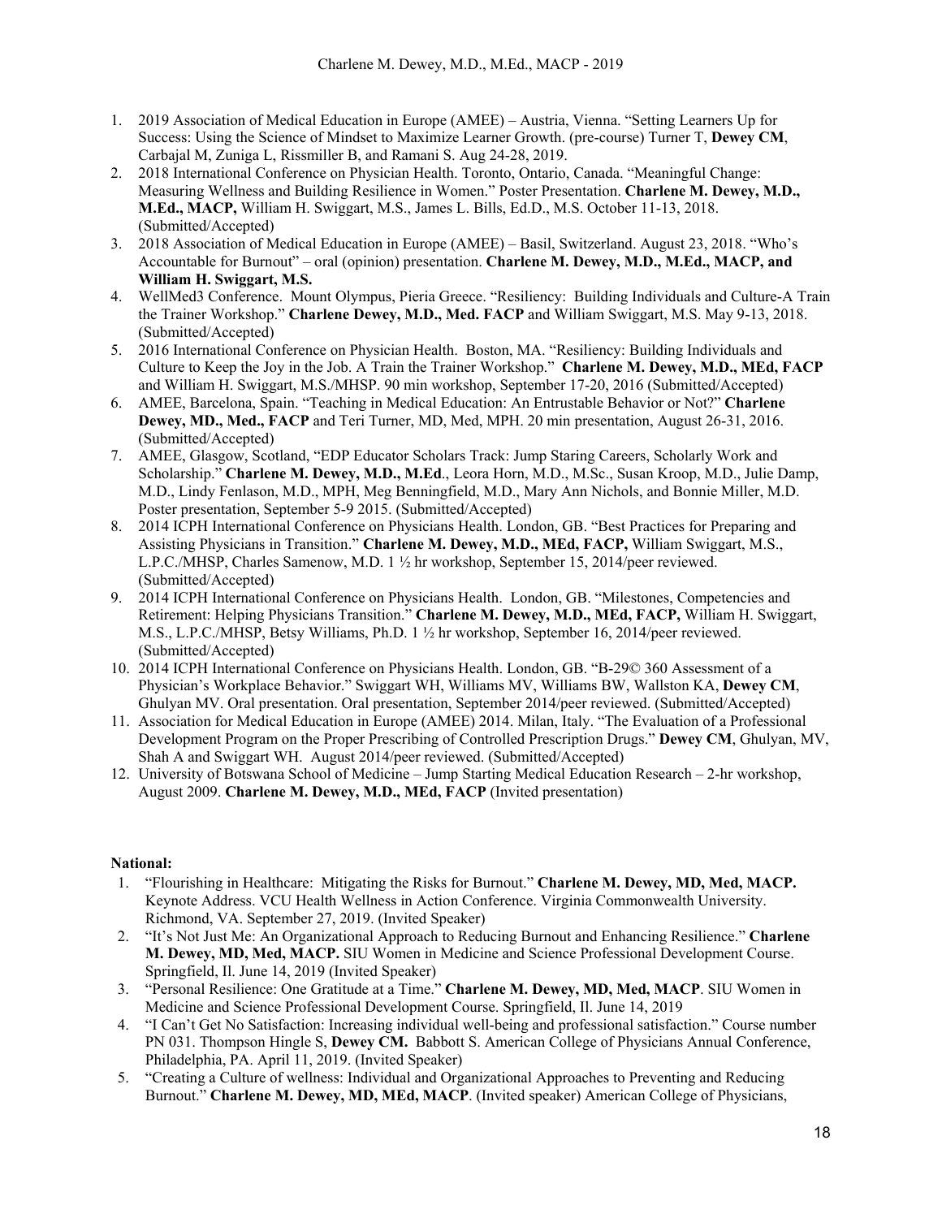1. 2019 Association of Medical Education in Europe (AMEE) – Austria, Vienna. "Setting Learners Up for Success: Using the Science of Mindset to Maximize Learner Growth. (pre-course) Turner T, **Dewey CM**, Carbajal M, Zuniga L, Rissmiller B, and Ramani S. Aug 24-28, 2019.
2. 2018 International Conference on Physician Health. Toronto, Ontario, Canada. "Meaningful Change: Measuring Wellness and Building Resilience in Women." Poster Presentation. **Charlene M. Dewey, M.D., M.Ed., MACP,** William H. Swiggart, M.S., James L. Bills, Ed.D., M.S. October 11-13, 2018. (Submitted/Accepted)
3. 2018 Association of Medical Education in Europe (AMEE) – Basil, Switzerland. August 23, 2018. "Who's Accountable for Burnout" – oral (opinion) presentation. **Charlene M. Dewey, M.D., M.Ed., MACP, and William H. Swiggart, M.S.**
4. WellMed3 Conference. Mount Olympus, Pieria Greece. "Resiliency: Building Individuals and Culture-A Train the Trainer Workshop." **Charlene Dewey, M.D., Med. FACP** and William Swiggart, M.S. May 9-13, 2018. (Submitted/Accepted)
5. 2016 International Conference on Physician Health. Boston, MA. "Resiliency: Building Individuals and Culture to Keep the Joy in the Job. A Train the Trainer Workshop." **Charlene M. Dewey, M.D., MEd, FACP** and William H. Swiggart, M.S./MHSP. 90 min workshop, September 17-20, 2016 (Submitted/Accepted)
6. AMEE, Barcelona, Spain. "Teaching in Medical Education: An Entrustable Behavior or Not?" **Charlene Dewey, MD., Med., FACP** and Teri Turner, MD, Med, MPH. 20 min presentation, August 26-31, 2016. (Submitted/Accepted)
7. AMEE, Glasgow, Scotland, "EDP Educator Scholars Track: Jump Staring Careers, Scholarly Work and Scholarship." **Charlene M. Dewey, M.D., M.Ed**., Leora Horn, M.D., M.Sc., Susan Kroop, M.D., Julie Damp, M.D., Lindy Fenlason, M.D., MPH, Meg Benningfield, M.D., Mary Ann Nichols, and Bonnie Miller, M.D. Poster presentation, September 5-9 2015. (Submitted/Accepted)
8. 2014 ICPH International Conference on Physicians Health. London, GB. "Best Practices for Preparing and Assisting Physicians in Transition." **Charlene M. Dewey, M.D., MEd, FACP,** William Swiggart, M.S., L.P.C./MHSP, Charles Samenow, M.D. 1 ½ hr workshop, September 15, 2014/peer reviewed. (Submitted/Accepted)
9. 2014 ICPH International Conference on Physicians Health. London, GB. "Milestones, Competencies and Retirement: Helping Physicians Transition." **Charlene M. Dewey, M.D., MEd, FACP,** William H. Swiggart, M.S., L.P.C./MHSP, Betsy Williams, Ph.D. 1 ½ hr workshop, September 16, 2014/peer reviewed. (Submitted/Accepted)
10. 2014 ICPH International Conference on Physicians Health. London, GB. "B-29© 360 Assessment of a Physician's Workplace Behavior." Swiggart WH, Williams MV, Williams BW, Wallston KA, **Dewey CM**, Ghulyan MV. Oral presentation. Oral presentation, September 2014/peer reviewed. (Submitted/Accepted)
11. Association for Medical Education in Europe (AMEE) 2014. Milan, Italy. "The Evaluation of a Professional Development Program on the Proper Prescribing of Controlled Prescription Drugs." **Dewey CM**, Ghulyan, MV, Shah A and Swiggart WH. August 2014/peer reviewed. (Submitted/Accepted)
12. University of Botswana School of Medicine – Jump Starting Medical Education Research – 2-hr workshop, August 2009. **Charlene M. Dewey, M.D., MEd, FACP** (Invited presentation)

**National:**

1. "Flourishing in Healthcare: Mitigating the Risks for Burnout." **Charlene M. Dewey, MD, Med, MACP.** Keynote Address. VCU Health Wellness in Action Conference. Virginia Commonwealth University. Richmond, VA. September 27, 2019. (Invited Speaker)
2. "It's Not Just Me: An Organizational Approach to Reducing Burnout and Enhancing Resilience." **Charlene M. Dewey, MD, Med, MACP.** SIU Women in Medicine and Science Professional Development Course. Springfield, Il. June 14, 2019 (Invited Speaker)
3. "Personal Resilience: One Gratitude at a Time." **Charlene M. Dewey, MD, Med, MACP**. SIU Women in Medicine and Science Professional Development Course. Springfield, Il. June 14, 2019
4. "I Can't Get No Satisfaction: Increasing individual well-being and professional satisfaction." Course number PN 031. Thompson Hingle S, **Dewey CM.** Babbott S. American College of Physicians Annual Conference, Philadelphia, PA. April 11, 2019. (Invited Speaker)
5. "Creating a Culture of wellness: Individual and Organizational Approaches to Preventing and Reducing Burnout." **Charlene M. Dewey, MD, MEd, MACP**. (Invited speaker) American College of Physicians,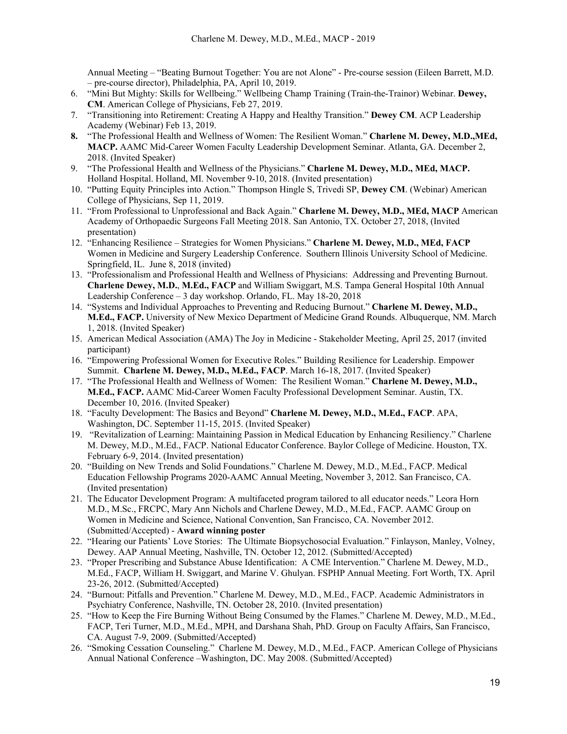Annual Meeting – "Beating Burnout Together: You are not Alone" - Pre-course session (Eileen Barrett, M.D. – pre-course director), Philadelphia, PA, April 10, 2019.

6. "Mini But Mighty: Skills for Wellbeing." Wellbeing Champ Training (Train-the-Trainor) Webinar. **Dewey, CM**. American College of Physicians, Feb 27, 2019.
7. "Transitioning into Retirement: Creating A Happy and Healthy Transition." **Dewey CM**. ACP Leadership Academy (Webinar) Feb 13, 2019.
8. "The Professional Health and Wellness of Women: The Resilient Woman." **Charlene M. Dewey, M.D.,MEd, MACP.** AAMC Mid-Career Women Faculty Leadership Development Seminar. Atlanta, GA. December 2, 2018. (Invited Speaker)
9. "The Professional Health and Wellness of the Physicians." **Charlene M. Dewey, M.D., MEd, MACP.** Holland Hospital. Holland, MI. November 9-10, 2018. (Invited presentation)
10. "Putting Equity Principles into Action." Thompson Hingle S, Trivedi SP, **Dewey CM**. (Webinar) American College of Physicians, Sep 11, 2019.
11. "From Professional to Unprofessional and Back Again." **Charlene M. Dewey, M.D., MEd, MACP** American Academy of Orthopaedic Surgeons Fall Meeting 2018. San Antonio, TX. October 27, 2018, (Invited presentation)
12. "Enhancing Resilience – Strategies for Women Physicians." **Charlene M. Dewey, M.D., MEd, FACP** Women in Medicine and Surgery Leadership Conference. Southern Illinois University School of Medicine. Springfield, IL. June 8, 2018 (invited)
13. "Professionalism and Professional Health and Wellness of Physicians: Addressing and Preventing Burnout. **Charlene Dewey, M.D.**, **M.Ed., FACP** and William Swiggart, M.S. Tampa General Hospital 10th Annual Leadership Conference – 3 day workshop. Orlando, FL. May 18-20, 2018
14. "Systems and Individual Approaches to Preventing and Reducing Burnout." **Charlene M. Dewey, M.D., M.Ed., FACP.** University of New Mexico Department of Medicine Grand Rounds. Albuquerque, NM. March 1, 2018. (Invited Speaker)
15. American Medical Association (AMA) The Joy in Medicine - Stakeholder Meeting, April 25, 2017 (invited participant)
16. "Empowering Professional Women for Executive Roles." Building Resilience for Leadership. Empower Summit. **Charlene M. Dewey, M.D., M.Ed., FACP**. March 16-18, 2017. (Invited Speaker)
17. "The Professional Health and Wellness of Women: The Resilient Woman." **Charlene M. Dewey, M.D., M.Ed., FACP.** AAMC Mid-Career Women Faculty Professional Development Seminar. Austin, TX. December 10, 2016. (Invited Speaker)
18. "Faculty Development: The Basics and Beyond" **Charlene M. Dewey, M.D., M.Ed., FACP**. APA, Washington, DC. September 11-15, 2015. (Invited Speaker)
19. "Revitalization of Learning: Maintaining Passion in Medical Education by Enhancing Resiliency." Charlene M. Dewey, M.D., M.Ed., FACP. National Educator Conference. Baylor College of Medicine. Houston, TX. February 6-9, 2014. (Invited presentation)
20. "Building on New Trends and Solid Foundations." Charlene M. Dewey, M.D., M.Ed., FACP. Medical Education Fellowship Programs 2020-AAMC Annual Meeting, November 3, 2012. San Francisco, CA. (Invited presentation)
21. The Educator Development Program: A multifaceted program tailored to all educator needs." Leora Horn M.D., M.Sc., FRCPC, Mary Ann Nichols and Charlene Dewey, M.D., M.Ed., FACP. AAMC Group on Women in Medicine and Science, National Convention, San Francisco, CA. November 2012. (Submitted/Accepted) - **Award winning poster**
22. "Hearing our Patients' Love Stories: The Ultimate Biopsychosocial Evaluation." Finlayson, Manley, Volney, Dewey. AAP Annual Meeting, Nashville, TN. October 12, 2012. (Submitted/Accepted)
23. "Proper Prescribing and Substance Abuse Identification: A CME Intervention." Charlene M. Dewey, M.D., M.Ed., FACP, William H. Swiggart, and Marine V. Ghulyan. FSPHP Annual Meeting. Fort Worth, TX. April 23-26, 2012. (Submitted/Accepted)
24. "Burnout: Pitfalls and Prevention." Charlene M. Dewey, M.D., M.Ed., FACP. Academic Administrators in Psychiatry Conference, Nashville, TN. October 28, 2010. (Invited presentation)
25. "How to Keep the Fire Burning Without Being Consumed by the Flames." Charlene M. Dewey, M.D., M.Ed., FACP, Teri Turner, M.D., M.Ed., MPH, and Darshana Shah, PhD. Group on Faculty Affairs, San Francisco, CA. August 7-9, 2009. (Submitted/Accepted)
26. "Smoking Cessation Counseling." Charlene M. Dewey, M.D., M.Ed., FACP. American College of Physicians Annual National Conference –Washington, DC. May 2008. (Submitted/Accepted)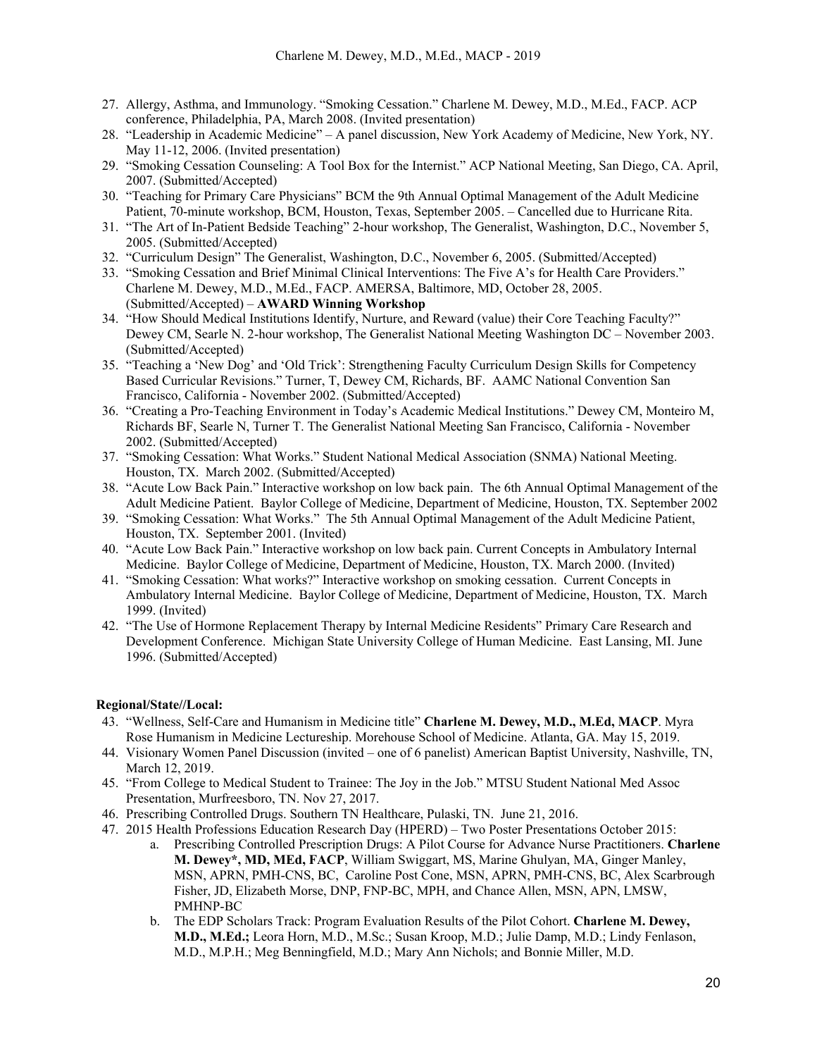27. Allergy, Asthma, and Immunology. "Smoking Cessation." Charlene M. Dewey, M.D., M.Ed., FACP. ACP conference, Philadelphia, PA, March 2008. (Invited presentation)
28. "Leadership in Academic Medicine" – A panel discussion, New York Academy of Medicine, New York, NY. May 11-12, 2006. (Invited presentation)
29. "Smoking Cessation Counseling: A Tool Box for the Internist." ACP National Meeting, San Diego, CA. April, 2007. (Submitted/Accepted)
30. "Teaching for Primary Care Physicians" BCM the 9th Annual Optimal Management of the Adult Medicine Patient, 70-minute workshop, BCM, Houston, Texas, September 2005. – Cancelled due to Hurricane Rita.
31. "The Art of In-Patient Bedside Teaching" 2-hour workshop, The Generalist, Washington, D.C., November 5, 2005. (Submitted/Accepted)
32. "Curriculum Design" The Generalist, Washington, D.C., November 6, 2005. (Submitted/Accepted)
33. "Smoking Cessation and Brief Minimal Clinical Interventions: The Five A's for Health Care Providers." Charlene M. Dewey, M.D., M.Ed., FACP. AMERSA, Baltimore, MD, October 28, 2005. (Submitted/Accepted) – **AWARD Winning Workshop**
34. "How Should Medical Institutions Identify, Nurture, and Reward (value) their Core Teaching Faculty?" Dewey CM, Searle N. 2-hour workshop, The Generalist National Meeting Washington DC – November 2003. (Submitted/Accepted)
35. "Teaching a 'New Dog' and 'Old Trick': Strengthening Faculty Curriculum Design Skills for Competency Based Curricular Revisions." Turner, T, Dewey CM, Richards, BF. AAMC National Convention San Francisco, California - November 2002. (Submitted/Accepted)
36. "Creating a Pro-Teaching Environment in Today's Academic Medical Institutions." Dewey CM, Monteiro M, Richards BF, Searle N, Turner T. The Generalist National Meeting San Francisco, California - November 2002. (Submitted/Accepted)
37. "Smoking Cessation: What Works." Student National Medical Association (SNMA) National Meeting. Houston, TX. March 2002. (Submitted/Accepted)
38. "Acute Low Back Pain." Interactive workshop on low back pain. The 6th Annual Optimal Management of the Adult Medicine Patient. Baylor College of Medicine, Department of Medicine, Houston, TX. September 2002
39. "Smoking Cessation: What Works." The 5th Annual Optimal Management of the Adult Medicine Patient, Houston, TX. September 2001. (Invited)
40. "Acute Low Back Pain." Interactive workshop on low back pain. Current Concepts in Ambulatory Internal Medicine. Baylor College of Medicine, Department of Medicine, Houston, TX. March 2000. (Invited)
41. "Smoking Cessation: What works?" Interactive workshop on smoking cessation. Current Concepts in Ambulatory Internal Medicine. Baylor College of Medicine, Department of Medicine, Houston, TX. March 1999. (Invited)
42. "The Use of Hormone Replacement Therapy by Internal Medicine Residents" Primary Care Research and Development Conference. Michigan State University College of Human Medicine. East Lansing, MI. June 1996. (Submitted/Accepted)

**Regional/State//Local:**

43. "Wellness, Self-Care and Humanism in Medicine title" **Charlene M. Dewey, M.D., M.Ed, MACP**. Myra Rose Humanism in Medicine Lectureship. Morehouse School of Medicine. Atlanta, GA. May 15, 2019.
44. Visionary Women Panel Discussion (invited – one of 6 panelist) American Baptist University, Nashville, TN, March 12, 2019.
45. "From College to Medical Student to Trainee: The Joy in the Job." MTSU Student National Med Assoc Presentation, Murfreesboro, TN. Nov 27, 2017.
46. Prescribing Controlled Drugs. Southern TN Healthcare, Pulaski, TN. June 21, 2016.
47. 2015 Health Professions Education Research Day (HPERD) – Two Poster Presentations October 2015:
    a. Prescribing Controlled Prescription Drugs: A Pilot Course for Advance Nurse Practitioners. **Charlene M. Dewey*, MD, MEd, FACP**, William Swiggart, MS, Marine Ghulyan, MA, Ginger Manley, MSN, APRN, PMH-CNS, BC, Caroline Post Cone, MSN, APRN, PMH-CNS, BC, Alex Scarbrough Fisher, JD, Elizabeth Morse, DNP, FNP-BC, MPH, and Chance Allen, MSN, APN, LMSW, PMHNP-BC
    b. The EDP Scholars Track: Program Evaluation Results of the Pilot Cohort. **Charlene M. Dewey, M.D., M.Ed.;** Leora Horn, M.D., M.Sc.; Susan Kroop, M.D.; Julie Damp, M.D.; Lindy Fenlason, M.D., M.P.H.; Meg Benningfield, M.D.; Mary Ann Nichols; and Bonnie Miller, M.D.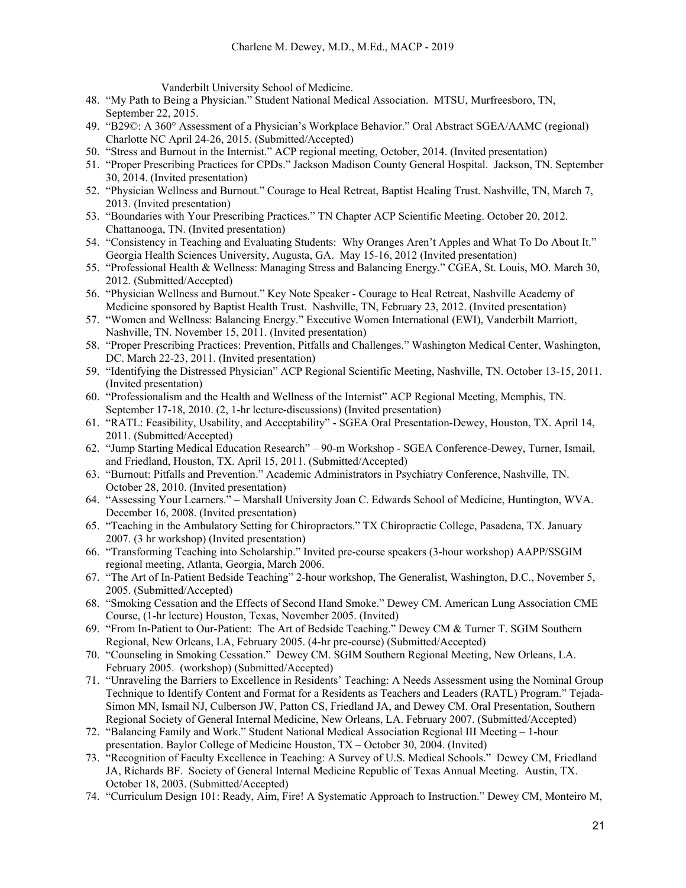Vanderbilt University School of Medicine.

48. "My Path to Being a Physician." Student National Medical Association. MTSU, Murfreesboro, TN, September 22, 2015.
49. "B29©: A 360° Assessment of a Physician's Workplace Behavior." Oral Abstract SGEA/AAMC (regional) Charlotte NC April 24-26, 2015. (Submitted/Accepted)
50. "Stress and Burnout in the Internist." ACP regional meeting, October, 2014. (Invited presentation)
51. "Proper Prescribing Practices for CPDs." Jackson Madison County General Hospital. Jackson, TN. September 30, 2014. (Invited presentation)
52. "Physician Wellness and Burnout." Courage to Heal Retreat, Baptist Healing Trust. Nashville, TN, March 7, 2013. (Invited presentation)
53. "Boundaries with Your Prescribing Practices." TN Chapter ACP Scientific Meeting. October 20, 2012. Chattanooga, TN. (Invited presentation)
54. "Consistency in Teaching and Evaluating Students: Why Oranges Aren't Apples and What To Do About It." Georgia Health Sciences University, Augusta, GA. May 15-16, 2012 (Invited presentation)
55. "Professional Health & Wellness: Managing Stress and Balancing Energy." CGEA, St. Louis, MO. March 30, 2012. (Submitted/Accepted)
56. "Physician Wellness and Burnout." Key Note Speaker - Courage to Heal Retreat, Nashville Academy of Medicine sponsored by Baptist Health Trust. Nashville, TN, February 23, 2012. (Invited presentation)
57. "Women and Wellness: Balancing Energy." Executive Women International (EWI), Vanderbilt Marriott, Nashville, TN. November 15, 2011. (Invited presentation)
58. "Proper Prescribing Practices: Prevention, Pitfalls and Challenges." Washington Medical Center, Washington, DC. March 22-23, 2011. (Invited presentation)
59. "Identifying the Distressed Physician" ACP Regional Scientific Meeting, Nashville, TN. October 13-15, 2011. (Invited presentation)
60. "Professionalism and the Health and Wellness of the Internist" ACP Regional Meeting, Memphis, TN. September 17-18, 2010. (2, 1-hr lecture-discussions) (Invited presentation)
61. "RATL: Feasibility, Usability, and Acceptability" - SGEA Oral Presentation-Dewey, Houston, TX. April 14, 2011. (Submitted/Accepted)
62. "Jump Starting Medical Education Research" – 90-m Workshop - SGEA Conference-Dewey, Turner, Ismail, and Friedland, Houston, TX. April 15, 2011. (Submitted/Accepted)
63. "Burnout: Pitfalls and Prevention." Academic Administrators in Psychiatry Conference, Nashville, TN. October 28, 2010. (Invited presentation)
64. "Assessing Your Learners." – Marshall University Joan C. Edwards School of Medicine, Huntington, WVA. December 16, 2008. (Invited presentation)
65. "Teaching in the Ambulatory Setting for Chiropractors." TX Chiropractic College, Pasadena, TX. January 2007. (3 hr workshop) (Invited presentation)
66. "Transforming Teaching into Scholarship." Invited pre-course speakers (3-hour workshop) AAPP/SSGIM regional meeting, Atlanta, Georgia, March 2006.
67. "The Art of In-Patient Bedside Teaching" 2-hour workshop, The Generalist, Washington, D.C., November 5, 2005. (Submitted/Accepted)
68. "Smoking Cessation and the Effects of Second Hand Smoke." Dewey CM. American Lung Association CME Course, (1-hr lecture) Houston, Texas, November 2005. (Invited)
69. "From In-Patient to Our-Patient: The Art of Bedside Teaching." Dewey CM & Turner T. SGIM Southern Regional, New Orleans, LA, February 2005. (4-hr pre-course) (Submitted/Accepted)
70. "Counseling in Smoking Cessation." Dewey CM. SGIM Southern Regional Meeting, New Orleans, LA. February 2005. (workshop) (Submitted/Accepted)
71. "Unraveling the Barriers to Excellence in Residents' Teaching: A Needs Assessment using the Nominal Group Technique to Identify Content and Format for a Residents as Teachers and Leaders (RATL) Program." Tejada-Simon MN, Ismail NJ, Culberson JW, Patton CS, Friedland JA, and Dewey CM. Oral Presentation, Southern Regional Society of General Internal Medicine, New Orleans, LA. February 2007. (Submitted/Accepted)
72. "Balancing Family and Work." Student National Medical Association Regional III Meeting – 1-hour presentation. Baylor College of Medicine Houston, TX – October 30, 2004. (Invited)
73. "Recognition of Faculty Excellence in Teaching: A Survey of U.S. Medical Schools." Dewey CM, Friedland JA, Richards BF. Society of General Internal Medicine Republic of Texas Annual Meeting. Austin, TX. October 18, 2003. (Submitted/Accepted)
74. "Curriculum Design 101: Ready, Aim, Fire! A Systematic Approach to Instruction." Dewey CM, Monteiro M,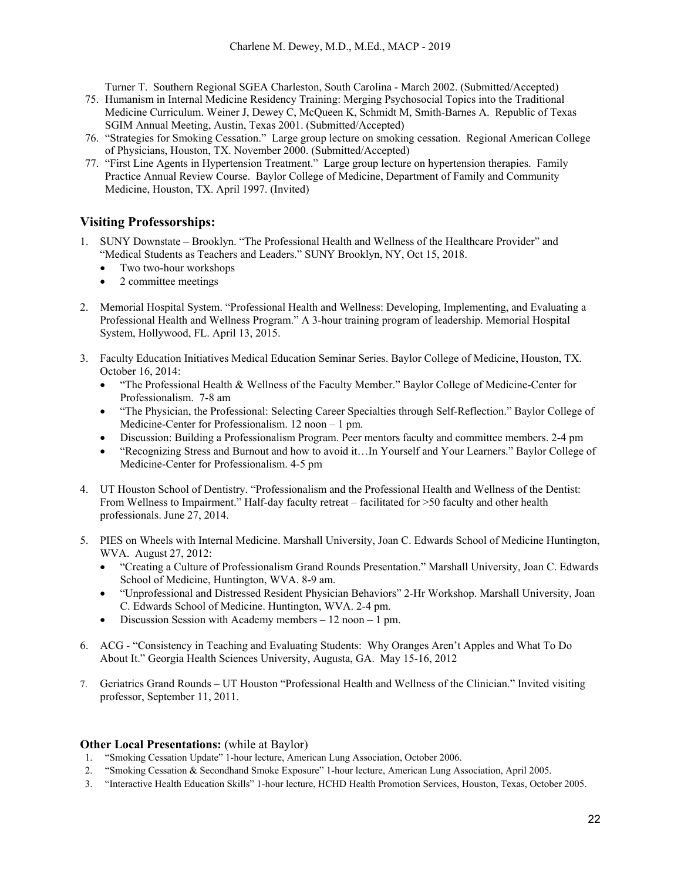Turner T. Southern Regional SGEA Charleston, South Carolina - March 2002. (Submitted/Accepted)

75. Humanism in Internal Medicine Residency Training: Merging Psychosocial Topics into the Traditional Medicine Curriculum. Weiner J, Dewey C, McQueen K, Schmidt M, Smith-Barnes A. Republic of Texas SGIM Annual Meeting, Austin, Texas 2001. (Submitted/Accepted)
76. "Strategies for Smoking Cessation." Large group lecture on smoking cessation. Regional American College of Physicians, Houston, TX. November 2000. (Submitted/Accepted)
77. "First Line Agents in Hypertension Treatment." Large group lecture on hypertension therapies. Family Practice Annual Review Course. Baylor College of Medicine, Department of Family and Community Medicine, Houston, TX. April 1997. (Invited)

## Visiting Professorships:

1. SUNY Downstate – Brooklyn. "The Professional Health and Wellness of the Healthcare Provider" and "Medical Students as Teachers and Leaders." SUNY Brooklyn, NY, Oct 15, 2018.
   - Two two-hour workshops
   - 2 committee meetings

2. Memorial Hospital System. "Professional Health and Wellness: Developing, Implementing, and Evaluating a Professional Health and Wellness Program." A 3-hour training program of leadership. Memorial Hospital System, Hollywood, FL. April 13, 2015.

3. Faculty Education Initiatives Medical Education Seminar Series. Baylor College of Medicine, Houston, TX. October 16, 2014:
   - "The Professional Health & Wellness of the Faculty Member." Baylor College of Medicine-Center for Professionalism. 7-8 am
   - "The Physician, the Professional: Selecting Career Specialties through Self-Reflection." Baylor College of Medicine-Center for Professionalism. 12 noon – 1 pm.
   - Discussion: Building a Professionalism Program. Peer mentors faculty and committee members. 2-4 pm
   - "Recognizing Stress and Burnout and how to avoid it…In Yourself and Your Learners." Baylor College of Medicine-Center for Professionalism. 4-5 pm

4. UT Houston School of Dentistry. "Professionalism and the Professional Health and Wellness of the Dentist: From Wellness to Impairment." Half-day faculty retreat – facilitated for >50 faculty and other health professionals. June 27, 2014.

5. PIES on Wheels with Internal Medicine. Marshall University, Joan C. Edwards School of Medicine Huntington, WVA. August 27, 2012:
   - "Creating a Culture of Professionalism Grand Rounds Presentation." Marshall University, Joan C. Edwards School of Medicine, Huntington, WVA. 8-9 am.
   - "Unprofessional and Distressed Resident Physician Behaviors" 2-Hr Workshop. Marshall University, Joan C. Edwards School of Medicine. Huntington, WVA. 2-4 pm.
   - Discussion Session with Academy members – 12 noon – 1 pm.

6. ACG - "Consistency in Teaching and Evaluating Students: Why Oranges Aren't Apples and What To Do About It." Georgia Health Sciences University, Augusta, GA. May 15-16, 2012

7. Geriatrics Grand Rounds – UT Houston "Professional Health and Wellness of the Clinician." Invited visiting professor, September 11, 2011.

### Other Local Presentations: (while at Baylor)

1. "Smoking Cessation Update" 1-hour lecture, American Lung Association, October 2006.
2. "Smoking Cessation & Secondhand Smoke Exposure" 1-hour lecture, American Lung Association, April 2005.
3. "Interactive Health Education Skills" 1-hour lecture, HCHD Health Promotion Services, Houston, Texas, October 2005.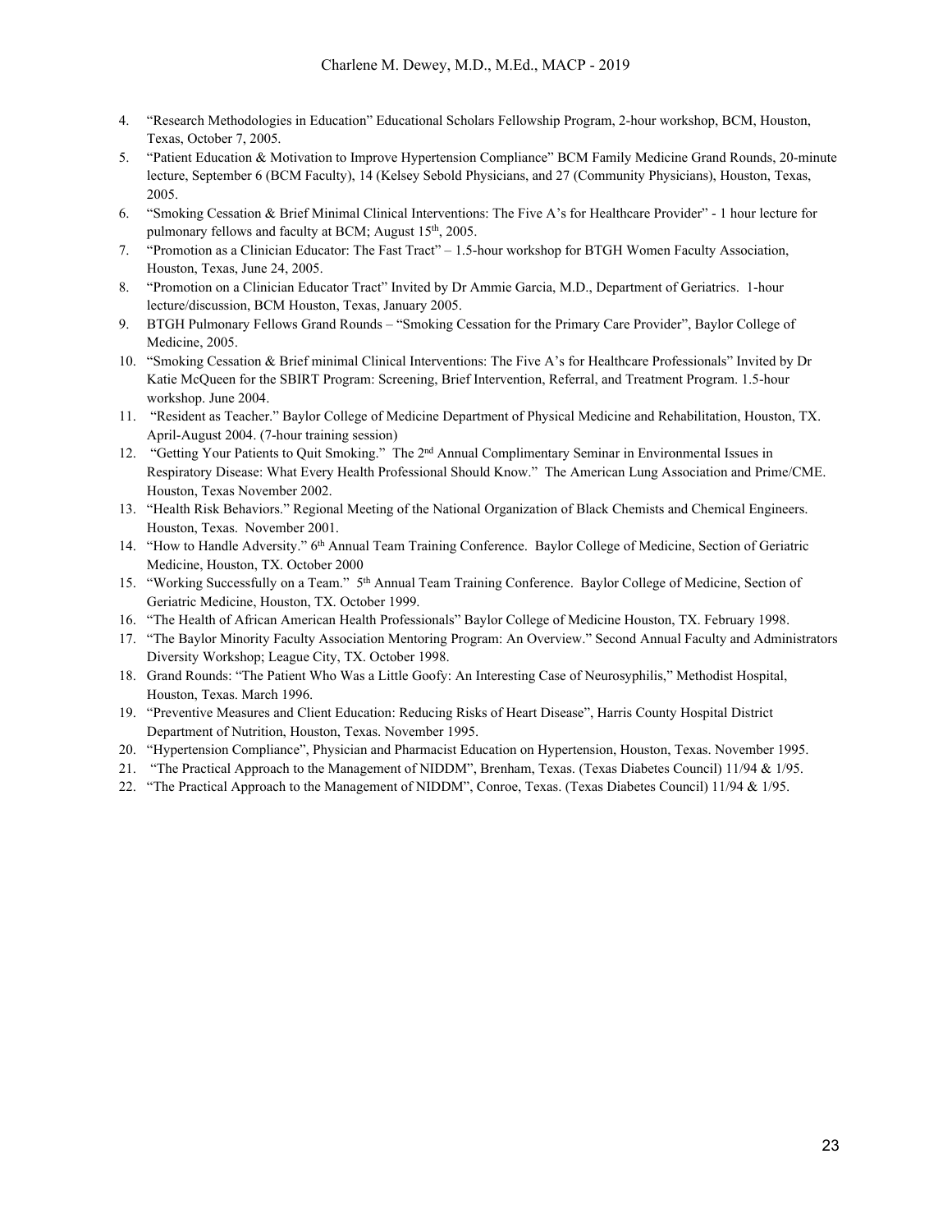4. "Research Methodologies in Education" Educational Scholars Fellowship Program, 2-hour workshop, BCM, Houston, Texas, October 7, 2005.
5. "Patient Education & Motivation to Improve Hypertension Compliance" BCM Family Medicine Grand Rounds, 20-minute lecture, September 6 (BCM Faculty), 14 (Kelsey Sebold Physicians, and 27 (Community Physicians), Houston, Texas, 2005.
6. "Smoking Cessation & Brief Minimal Clinical Interventions: The Five A's for Healthcare Provider" - 1 hour lecture for pulmonary fellows and faculty at BCM; August 15th, 2005.
7. "Promotion as a Clinician Educator: The Fast Tract" – 1.5-hour workshop for BTGH Women Faculty Association, Houston, Texas, June 24, 2005.
8. "Promotion on a Clinician Educator Tract" Invited by Dr Ammie Garcia, M.D., Department of Geriatrics. 1-hour lecture/discussion, BCM Houston, Texas, January 2005.
9. BTGH Pulmonary Fellows Grand Rounds – "Smoking Cessation for the Primary Care Provider", Baylor College of Medicine, 2005.
10. "Smoking Cessation & Brief minimal Clinical Interventions: The Five A's for Healthcare Professionals" Invited by Dr Katie McQueen for the SBIRT Program: Screening, Brief Intervention, Referral, and Treatment Program. 1.5-hour workshop. June 2004.
11. "Resident as Teacher." Baylor College of Medicine Department of Physical Medicine and Rehabilitation, Houston, TX. April-August 2004. (7-hour training session)
12. "Getting Your Patients to Quit Smoking." The 2nd Annual Complimentary Seminar in Environmental Issues in Respiratory Disease: What Every Health Professional Should Know." The American Lung Association and Prime/CME. Houston, Texas November 2002.
13. "Health Risk Behaviors." Regional Meeting of the National Organization of Black Chemists and Chemical Engineers. Houston, Texas. November 2001.
14. "How to Handle Adversity." 6th Annual Team Training Conference. Baylor College of Medicine, Section of Geriatric Medicine, Houston, TX. October 2000
15. "Working Successfully on a Team." 5th Annual Team Training Conference. Baylor College of Medicine, Section of Geriatric Medicine, Houston, TX. October 1999.
16. "The Health of African American Health Professionals" Baylor College of Medicine Houston, TX. February 1998.
17. "The Baylor Minority Faculty Association Mentoring Program: An Overview." Second Annual Faculty and Administrators Diversity Workshop; League City, TX. October 1998.
18. Grand Rounds: "The Patient Who Was a Little Goofy: An Interesting Case of Neurosyphilis," Methodist Hospital, Houston, Texas. March 1996.
19. "Preventive Measures and Client Education: Reducing Risks of Heart Disease", Harris County Hospital District Department of Nutrition, Houston, Texas. November 1995.
20. "Hypertension Compliance", Physician and Pharmacist Education on Hypertension, Houston, Texas. November 1995.
21. "The Practical Approach to the Management of NIDDM", Brenham, Texas. (Texas Diabetes Council) 11/94 & 1/95.
22. "The Practical Approach to the Management of NIDDM", Conroe, Texas. (Texas Diabetes Council) 11/94 & 1/95.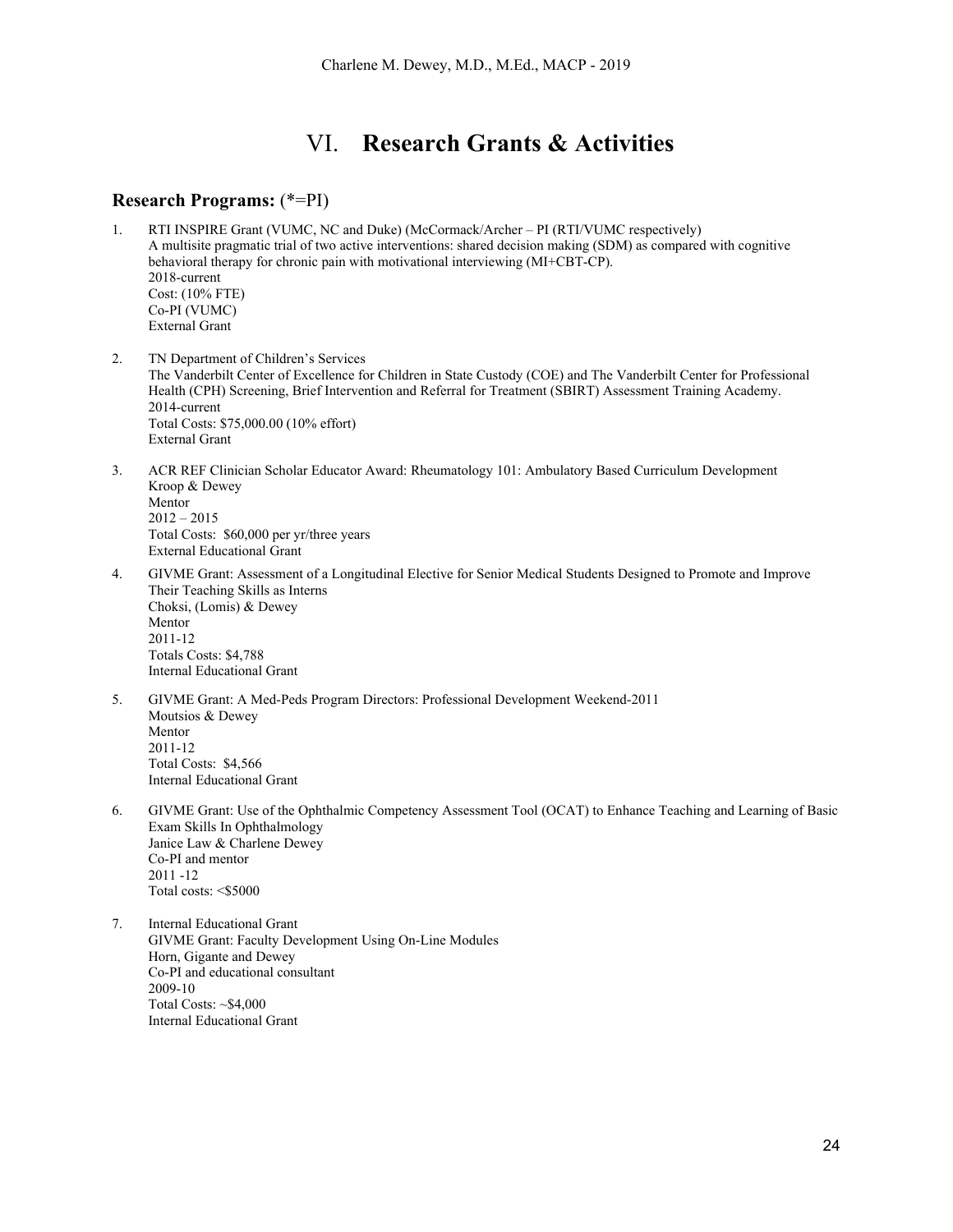# VI. **Research Grants & Activities**

## Research Programs: (*=PI)

1. RTI INSPIRE Grant (VUMC, NC and Duke) (McCormack/Archer – PI (RTI/VUMC respectively)
   A multisite pragmatic trial of two active interventions: shared decision making (SDM) as compared with cognitive behavioral therapy for chronic pain with motivational interviewing (MI+CBT-CP).
   2018-current
   Cost: (10% FTE)
   Co-PI (VUMC)
   External Grant

2. TN Department of Children's Services
   The Vanderbilt Center of Excellence for Children in State Custody (COE) and The Vanderbilt Center for Professional Health (CPH) Screening, Brief Intervention and Referral for Treatment (SBIRT) Assessment Training Academy.
   2014-current
   Total Costs: $75,000.00 (10% effort)
   External Grant

3. ACR REF Clinician Scholar Educator Award: Rheumatology 101: Ambulatory Based Curriculum Development
   Kroop & Dewey
   Mentor
   2012 – 2015
   Total Costs: $60,000 per yr/three years
   External Educational Grant

4. GIVME Grant: Assessment of a Longitudinal Elective for Senior Medical Students Designed to Promote and Improve Their Teaching Skills as Interns
   Choksi, (Lomis) & Dewey
   Mentor
   2011-12
   Totals Costs: $4,788
   Internal Educational Grant

5. GIVME Grant: A Med-Peds Program Directors: Professional Development Weekend-2011
   Moutsios & Dewey
   Mentor
   2011-12
   Total Costs: $4,566
   Internal Educational Grant

6. GIVME Grant: Use of the Ophthalmic Competency Assessment Tool (OCAT) to Enhance Teaching and Learning of Basic Exam Skills In Ophthalmology
   Janice Law & Charlene Dewey
   Co-PI and mentor
   2011 -12
   Total costs: <$5000

7. Internal Educational Grant
   GIVME Grant: Faculty Development Using On-Line Modules
   Horn, Gigante and Dewey
   Co-PI and educational consultant
   2009-10
   Total Costs: ~$4,000
   Internal Educational Grant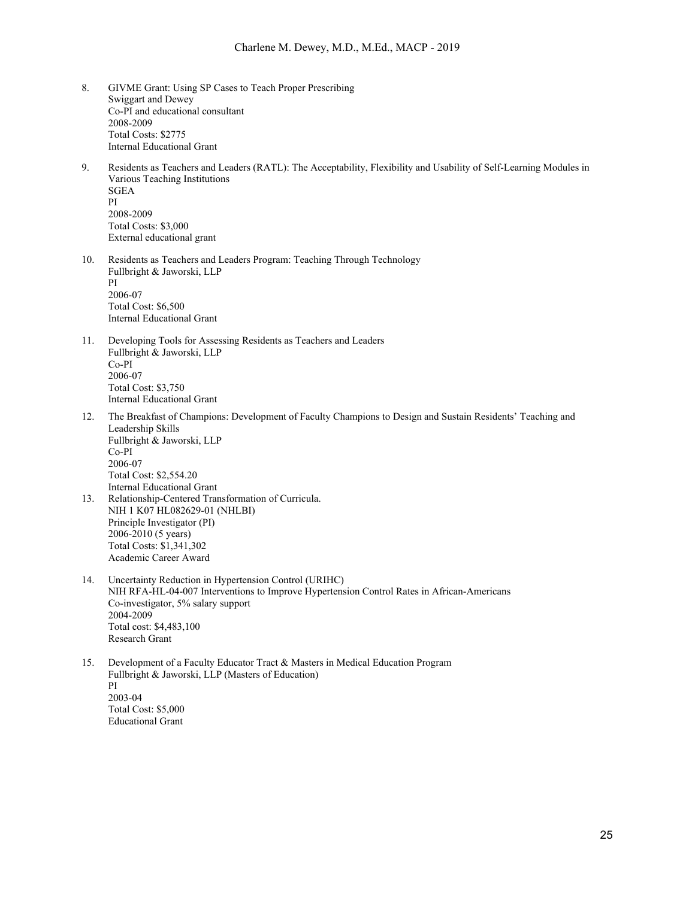8. GIVME Grant: Using SP Cases to Teach Proper Prescribing
   Swiggart and Dewey
   Co-PI and educational consultant
   2008-2009
   Total Costs: $2775
   Internal Educational Grant

9. Residents as Teachers and Leaders (RATL): The Acceptability, Flexibility and Usability of Self-Learning Modules in Various Teaching Institutions
   SGEA
   PI
   2008-2009
   Total Costs: $3,000
   External educational grant

10. Residents as Teachers and Leaders Program: Teaching Through Technology
    Fullbright & Jaworski, LLP
    PI
    2006-07
    Total Cost: $6,500
    Internal Educational Grant

11. Developing Tools for Assessing Residents as Teachers and Leaders
    Fullbright & Jaworski, LLP
    Co-PI
    2006-07
    Total Cost: $3,750
    Internal Educational Grant

12. The Breakfast of Champions: Development of Faculty Champions to Design and Sustain Residents' Teaching and Leadership Skills
    Fullbright & Jaworski, LLP
    Co-PI
    2006-07
    Total Cost: $2,554.20
    Internal Educational Grant

13. Relationship-Centered Transformation of Curricula.
    NIH 1 K07 HL082629-01 (NHLBI)
    Principle Investigator (PI)
    2006-2010 (5 years)
    Total Costs: $1,341,302
    Academic Career Award

14. Uncertainty Reduction in Hypertension Control (URIHC)
    NIH RFA-HL-04-007 Interventions to Improve Hypertension Control Rates in African-Americans
    Co-investigator, 5% salary support
    2004-2009
    Total cost: $4,483,100
    Research Grant

15. Development of a Faculty Educator Tract & Masters in Medical Education Program
    Fullbright & Jaworski, LLP (Masters of Education)
    PI
    2003-04
    Total Cost: $5,000
    Educational Grant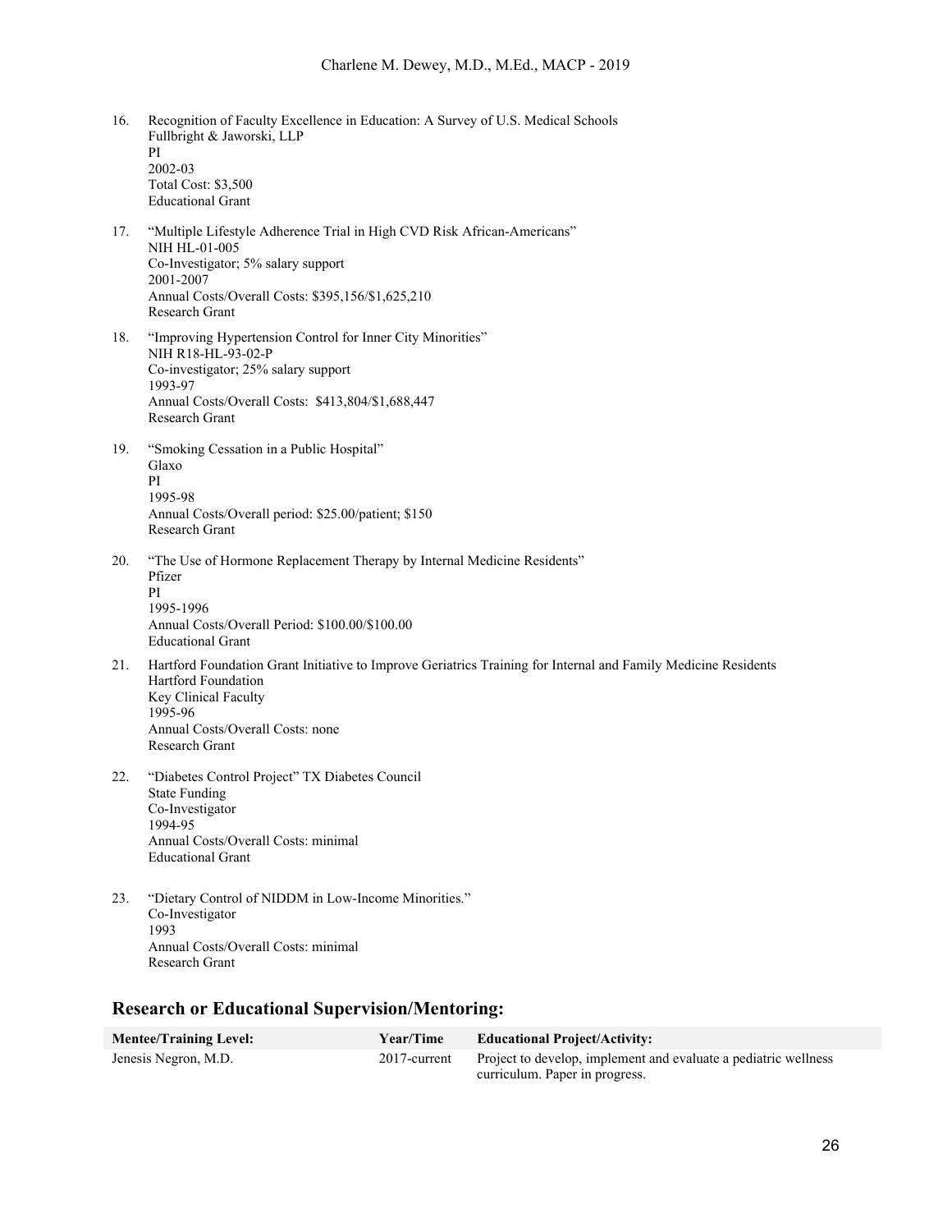16. Recognition of Faculty Excellence in Education: A Survey of U.S. Medical Schools
    Fullbright & Jaworski, LLP
    PI
    2002-03
    Total Cost: $3,500
    Educational Grant

17. "Multiple Lifestyle Adherence Trial in High CVD Risk African-Americans"
    NIH HL-01-005
    Co-Investigator; 5% salary support
    2001-2007
    Annual Costs/Overall Costs: $395,156/$1,625,210
    Research Grant

18. "Improving Hypertension Control for Inner City Minorities"
    NIH R18-HL-93-02-P
    Co-investigator; 25% salary support
    1993-97
    Annual Costs/Overall Costs: $413,804/$1,688,447
    Research Grant

19. "Smoking Cessation in a Public Hospital"
    Glaxo
    PI
    1995-98
    Annual Costs/Overall period: $25.00/patient; $150
    Research Grant

20. "The Use of Hormone Replacement Therapy by Internal Medicine Residents"
    Pfizer
    PI
    1995-1996
    Annual Costs/Overall Period: $100.00/$100.00
    Educational Grant

21. Hartford Foundation Grant Initiative to Improve Geriatrics Training for Internal and Family Medicine Residents
    Hartford Foundation
    Key Clinical Faculty
    1995-96
    Annual Costs/Overall Costs: none
    Research Grant

22. "Diabetes Control Project" TX Diabetes Council
    State Funding
    Co-Investigator
    1994-95
    Annual Costs/Overall Costs: minimal
    Educational Grant

23. "Dietary Control of NIDDM in Low-Income Minorities."
    Co-Investigator
    1993
    Annual Costs/Overall Costs: minimal
    Research Grant

## Research or Educational Supervision/Mentoring:

| Mentee/Training Level: | Year/Time | Educational Project/Activity: |
|---|---|---|
| Jenesis Negron, M.D. | 2017-current | Project to develop, implement and evaluate a pediatric wellness curriculum. Paper in progress. |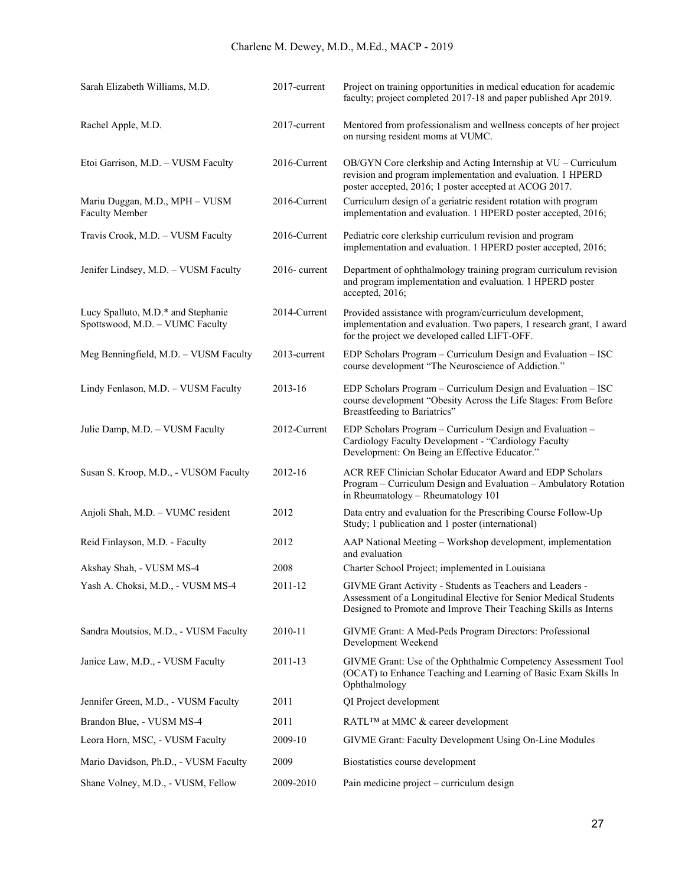| | | |
|---|---|---|
| Sarah Elizabeth Williams, M.D. | 2017-current | Project on training opportunities in medical education for academic faculty; project completed 2017-18 and paper published Apr 2019. |
| Rachel Apple, M.D. | 2017-current | Mentored from professionalism and wellness concepts of her project on nursing resident moms at VUMC. |
| Etoi Garrison, M.D. – VUSM Faculty | 2016-Current | OB/GYN Core clerkship and Acting Internship at VU – Curriculum revision and program implementation and evaluation. 1 HPERD poster accepted, 2016; 1 poster accepted at ACOG 2017. |
| Mariu Duggan, M.D., MPH – VUSM Faculty Member | 2016-Current | Curriculum design of a geriatric resident rotation with program implementation and evaluation. 1 HPERD poster accepted, 2016; |
| Travis Crook, M.D. – VUSM Faculty | 2016-Current | Pediatric core clerkship curriculum revision and program implementation and evaluation. 1 HPERD poster accepted, 2016; |
| Jenifer Lindsey, M.D. – VUSM Faculty | 2016- current | Department of ophthalmology training program curriculum revision and program implementation and evaluation. 1 HPERD poster accepted, 2016; |
| Lucy Spalluto, M.D.* and Stephanie Spottswood, M.D. – VUMC Faculty | 2014-Current | Provided assistance with program/curriculum development, implementation and evaluation. Two papers, 1 research grant, 1 award for the project we developed called LIFT-OFF. |
| Meg Benningfield, M.D. – VUSM Faculty | 2013-current | EDP Scholars Program – Curriculum Design and Evaluation – ISC course development "The Neuroscience of Addiction." |
| Lindy Fenlason, M.D. – VUSM Faculty | 2013-16 | EDP Scholars Program – Curriculum Design and Evaluation – ISC course development "Obesity Across the Life Stages: From Before Breastfeeding to Bariatrics" |
| Julie Damp, M.D. – VUSM Faculty | 2012-Current | EDP Scholars Program – Curriculum Design and Evaluation – Cardiology Faculty Development - "Cardiology Faculty Development: On Being an Effective Educator." |
| Susan S. Kroop, M.D., - VUSOM Faculty | 2012-16 | ACR REF Clinician Scholar Educator Award and EDP Scholars Program – Curriculum Design and Evaluation – Ambulatory Rotation in Rheumatology – Rheumatology 101 |
| Anjoli Shah, M.D. – VUMC resident | 2012 | Data entry and evaluation for the Prescribing Course Follow-Up Study; 1 publication and 1 poster (international) |
| Reid Finlayson, M.D. - Faculty | 2012 | AAP National Meeting – Workshop development, implementation and evaluation |
| Akshay Shah, - VUSM MS-4 | 2008 | Charter School Project; implemented in Louisiana |
| Yash A. Choksi, M.D., - VUSM MS-4 | 2011-12 | GIVME Grant Activity - Students as Teachers and Leaders - Assessment of a Longitudinal Elective for Senior Medical Students Designed to Promote and Improve Their Teaching Skills as Interns |
| Sandra Moutsios, M.D., - VUSM Faculty | 2010-11 | GIVME Grant: A Med-Peds Program Directors: Professional Development Weekend |
| Janice Law, M.D., - VUSM Faculty | 2011-13 | GIVME Grant: Use of the Ophthalmic Competency Assessment Tool (OCAT) to Enhance Teaching and Learning of Basic Exam Skills In Ophthalmology |
| Jennifer Green, M.D., - VUSM Faculty | 2011 | QI Project development |
| Brandon Blue, - VUSM MS-4 | 2011 | RATL™ at MMC & career development |
| Leora Horn, MSC, - VUSM Faculty | 2009-10 | GIVME Grant: Faculty Development Using On-Line Modules |
| Mario Davidson, Ph.D., - VUSM Faculty | 2009 | Biostatistics course development |
| Shane Volney, M.D., - VUSM, Fellow | 2009-2010 | Pain medicine project – curriculum design |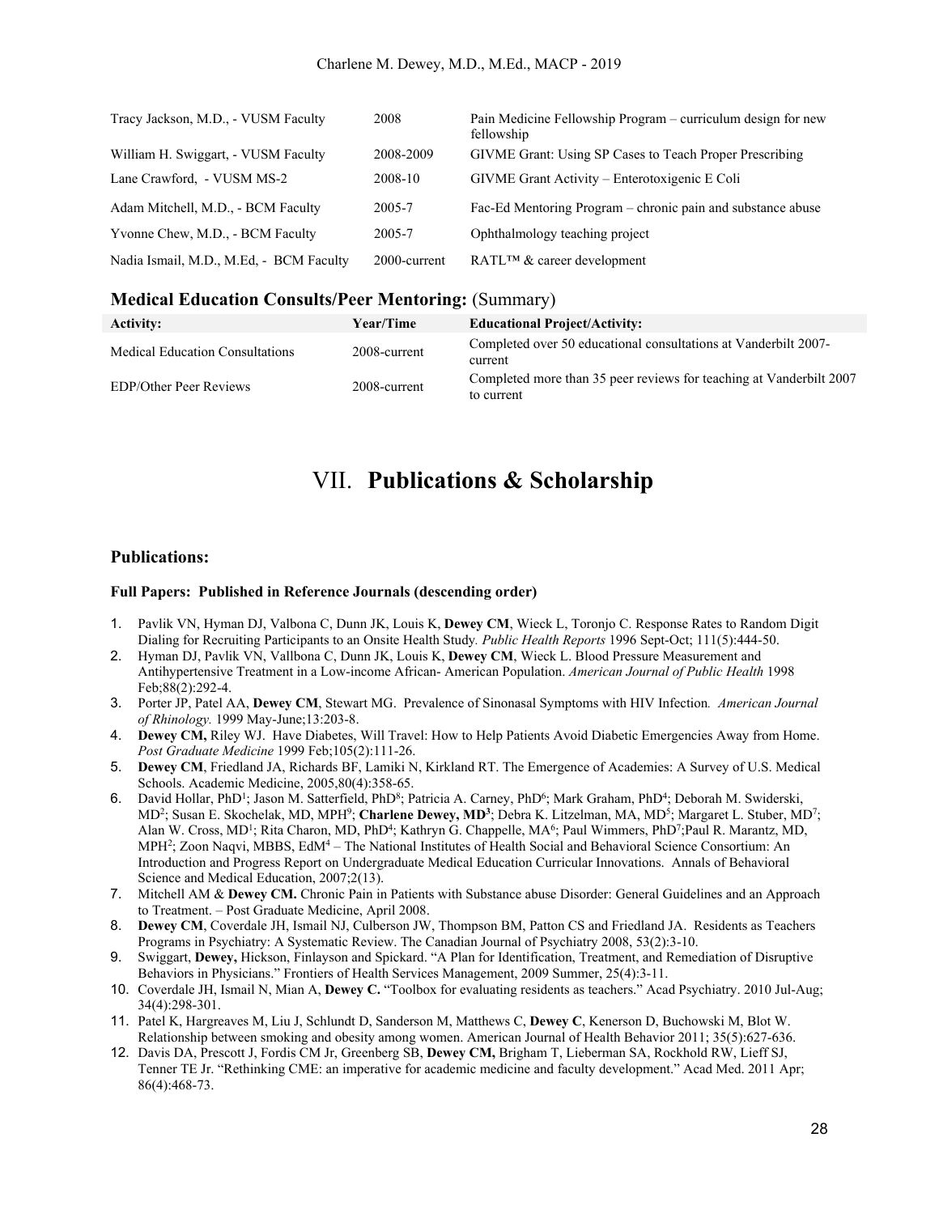| | | |
|---|---|---|
| Tracy Jackson, M.D., - VUSM Faculty | 2008 | Pain Medicine Fellowship Program – curriculum design for new fellowship |
| William H. Swiggart, - VUSM Faculty | 2008-2009 | GIVME Grant: Using SP Cases to Teach Proper Prescribing |
| Lane Crawford, - VUSM MS-2 | 2008-10 | GIVME Grant Activity – Enterotoxigenic E Coli |
| Adam Mitchell, M.D., - BCM Faculty | 2005-7 | Fac-Ed Mentoring Program – chronic pain and substance abuse |
| Yvonne Chew, M.D., - BCM Faculty | 2005-7 | Ophthalmology teaching project |
| Nadia Ismail, M.D., M.Ed, - BCM Faculty | 2000-current | RATL™ & career development |

### Medical Education Consults/Peer Mentoring: (Summary)

| Activity: | Year/Time | Educational Project/Activity: |
|---|---|---|
| Medical Education Consultations | 2008-current | Completed over 50 educational consultations at Vanderbilt 2007-current |
| EDP/Other Peer Reviews | 2008-current | Completed more than 35 peer reviews for teaching at Vanderbilt 2007 to current |

# VII. Publications & Scholarship

## Publications:

#### Full Papers: Published in Reference Journals (descending order)

1. Pavlik VN, Hyman DJ, Valbona C, Dunn JK, Louis K, **Dewey CM**, Wieck L, Toronjo C. Response Rates to Random Digit Dialing for Recruiting Participants to an Onsite Health Study. *Public Health Reports* 1996 Sept-Oct; 111(5):444-50.
2. Hyman DJ, Pavlik VN, Vallbona C, Dunn JK, Louis K, **Dewey CM**, Wieck L. Blood Pressure Measurement and Antihypertensive Treatment in a Low-income African- American Population. *American Journal of Public Health* 1998 Feb;88(2):292-4.
3. Porter JP, Patel AA, **Dewey CM**, Stewart MG. Prevalence of Sinonasal Symptoms with HIV Infection. *American Journal of Rhinology.* 1999 May-June;13:203-8.
4. **Dewey CM,** Riley WJ. Have Diabetes, Will Travel: How to Help Patients Avoid Diabetic Emergencies Away from Home. *Post Graduate Medicine* 1999 Feb;105(2):111-26.
5. **Dewey CM**, Friedland JA, Richards BF, Lamiki N, Kirkland RT. The Emergence of Academies: A Survey of U.S. Medical Schools. Academic Medicine, 2005,80(4):358-65.
6. David Hollar, PhD[1]; Jason M. Satterfield, PhD[8]; Patricia A. Carney, PhD[6]; Mark Graham, PhD[4]; Deborah M. Swiderski, MD[2]; Susan E. Skochelak, MD, MPH[9]; **Charlene Dewey, MD[3]**; Debra K. Litzelman, MA, MD[5]; Margaret L. Stuber, MD[7]; Alan W. Cross, MD[1]; Rita Charon, MD, PhD[4]; Kathryn G. Chappelle, MA[6]; Paul Wimmers, PhD[7];Paul R. Marantz, MD, MPH[2]; Zoon Naqvi, MBBS, EdM[4] – The National Institutes of Health Social and Behavioral Science Consortium: An Introduction and Progress Report on Undergraduate Medical Education Curricular Innovations. Annals of Behavioral Science and Medical Education, 2007;2(13).
7. Mitchell AM & **Dewey CM.** Chronic Pain in Patients with Substance abuse Disorder: General Guidelines and an Approach to Treatment. – Post Graduate Medicine, April 2008.
8. **Dewey CM**, Coverdale JH, Ismail NJ, Culberson JW, Thompson BM, Patton CS and Friedland JA. Residents as Teachers Programs in Psychiatry: A Systematic Review. The Canadian Journal of Psychiatry 2008, 53(2):3-10.
9. Swiggart, **Dewey,** Hickson, Finlayson and Spickard. "A Plan for Identification, Treatment, and Remediation of Disruptive Behaviors in Physicians." Frontiers of Health Services Management, 2009 Summer, 25(4):3-11.
10. Coverdale JH, Ismail N, Mian A, **Dewey C.** "Toolbox for evaluating residents as teachers." Acad Psychiatry. 2010 Jul-Aug; 34(4):298-301.
11. Patel K, Hargreaves M, Liu J, Schlundt D, Sanderson M, Matthews C, **Dewey C**, Kenerson D, Buchowski M, Blot W. Relationship between smoking and obesity among women. American Journal of Health Behavior 2011; 35(5):627-636.
12. Davis DA, Prescott J, Fordis CM Jr, Greenberg SB, **Dewey CM,** Brigham T, Lieberman SA, Rockhold RW, Lieff SJ, Tenner TE Jr. "Rethinking CME: an imperative for academic medicine and faculty development." Acad Med. 2011 Apr; 86(4):468-73.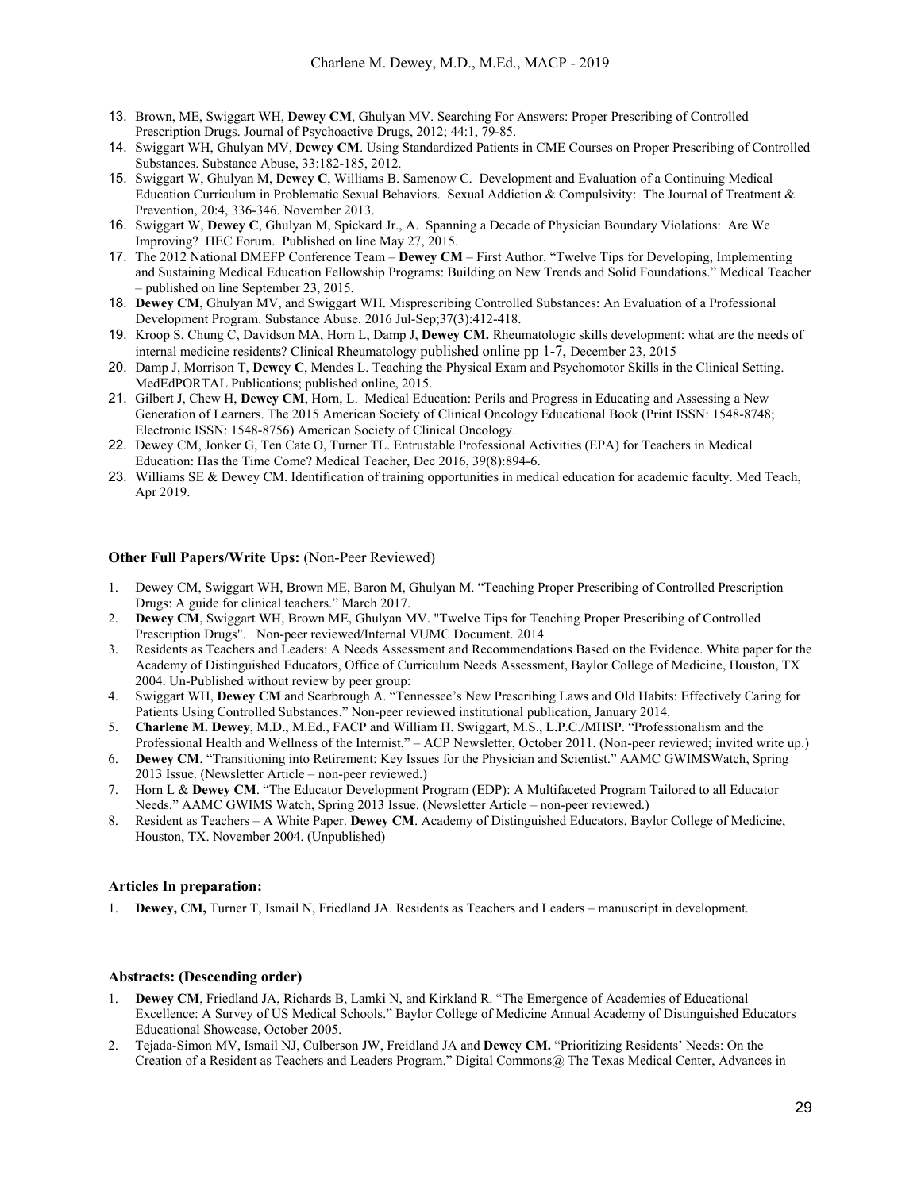13. Brown, ME, Swiggart WH, **Dewey CM**, Ghulyan MV. Searching For Answers: Proper Prescribing of Controlled Prescription Drugs. Journal of Psychoactive Drugs, 2012; 44:1, 79-85.
14. Swiggart WH, Ghulyan MV, **Dewey CM**. Using Standardized Patients in CME Courses on Proper Prescribing of Controlled Substances. Substance Abuse, 33:182-185, 2012.
15. Swiggart W, Ghulyan M, **Dewey C**, Williams B. Samenow C. Development and Evaluation of a Continuing Medical Education Curriculum in Problematic Sexual Behaviors. Sexual Addiction & Compulsivity: The Journal of Treatment & Prevention, 20:4, 336-346. November 2013.
16. Swiggart W, **Dewey C**, Ghulyan M, Spickard Jr., A. Spanning a Decade of Physician Boundary Violations: Are We Improving? HEC Forum. Published on line May 27, 2015.
17. The 2012 National DMEFP Conference Team – **Dewey CM** – First Author. "Twelve Tips for Developing, Implementing and Sustaining Medical Education Fellowship Programs: Building on New Trends and Solid Foundations." Medical Teacher – published on line September 23, 2015.
18. **Dewey CM**, Ghulyan MV, and Swiggart WH. Misprescribing Controlled Substances: An Evaluation of a Professional Development Program. Substance Abuse. 2016 Jul-Sep;37(3):412-418.
19. Kroop S, Chung C, Davidson MA, Horn L, Damp J, **Dewey CM.** Rheumatologic skills development: what are the needs of internal medicine residents? Clinical Rheumatology published online pp 1-7, December 23, 2015
20. Damp J, Morrison T, **Dewey C**, Mendes L. Teaching the Physical Exam and Psychomotor Skills in the Clinical Setting. MedEdPORTAL Publications; published online, 2015.
21. Gilbert J, Chew H, **Dewey CM**, Horn, L. Medical Education: Perils and Progress in Educating and Assessing a New Generation of Learners. The 2015 American Society of Clinical Oncology Educational Book (Print ISSN: 1548-8748; Electronic ISSN: 1548-8756) American Society of Clinical Oncology.
22. Dewey CM, Jonker G, Ten Cate O, Turner TL. Entrustable Professional Activities (EPA) for Teachers in Medical Education: Has the Time Come? Medical Teacher, Dec 2016, 39(8):894-6.
23. Williams SE & Dewey CM. Identification of training opportunities in medical education for academic faculty. Med Teach, Apr 2019.

### Other Full Papers/Write Ups: (Non-Peer Reviewed)

1. Dewey CM, Swiggart WH, Brown ME, Baron M, Ghulyan M. "Teaching Proper Prescribing of Controlled Prescription Drugs: A guide for clinical teachers." March 2017.
2. **Dewey CM**, Swiggart WH, Brown ME, Ghulyan MV. "Twelve Tips for Teaching Proper Prescribing of Controlled Prescription Drugs". Non-peer reviewed/Internal VUMC Document. 2014
3. Residents as Teachers and Leaders: A Needs Assessment and Recommendations Based on the Evidence. White paper for the Academy of Distinguished Educators, Office of Curriculum Needs Assessment, Baylor College of Medicine, Houston, TX 2004. Un-Published without review by peer group:
4. Swiggart WH, **Dewey CM** and Scarbrough A. "Tennessee's New Prescribing Laws and Old Habits: Effectively Caring for Patients Using Controlled Substances." Non-peer reviewed institutional publication, January 2014.
5. **Charlene M. Dewey**, M.D., M.Ed., FACP and William H. Swiggart, M.S., L.P.C./MHSP. "Professionalism and the Professional Health and Wellness of the Internist." – ACP Newsletter, October 2011. (Non-peer reviewed; invited write up.)
6. **Dewey CM**. "Transitioning into Retirement: Key Issues for the Physician and Scientist." AAMC GWIMSWatch, Spring 2013 Issue. (Newsletter Article – non-peer reviewed.)
7. Horn L & **Dewey CM**. "The Educator Development Program (EDP): A Multifaceted Program Tailored to all Educator Needs." AAMC GWIMS Watch, Spring 2013 Issue. (Newsletter Article – non-peer reviewed.)
8. Resident as Teachers – A White Paper. **Dewey CM**. Academy of Distinguished Educators, Baylor College of Medicine, Houston, TX. November 2004. (Unpublished)

### Articles In preparation:

1. **Dewey, CM,** Turner T, Ismail N, Friedland JA. Residents as Teachers and Leaders – manuscript in development.

### Abstracts: (Descending order)

1. **Dewey CM**, Friedland JA, Richards B, Lamki N, and Kirkland R. "The Emergence of Academies of Educational Excellence: A Survey of US Medical Schools." Baylor College of Medicine Annual Academy of Distinguished Educators Educational Showcase, October 2005.
2. Tejada-Simon MV, Ismail NJ, Culberson JW, Freidland JA and **Dewey CM.** "Prioritizing Residents' Needs: On the Creation of a Resident as Teachers and Leaders Program." Digital Commons@ The Texas Medical Center, Advances in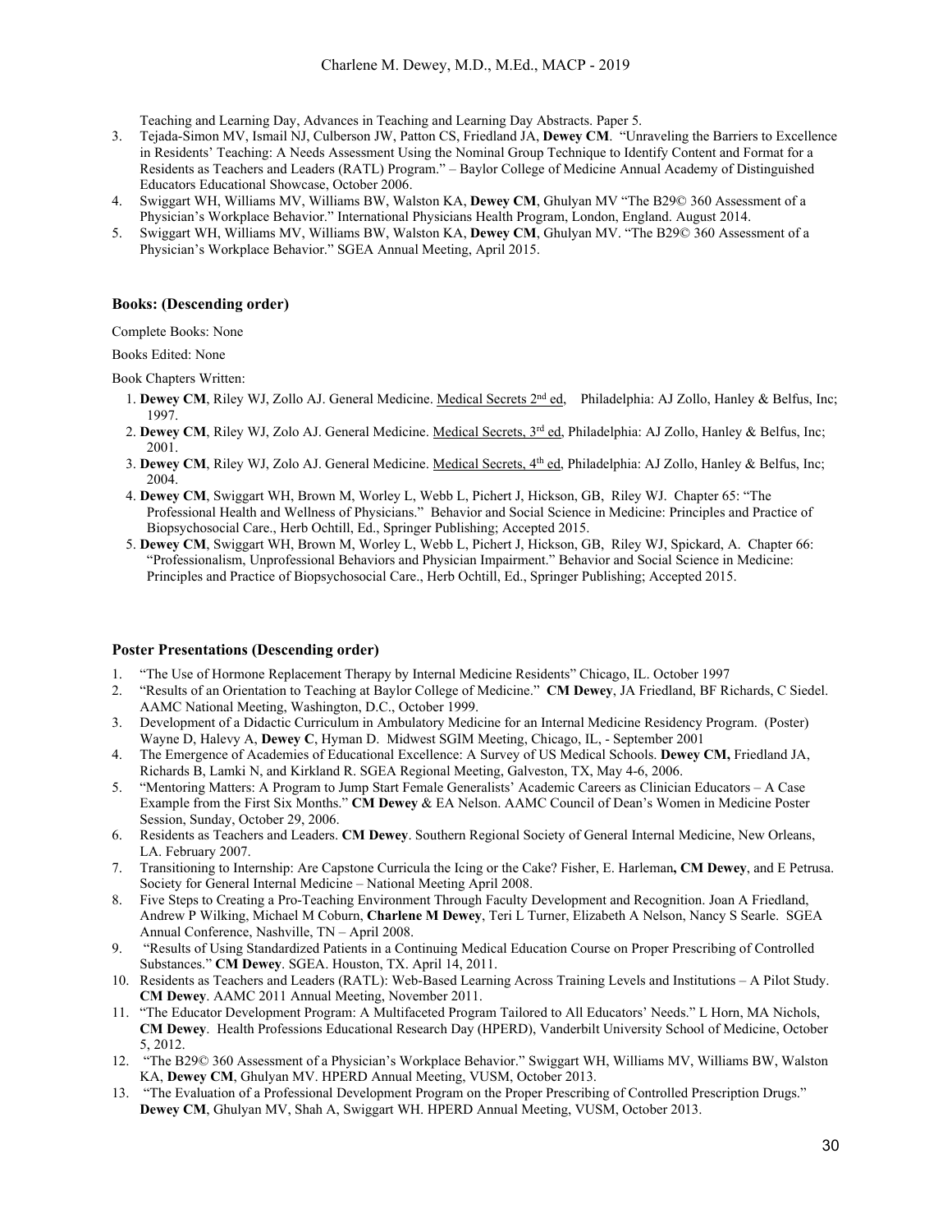Teaching and Learning Day, Advances in Teaching and Learning Day Abstracts. Paper 5.

3. Tejada-Simon MV, Ismail NJ, Culberson JW, Patton CS, Friedland JA, **Dewey CM**. "Unraveling the Barriers to Excellence in Residents' Teaching: A Needs Assessment Using the Nominal Group Technique to Identify Content and Format for a Residents as Teachers and Leaders (RATL) Program." – Baylor College of Medicine Annual Academy of Distinguished Educators Educational Showcase, October 2006.
4. Swiggart WH, Williams MV, Williams BW, Walston KA, **Dewey CM**, Ghulyan MV "The B29© 360 Assessment of a Physician's Workplace Behavior." International Physicians Health Program, London, England. August 2014.
5. Swiggart WH, Williams MV, Williams BW, Walston KA, **Dewey CM**, Ghulyan MV. "The B29© 360 Assessment of a Physician's Workplace Behavior." SGEA Annual Meeting, April 2015.

### Books: (Descending order)

Complete Books: None

Books Edited: None

Book Chapters Written:

1. **Dewey CM**, Riley WJ, Zollo AJ. General Medicine. Medical Secrets 2nd ed, Philadelphia: AJ Zollo, Hanley & Belfus, Inc; 1997.
2. **Dewey CM**, Riley WJ, Zolo AJ. General Medicine. Medical Secrets, 3rd ed, Philadelphia: AJ Zollo, Hanley & Belfus, Inc; 2001.
3. **Dewey CM**, Riley WJ, Zolo AJ. General Medicine. Medical Secrets, 4th ed, Philadelphia: AJ Zollo, Hanley & Belfus, Inc; 2004.
4. **Dewey CM**, Swiggart WH, Brown M, Worley L, Webb L, Pichert J, Hickson, GB, Riley WJ. Chapter 65: "The Professional Health and Wellness of Physicians." Behavior and Social Science in Medicine: Principles and Practice of Biopsychosocial Care., Herb Ochtill, Ed., Springer Publishing; Accepted 2015.
5. **Dewey CM**, Swiggart WH, Brown M, Worley L, Webb L, Pichert J, Hickson, GB, Riley WJ, Spickard, A. Chapter 66: "Professionalism, Unprofessional Behaviors and Physician Impairment." Behavior and Social Science in Medicine: Principles and Practice of Biopsychosocial Care., Herb Ochtill, Ed., Springer Publishing; Accepted 2015.

### Poster Presentations (Descending order)

1. "The Use of Hormone Replacement Therapy by Internal Medicine Residents" Chicago, IL. October 1997
2. "Results of an Orientation to Teaching at Baylor College of Medicine." **CM Dewey**, JA Friedland, BF Richards, C Siedel. AAMC National Meeting, Washington, D.C., October 1999.
3. Development of a Didactic Curriculum in Ambulatory Medicine for an Internal Medicine Residency Program. (Poster) Wayne D, Halevy A, **Dewey C**, Hyman D. Midwest SGIM Meeting, Chicago, IL, - September 2001
4. The Emergence of Academies of Educational Excellence: A Survey of US Medical Schools. **Dewey CM,** Friedland JA, Richards B, Lamki N, and Kirkland R. SGEA Regional Meeting, Galveston, TX, May 4-6, 2006.
5. "Mentoring Matters: A Program to Jump Start Female Generalists' Academic Careers as Clinician Educators – A Case Example from the First Six Months." **CM Dewey** & EA Nelson. AAMC Council of Dean's Women in Medicine Poster Session, Sunday, October 29, 2006.
6. Residents as Teachers and Leaders. **CM Dewey**. Southern Regional Society of General Internal Medicine, New Orleans, LA. February 2007.
7. Transitioning to Internship: Are Capstone Curricula the Icing or the Cake? Fisher, E. Harleman**, CM Dewey**, and E Petrusa. Society for General Internal Medicine – National Meeting April 2008.
8. Five Steps to Creating a Pro-Teaching Environment Through Faculty Development and Recognition. Joan A Friedland, Andrew P Wilking, Michael M Coburn, **Charlene M Dewey**, Teri L Turner, Elizabeth A Nelson, Nancy S Searle. SGEA Annual Conference, Nashville, TN – April 2008.
9. "Results of Using Standardized Patients in a Continuing Medical Education Course on Proper Prescribing of Controlled Substances." **CM Dewey**. SGEA. Houston, TX. April 14, 2011.
10. Residents as Teachers and Leaders (RATL): Web-Based Learning Across Training Levels and Institutions – A Pilot Study. **CM Dewey**. AAMC 2011 Annual Meeting, November 2011.
11. "The Educator Development Program: A Multifaceted Program Tailored to All Educators' Needs." L Horn, MA Nichols, **CM Dewey**. Health Professions Educational Research Day (HPERD), Vanderbilt University School of Medicine, October 5, 2012.
12. "The B29© 360 Assessment of a Physician's Workplace Behavior." Swiggart WH, Williams MV, Williams BW, Walston KA, **Dewey CM**, Ghulyan MV. HPERD Annual Meeting, VUSM, October 2013.
13. "The Evaluation of a Professional Development Program on the Proper Prescribing of Controlled Prescription Drugs." **Dewey CM**, Ghulyan MV, Shah A, Swiggart WH. HPERD Annual Meeting, VUSM, October 2013.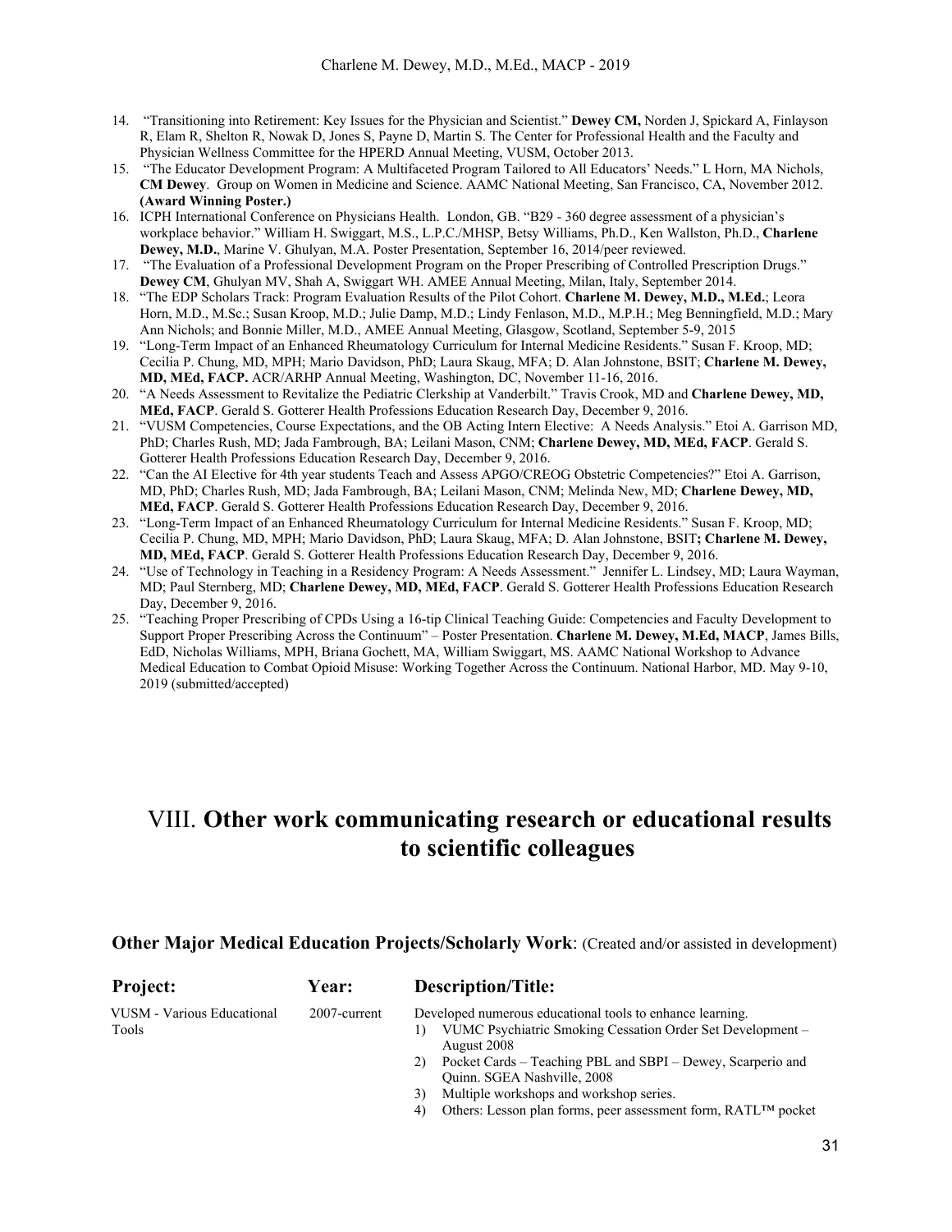14. "Transitioning into Retirement: Key Issues for the Physician and Scientist." **Dewey CM,** Norden J, Spickard A, Finlayson R, Elam R, Shelton R, Nowak D, Jones S, Payne D, Martin S. The Center for Professional Health and the Faculty and Physician Wellness Committee for the HPERD Annual Meeting, VUSM, October 2013.
15. "The Educator Development Program: A Multifaceted Program Tailored to All Educators' Needs." L Horn, MA Nichols, **CM Dewey**. Group on Women in Medicine and Science. AAMC National Meeting, San Francisco, CA, November 2012. **(Award Winning Poster.)**
16. ICPH International Conference on Physicians Health. London, GB. "B29 - 360 degree assessment of a physician's workplace behavior." William H. Swiggart, M.S., L.P.C./MHSP, Betsy Williams, Ph.D., Ken Wallston, Ph.D., **Charlene Dewey, M.D.**, Marine V. Ghulyan, M.A. Poster Presentation, September 16, 2014/peer reviewed.
17. "The Evaluation of a Professional Development Program on the Proper Prescribing of Controlled Prescription Drugs." **Dewey CM**, Ghulyan MV, Shah A, Swiggart WH. AMEE Annual Meeting, Milan, Italy, September 2014.
18. "The EDP Scholars Track: Program Evaluation Results of the Pilot Cohort. **Charlene M. Dewey, M.D., M.Ed.**; Leora Horn, M.D., M.Sc.; Susan Kroop, M.D.; Julie Damp, M.D.; Lindy Fenlason, M.D., M.P.H.; Meg Benningfield, M.D.; Mary Ann Nichols; and Bonnie Miller, M.D., AMEE Annual Meeting, Glasgow, Scotland, September 5-9, 2015
19. "Long-Term Impact of an Enhanced Rheumatology Curriculum for Internal Medicine Residents." Susan F. Kroop, MD; Cecilia P. Chung, MD, MPH; Mario Davidson, PhD; Laura Skaug, MFA; D. Alan Johnstone, BSIT; **Charlene M. Dewey, MD, MEd, FACP.** ACR/ARHP Annual Meeting, Washington, DC, November 11-16, 2016.
20. "A Needs Assessment to Revitalize the Pediatric Clerkship at Vanderbilt." Travis Crook, MD and **Charlene Dewey, MD, MEd, FACP**. Gerald S. Gotterer Health Professions Education Research Day, December 9, 2016.
21. "VUSM Competencies, Course Expectations, and the OB Acting Intern Elective: A Needs Analysis." Etoi A. Garrison MD, PhD; Charles Rush, MD; Jada Fambrough, BA; Leilani Mason, CNM; **Charlene Dewey, MD, MEd, FACP**. Gerald S. Gotterer Health Professions Education Research Day, December 9, 2016.
22. "Can the AI Elective for 4th year students Teach and Assess APGO/CREOG Obstetric Competencies?" Etoi A. Garrison, MD, PhD; Charles Rush, MD; Jada Fambrough, BA; Leilani Mason, CNM; Melinda New, MD; **Charlene Dewey, MD, MEd, FACP**. Gerald S. Gotterer Health Professions Education Research Day, December 9, 2016.
23. "Long-Term Impact of an Enhanced Rheumatology Curriculum for Internal Medicine Residents." Susan F. Kroop, MD; Cecilia P. Chung, MD, MPH; Mario Davidson, PhD; Laura Skaug, MFA; D. Alan Johnstone, BSIT**; Charlene M. Dewey, MD, MEd, FACP**. Gerald S. Gotterer Health Professions Education Research Day, December 9, 2016.
24. "Use of Technology in Teaching in a Residency Program: A Needs Assessment." Jennifer L. Lindsey, MD; Laura Wayman, MD; Paul Sternberg, MD; **Charlene Dewey, MD, MEd, FACP**. Gerald S. Gotterer Health Professions Education Research Day, December 9, 2016.
25. "Teaching Proper Prescribing of CPDs Using a 16-tip Clinical Teaching Guide: Competencies and Faculty Development to Support Proper Prescribing Across the Continuum" – Poster Presentation. **Charlene M. Dewey, M.Ed, MACP**, James Bills, EdD, Nicholas Williams, MPH, Briana Gochett, MA, William Swiggart, MS. AAMC National Workshop to Advance Medical Education to Combat Opioid Misuse: Working Together Across the Continuum. National Harbor, MD. May 9-10, 2019 (submitted/accepted)

# VIII. Other work communicating research or educational results to scientific colleagues

### Other Major Medical Education Projects/Scholarly Work: (Created and/or assisted in development)

| Project: | Year: | Description/Title: |
|---|---|---|
| VUSM - Various Educational Tools | 2007-current | Developed numerous educational tools to enhance learning.<br>1) VUMC Psychiatric Smoking Cessation Order Set Development – August 2008<br>2) Pocket Cards – Teaching PBL and SBPI – Dewey, Scarperio and Quinn. SGEA Nashville, 2008<br>3) Multiple workshops and workshop series.<br>4) Others: Lesson plan forms, peer assessment form, RATL™ pocket |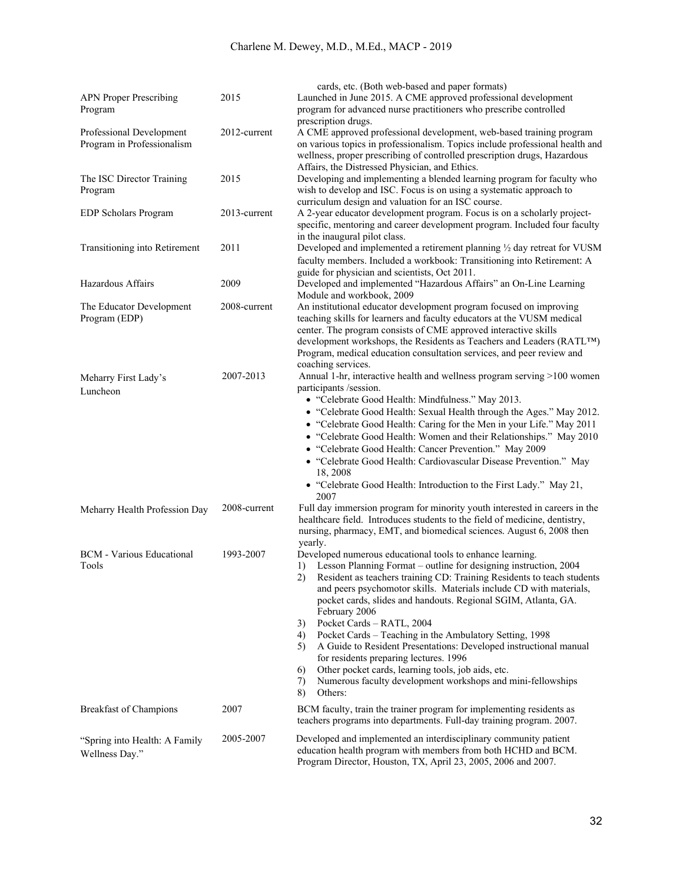| | | |
|---|---|---|
| | | cards, etc. (Both web-based and paper formats) |
| APN Proper Prescribing Program | 2015 | Launched in June 2015. A CME approved professional development program for advanced nurse practitioners who prescribe controlled prescription drugs. |
| Professional Development Program in Professionalism | 2012-current | A CME approved professional development, web-based training program on various topics in professionalism. Topics include professional health and wellness, proper prescribing of controlled prescription drugs, Hazardous Affairs, the Distressed Physician, and Ethics. |
| The ISC Director Training Program | 2015 | Developing and implementing a blended learning program for faculty who wish to develop and ISC. Focus is on using a systematic approach to curriculum design and valuation for an ISC course. |
| EDP Scholars Program | 2013-current | A 2-year educator development program. Focus is on a scholarly project-specific, mentoring and career development program. Included four faculty in the inaugural pilot class. |
| Transitioning into Retirement | 2011 | Developed and implemented a retirement planning ½ day retreat for VUSM faculty members. Included a workbook: Transitioning into Retirement: A guide for physician and scientists, Oct 2011. |
| Hazardous Affairs | 2009 | Developed and implemented "Hazardous Affairs" an On-Line Learning Module and workbook, 2009 |
| The Educator Development Program (EDP) | 2008-current | An institutional educator development program focused on improving teaching skills for learners and faculty educators at the VUSM medical center. The program consists of CME approved interactive skills development workshops, the Residents as Teachers and Leaders (RATL™) Program, medical education consultation services, and peer review and coaching services. |
| Meharry First Lady's Luncheon | 2007-2013 | Annual 1-hr, interactive health and wellness program serving >100 women participants /session.<br>• "Celebrate Good Health: Mindfulness." May 2013.<br>• "Celebrate Good Health: Sexual Health through the Ages." May 2012.<br>• "Celebrate Good Health: Caring for the Men in your Life." May 2011<br>• "Celebrate Good Health: Women and their Relationships." May 2010<br>• "Celebrate Good Health: Cancer Prevention." May 2009<br>• "Celebrate Good Health: Cardiovascular Disease Prevention." May 18, 2008<br>• "Celebrate Good Health: Introduction to the First Lady." May 21, 2007 |
| Meharry Health Profession Day | 2008-current | Full day immersion program for minority youth interested in careers in the healthcare field. Introduces students to the field of medicine, dentistry, nursing, pharmacy, EMT, and biomedical sciences. August 6, 2008 then yearly. |
| BCM - Various Educational Tools | 1993-2007 | Developed numerous educational tools to enhance learning.<br>1) Lesson Planning Format – outline for designing instruction, 2004<br>2) Resident as teachers training CD: Training Residents to teach students and peers psychomotor skills. Materials include CD with materials, pocket cards, slides and handouts. Regional SGIM, Atlanta, GA. February 2006<br>3) Pocket Cards – RATL, 2004<br>4) Pocket Cards – Teaching in the Ambulatory Setting, 1998<br>5) A Guide to Resident Presentations: Developed instructional manual for residents preparing lectures. 1996<br>6) Other pocket cards, learning tools, job aids, etc.<br>7) Numerous faculty development workshops and mini-fellowships<br>8) Others: |
| Breakfast of Champions | 2007 | BCM faculty, train the trainer program for implementing residents as teachers programs into departments. Full-day training program. 2007. |
| "Spring into Health: A Family Wellness Day." | 2005-2007 | Developed and implemented an interdisciplinary community patient education health program with members from both HCHD and BCM. Program Director, Houston, TX, April 23, 2005, 2006 and 2007. |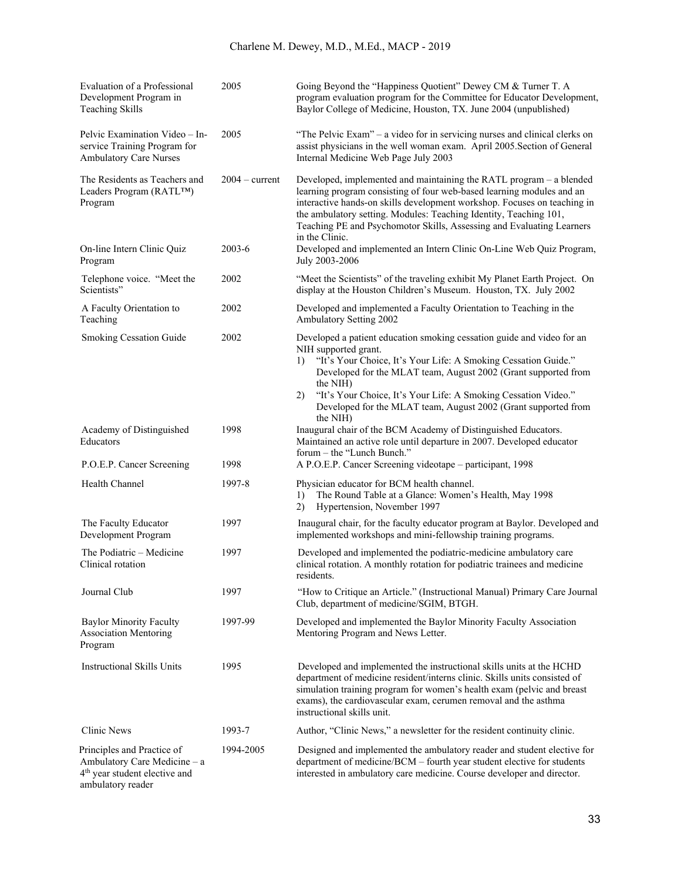| | | |
|---|---|---|
| Evaluation of a Professional Development Program in Teaching Skills | 2005 | Going Beyond the "Happiness Quotient" Dewey CM & Turner T. A program evaluation program for the Committee for Educator Development, Baylor College of Medicine, Houston, TX. June 2004 (unpublished) |
| Pelvic Examination Video – In-service Training Program for Ambulatory Care Nurses | 2005 | "The Pelvic Exam" – a video for in servicing nurses and clinical clerks on assist physicians in the well woman exam. April 2005.Section of General Internal Medicine Web Page July 2003 |
| The Residents as Teachers and Leaders Program (RATL™) Program | 2004 – current | Developed, implemented and maintaining the RATL program – a blended learning program consisting of four web-based learning modules and an interactive hands-on skills development workshop. Focuses on teaching in the ambulatory setting. Modules: Teaching Identity, Teaching 101, Teaching PE and Psychomotor Skills, Assessing and Evaluating Learners in the Clinic. |
| On-line Intern Clinic Quiz Program | 2003-6 | Developed and implemented an Intern Clinic On-Line Web Quiz Program, July 2003-2006 |
| Telephone voice. "Meet the Scientists" | 2002 | "Meet the Scientists" of the traveling exhibit My Planet Earth Project. On display at the Houston Children's Museum. Houston, TX. July 2002 |
| A Faculty Orientation to Teaching | 2002 | Developed and implemented a Faculty Orientation to Teaching in the Ambulatory Setting 2002 |
| Smoking Cessation Guide | 2002 | Developed a patient education smoking cessation guide and video for an NIH supported grant.<br>1) "It's Your Choice, It's Your Life: A Smoking Cessation Guide." Developed for the MLAT team, August 2002 (Grant supported from the NIH)<br>2) "It's Your Choice, It's Your Life: A Smoking Cessation Video." Developed for the MLAT team, August 2002 (Grant supported from the NIH) |
| Academy of Distinguished Educators | 1998 | Inaugural chair of the BCM Academy of Distinguished Educators. Maintained an active role until departure in 2007. Developed educator forum – the "Lunch Bunch." |
| P.O.E.P. Cancer Screening | 1998 | A P.O.E.P. Cancer Screening videotape – participant, 1998 |
| Health Channel | 1997-8 | Physician educator for BCM health channel.<br>1) The Round Table at a Glance: Women's Health, May 1998<br>2) Hypertension, November 1997 |
| The Faculty Educator Development Program | 1997 | Inaugural chair, for the faculty educator program at Baylor. Developed and implemented workshops and mini-fellowship training programs. |
| The Podiatric – Medicine Clinical rotation | 1997 | Developed and implemented the podiatric-medicine ambulatory care clinical rotation. A monthly rotation for podiatric trainees and medicine residents. |
| Journal Club | 1997 | "How to Critique an Article." (Instructional Manual) Primary Care Journal Club, department of medicine/SGIM, BTGH. |
| Baylor Minority Faculty Association Mentoring Program | 1997-99 | Developed and implemented the Baylor Minority Faculty Association Mentoring Program and News Letter. |
| Instructional Skills Units | 1995 | Developed and implemented the instructional skills units at the HCHD department of medicine resident/interns clinic. Skills units consisted of simulation training program for women's health exam (pelvic and breast exams), the cardiovascular exam, cerumen removal and the asthma instructional skills unit. |
| Clinic News | 1993-7 | Author, "Clinic News," a newsletter for the resident continuity clinic. |
| Principles and Practice of Ambulatory Care Medicine – a 4th year student elective and ambulatory reader | 1994-2005 | Designed and implemented the ambulatory reader and student elective for department of medicine/BCM – fourth year student elective for students interested in ambulatory care medicine. Course developer and director. |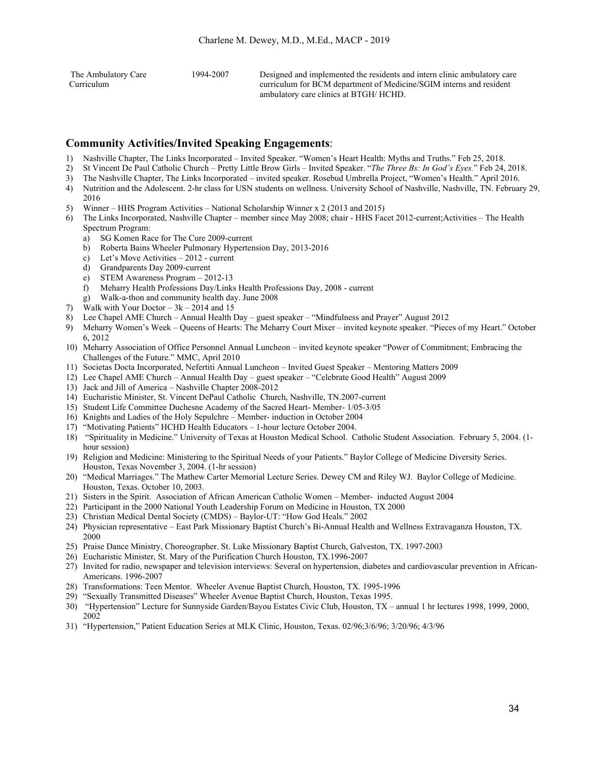| | | |
|---|---|---|
| The Ambulatory Care Curriculum | 1994-2007 | Designed and implemented the residents and intern clinic ambulatory care curriculum for BCM department of Medicine/SGIM interns and resident ambulatory care clinics at BTGH/ HCHD. |

## Community Activities/Invited Speaking Engagements:

1) Nashville Chapter, The Links Incorporated – Invited Speaker. "Women's Heart Health: Myths and Truths." Feb 25, 2018.
2) St Vincent De Paul Catholic Church – Pretty Little Brow Girls – Invited Speaker. "*The Three Bs: In God's Eyes.*" Feb 24, 2018.
3) The Nashville Chapter, The Links Incorporated – invited speaker. Rosebud Umbrella Project, "Women's Health." April 2016.
4) Nutrition and the Adolescent. 2-hr class for USN students on wellness. University School of Nashville, Nashville, TN. February 29, 2016
5) Winner – HHS Program Activities – National Scholarship Winner x 2 (2013 and 2015)
6) The Links Incorporated, Nashville Chapter – member since May 2008; chair - HHS Facet 2012-current;Activities – The Health Spectrum Program:
   a) SG Komen Race for The Cure 2009-current
   b) Roberta Bains Wheeler Pulmonary Hypertension Day, 2013-2016
   c) Let's Move Activities – 2012 - current
   d) Grandparents Day 2009-current
   e) STEM Awareness Program – 2012-13
   f) Meharry Health Professions Day/Links Health Professions Day, 2008 - current
   g) Walk-a-thon and community health day. June 2008
7) Walk with Your Doctor – 3k – 2014 and 15
8) Lee Chapel AME Church – Annual Health Day – guest speaker – "Mindfulness and Prayer" August 2012
9) Meharry Women's Week – Queens of Hearts: The Meharry Court Mixer – invited keynote speaker. "Pieces of my Heart." October 6, 2012
10) Meharry Association of Office Personnel Annual Luncheon – invited keynote speaker "Power of Commitment; Embracing the Challenges of the Future." MMC, April 2010
11) Societas Docta Incorporated, Nefertiti Annual Luncheon – Invited Guest Speaker – Mentoring Matters 2009
12) Lee Chapel AME Church – Annual Health Day – guest speaker – "Celebrate Good Health" August 2009
13) Jack and Jill of America – Nashville Chapter 2008-2012
14) Eucharistic Minister, St. Vincent DePaul Catholic Church, Nashville, TN.2007-current
15) Student Life Committee Duchesne Academy of the Sacred Heart- Member- 1/05-3/05
16) Knights and Ladies of the Holy Sepulchre – Member- induction in October 2004
17) "Motivating Patients" HCHD Health Educators – 1-hour lecture October 2004.
18) "Spirituality in Medicine." University of Texas at Houston Medical School. Catholic Student Association. February 5, 2004. (1-hour session)
19) Religion and Medicine: Ministering to the Spiritual Needs of your Patients." Baylor College of Medicine Diversity Series. Houston, Texas November 3, 2004. (1-hr session)
20) "Medical Marriages." The Mathew Carter Memorial Lecture Series. Dewey CM and Riley WJ. Baylor College of Medicine. Houston, Texas. October 10, 2003.
21) Sisters in the Spirit. Association of African American Catholic Women – Member- inducted August 2004
22) Participant in the 2000 National Youth Leadership Forum on Medicine in Houston, TX 2000
23) Christian Medical Dental Society (CMDS) – Baylor-UT: "How God Heals." 2002
24) Physician representative – East Park Missionary Baptist Church's Bi-Annual Health and Wellness Extravaganza Houston, TX. 2000
25) Praise Dance Ministry, Choreographer. St. Luke Missionary Baptist Church, Galveston, TX. 1997-2003
26) Eucharistic Minister, St. Mary of the Purification Church Houston, TX.1996-2007
27) Invited for radio, newspaper and television interviews: Several on hypertension, diabetes and cardiovascular prevention in African-Americans. 1996-2007
28) Transformations: Teen Mentor. Wheeler Avenue Baptist Church, Houston, TX. 1995-1996
29) "Sexually Transmitted Diseases" Wheeler Avenue Baptist Church, Houston, Texas 1995.
30) "Hypertension" Lecture for Sunnyside Garden/Bayou Estates Civic Club, Houston, TX – annual 1 hr lectures 1998, 1999, 2000, 2002
31) "Hypertension," Patient Education Series at MLK Clinic, Houston, Texas. 02/96;3/6/96; 3/20/96; 4/3/96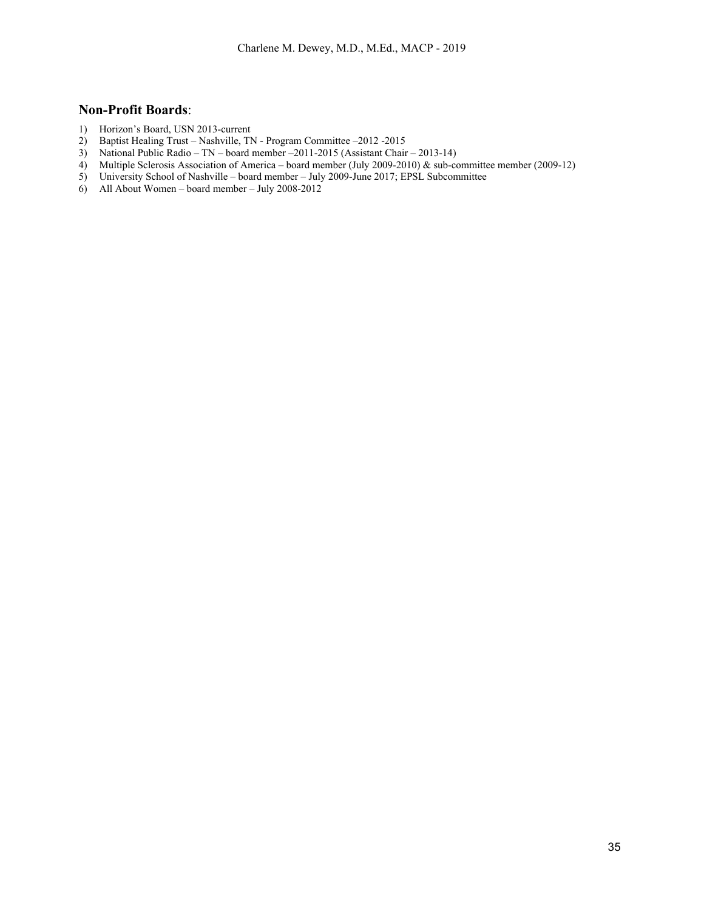## Non-Profit Boards:

1) Horizon's Board, USN 2013-current
2) Baptist Healing Trust – Nashville, TN - Program Committee –2012 -2015
3) National Public Radio – TN – board member –2011-2015 (Assistant Chair – 2013-14)
4) Multiple Sclerosis Association of America – board member (July 2009-2010) & sub-committee member (2009-12)
5) University School of Nashville – board member – July 2009-June 2017; EPSL Subcommittee
6) All About Women – board member – July 2008-2012